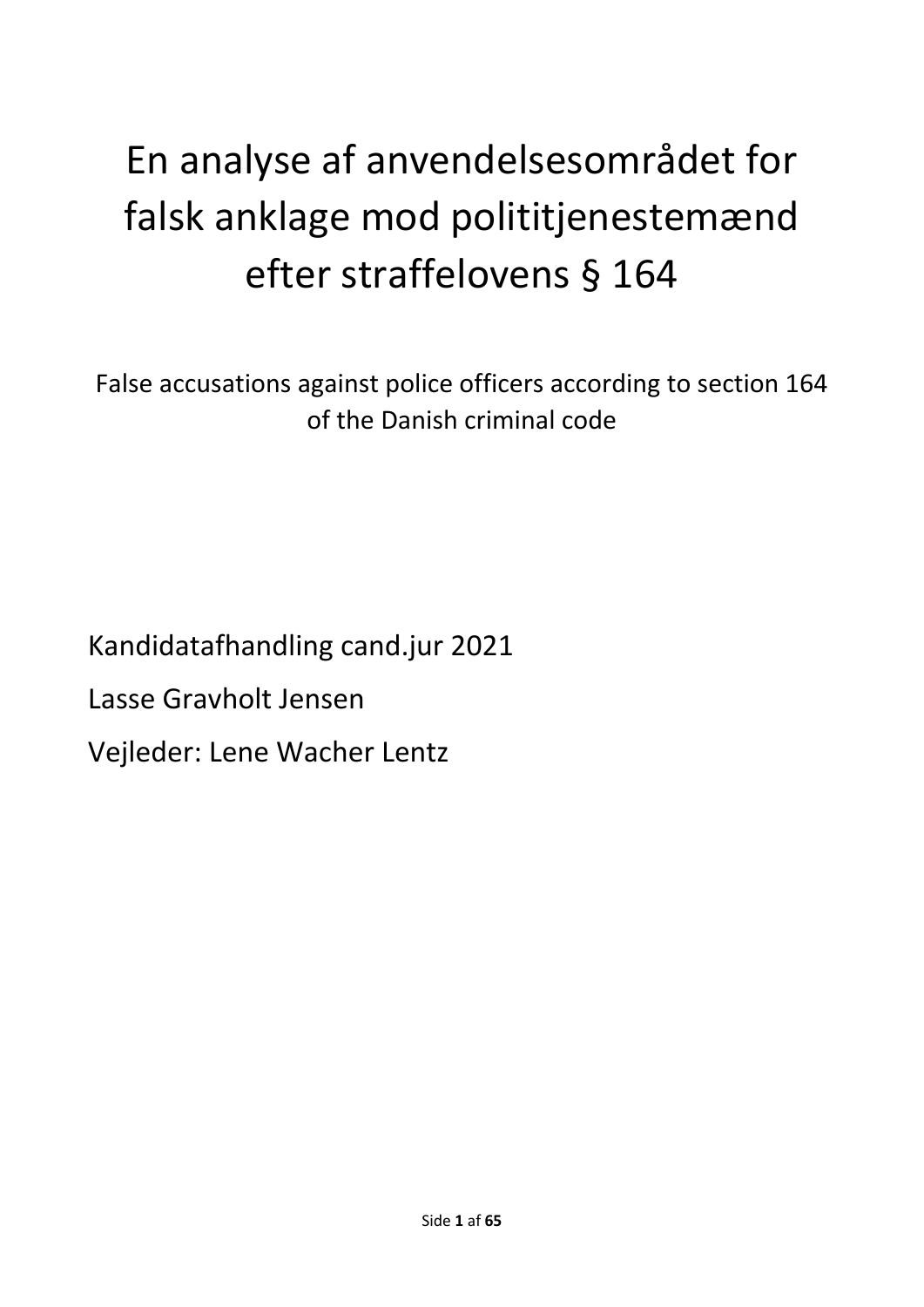# En analyse af anvendelsesområdet for falsk anklage mod polititjenestemænd efter straffelovens § 164

False accusations against police officers according to section 164 of the Danish criminal code

Kandidatafhandling cand.jur 2021

Lasse Gravholt Jensen

Vejleder: Lene Wacher Lentz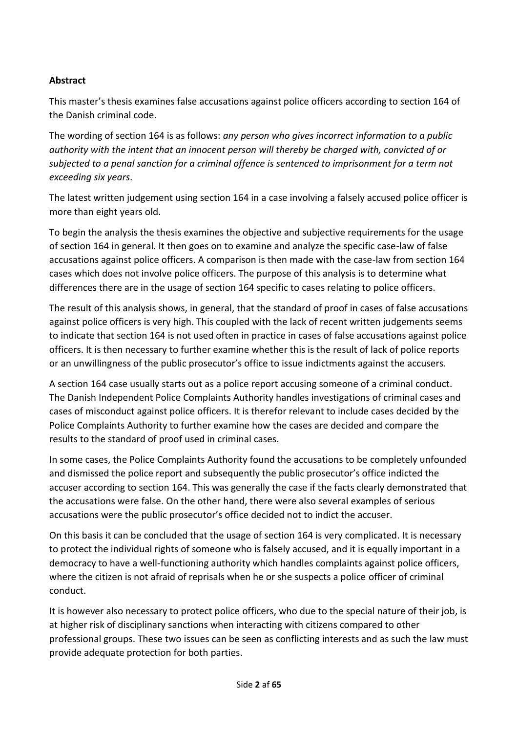**Abstract**

This master's thesis examines false accusations against police officers according to section 164 of the Danish criminal code.

The wording of section 164 is as follows: *any person who gives incorrect information to a public authority with the intent that an innocent person will thereby be charged with, convicted of or subjected to a penal sanction for a criminal offence is sentenced to imprisonment for a term not exceeding six years*.

The latest written judgement using section 164 in a case involving a falsely accused police officer is more than eight years old.

To begin the analysis the thesis examines the objective and subjective requirements for the usage of section 164 in general. It then goes on to examine and analyze the specific case-law of false accusations against police officers. A comparison is then made with the case-law from section 164 cases which does not involve police officers. The purpose of this analysis is to determine what differences there are in the usage of section 164 specific to cases relating to police officers.

The result of this analysis shows, in general, that the standard of proof in cases of false accusations against police officers is very high. This coupled with the lack of recent written judgements seems to indicate that section 164 is not used often in practice in cases of false accusations against police officers. It is then necessary to further examine whether this is the result of lack of police reports or an unwillingness of the public prosecutor's office to issue indictments against the accusers.

A section 164 case usually starts out as a police report accusing someone of a criminal conduct. The Danish Independent Police Complaints Authority handles investigations of criminal cases and cases of misconduct against police officers. It is therefor relevant to include cases decided by the Police Complaints Authority to further examine how the cases are decided and compare the results to the standard of proof used in criminal cases.

In some cases, the Police Complaints Authority found the accusations to be completely unfounded and dismissed the police report and subsequently the public prosecutor's office indicted the accuser according to section 164. This was generally the case if the facts clearly demonstrated that the accusations were false. On the other hand, there were also several examples of serious accusations were the public prosecutor's office decided not to indict the accuser.

On this basis it can be concluded that the usage of section 164 is very complicated. It is necessary to protect the individual rights of someone who is falsely accused, and it is equally important in a democracy to have a well-functioning authority which handles complaints against police officers, where the citizen is not afraid of reprisals when he or she suspects a police officer of criminal conduct.

It is however also necessary to protect police officers, who due to the special nature of their job, is at higher risk of disciplinary sanctions when interacting with citizens compared to other professional groups. These two issues can be seen as conflicting interests and as such the law must provide adequate protection for both parties.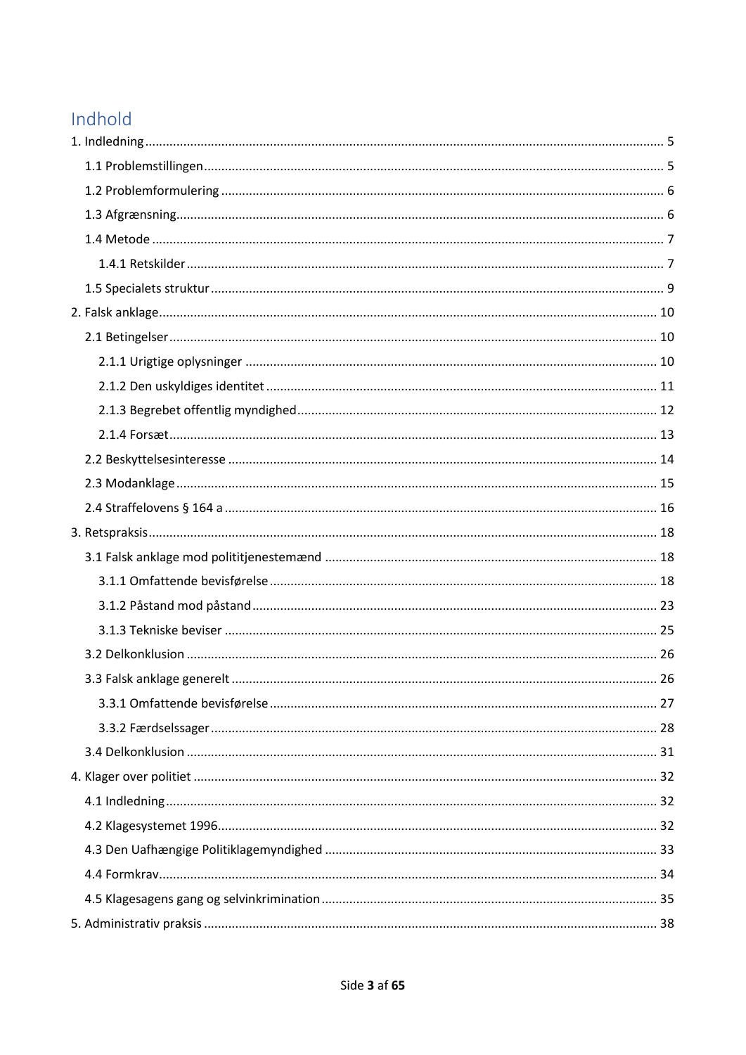# Indhold

1. Indledning ..................................................................................................... 5
   - 1.1 Problemstillingen ..................................................................................... 5
   - 1.2 Problemformulering ................................................................................... 6
   - 1.3 Afgrænsning ............................................................................................ 6
   - 1.4 Metode ................................................................................................... 7
     - 1.4.1 Retskilder ....................................................................................... 7
   - 1.5 Specialets struktur .................................................................................... 9
2. Falsk anklage ................................................................................................. 10
   - 2.1 Betingelser ............................................................................................. 10
     - 2.1.1 Urigtige oplysninger ......................................................................... 10
     - 2.1.2 Den uskyldiges identitet .................................................................... 11
     - 2.1.3 Begrebet offentlig myndighed ............................................................. 12
     - 2.1.4 Forsæt ........................................................................................... 13
   - 2.2 Beskyttelsesinteresse ................................................................................. 14
   - 2.3 Modanklage ............................................................................................. 15
   - 2.4 Straffelovens § 164 a ................................................................................. 16
3. Retspraksis .................................................................................................... 18
   - 3.1 Falsk anklage mod polititjenestemænd ......................................................... 18
     - 3.1.1 Omfattende bevisførelse ..................................................................... 18
     - 3.1.2 Påstand mod påstand ........................................................................ 23
     - 3.1.3 Tekniske beviser .............................................................................. 25
   - 3.2 Delkonklusion .......................................................................................... 26
   - 3.3 Falsk anklage generelt ............................................................................... 26
     - 3.3.1 Omfattende bevisførelse ..................................................................... 27
     - 3.3.2 Færdselssager .................................................................................. 28
   - 3.4 Delkonklusion .......................................................................................... 31
4. Klager over politiet ......................................................................................... 32
   - 4.1 Indledning ............................................................................................... 32
   - 4.2 Klagesystemet 1996 ................................................................................... 32
   - 4.3 Den Uafhængige Politiklagemyndighed ......................................................... 33
   - 4.4 Formkrav ................................................................................................. 34
   - 4.5 Klagesagens gang og selvinkrimination ......................................................... 35
5. Administrativ praksis ....................................................................................... 38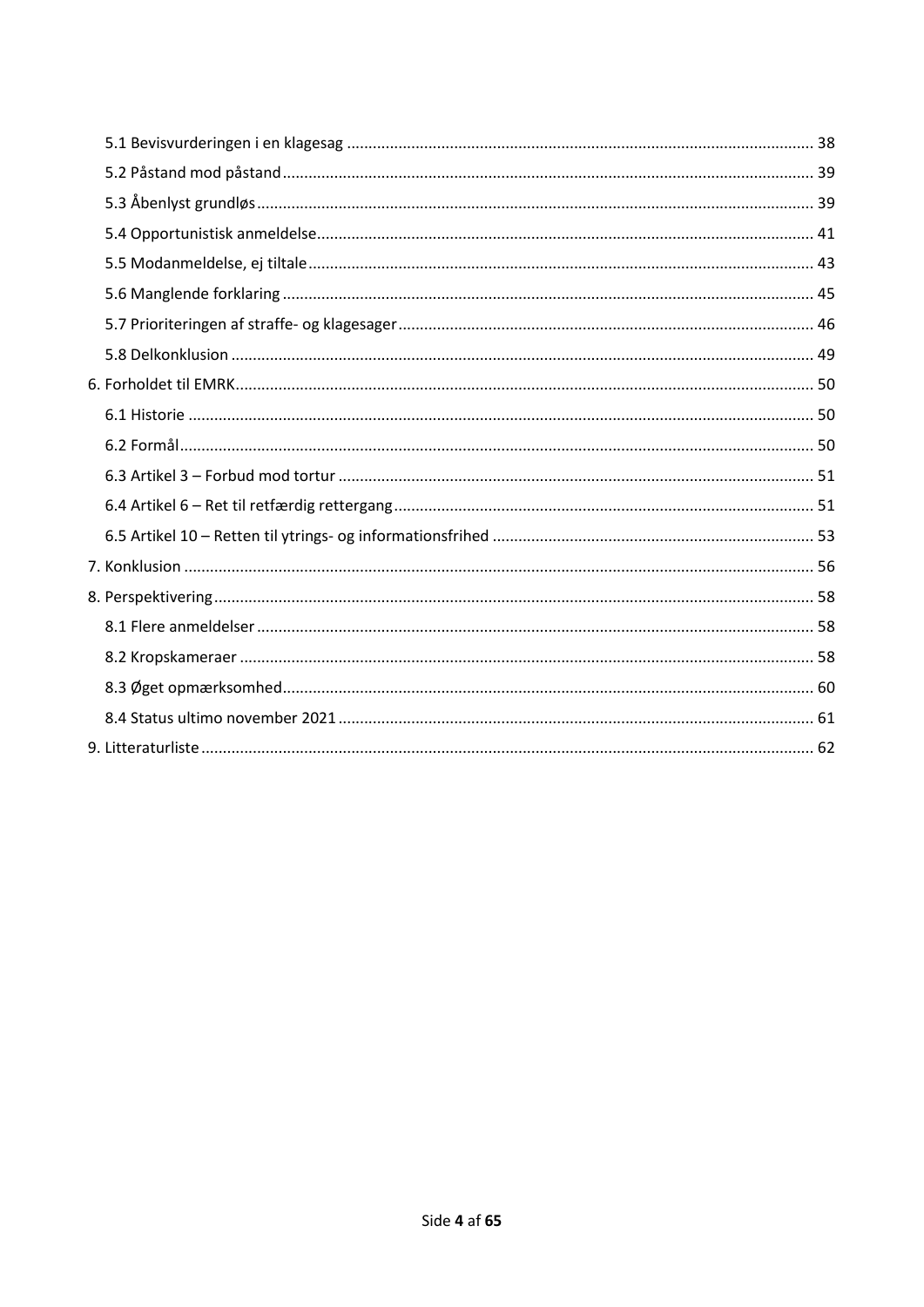5.1 Bevisvurderingen i en klagesag ............................................................................................................ 38

5.2 Påstand mod påstand ........................................................................................................................ 39

5.3 Åbenlyst grundløs .............................................................................................................................. 39

5.4 Opportunistisk anmeldelse ................................................................................................................ 41

5.5 Modanmeldelse, ej tiltale ................................................................................................................... 43

5.6 Manglende forklaring ......................................................................................................................... 45

5.7 Prioriteringen af straffe- og klagesager ............................................................................................. 46

5.8 Delkonklusion ..................................................................................................................................... 49

6. Forholdet til EMRK .............................................................................................................................. 50

6.1 Historie ............................................................................................................................................... 50

6.2 Formål ................................................................................................................................................. 50

6.3 Artikel 3 – Forbud mod tortur ............................................................................................................ 51

6.4 Artikel 6 – Ret til retfærdig rettergang ............................................................................................... 51

6.5 Artikel 10 – Retten til ytrings- og informationsfrihed ........................................................................ 53

7. Konklusion ........................................................................................................................................... 56

8. Perspektivering .................................................................................................................................... 58

8.1 Flere anmeldelser ............................................................................................................................... 58

8.2 Kropskameraer ................................................................................................................................... 58

8.3 Øget opmærksomhed ......................................................................................................................... 60

8.4 Status ultimo november 2021 ............................................................................................................ 61

9. Litteraturliste ....................................................................................................................................... 62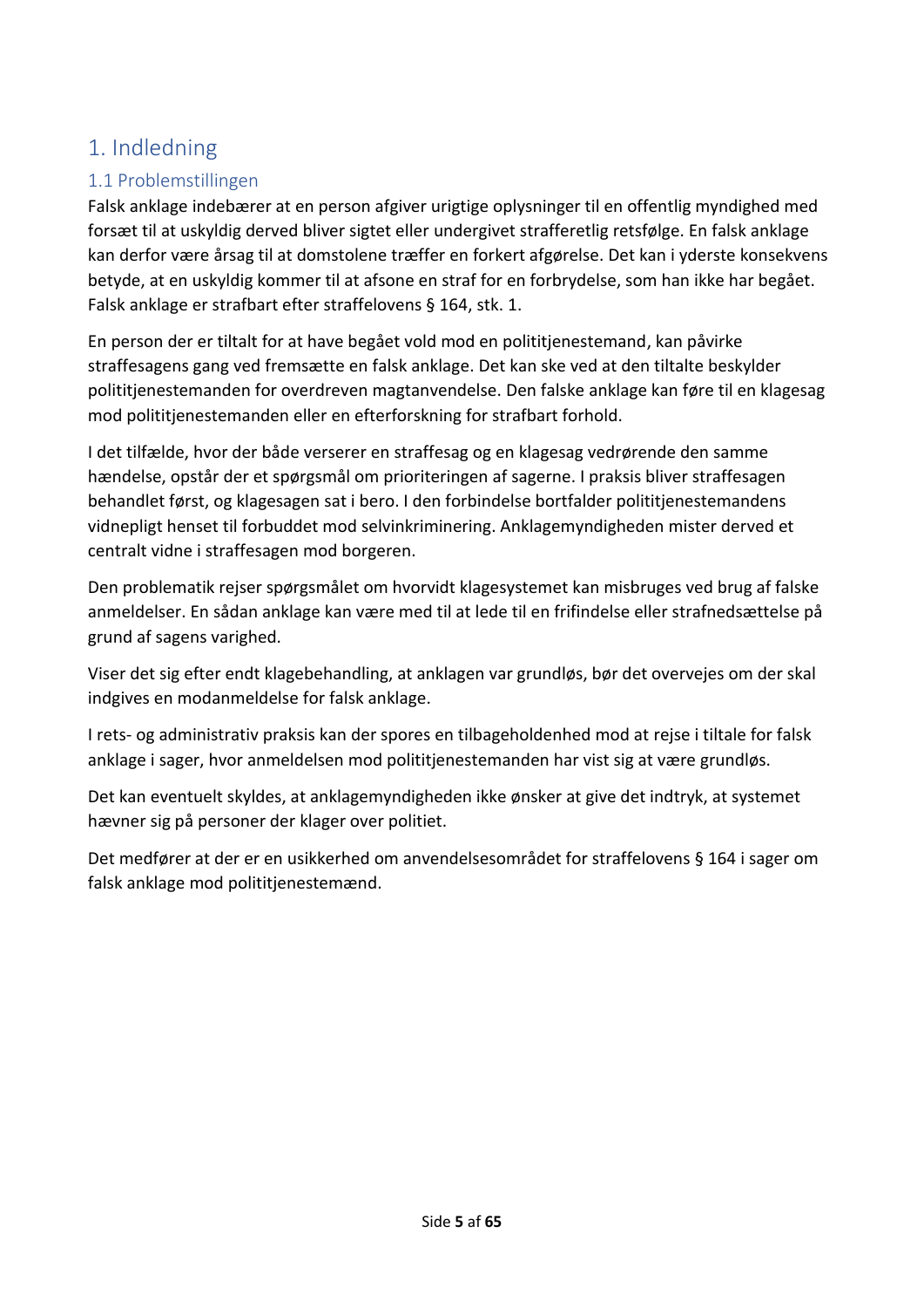# 1. Indledning

## 1.1 Problemstillingen

Falsk anklage indebærer at en person afgiver urigtige oplysninger til en offentlig myndighed med forsæt til at uskyldig derved bliver sigtet eller undergivet strafferetlig retsfølge. En falsk anklage kan derfor være årsag til at domstolene træffer en forkert afgørelse. Det kan i yderste konsekvens betyde, at en uskyldig kommer til at afsone en straf for en forbrydelse, som han ikke har begået. Falsk anklage er strafbart efter straffelovens § 164, stk. 1.

En person der er tiltalt for at have begået vold mod en polititjenestemand, kan påvirke straffesagens gang ved fremsætte en falsk anklage. Det kan ske ved at den tiltalte beskylder polititjenestemanden for overdreven magtanvendelse. Den falske anklage kan føre til en klagesag mod polititjenestemanden eller en efterforskning for strafbart forhold.

I det tilfælde, hvor der både verserer en straffesag og en klagesag vedrørende den samme hændelse, opstår der et spørgsmål om prioriteringen af sagerne. I praksis bliver straffesagen behandlet først, og klagesagen sat i bero. I den forbindelse bortfalder polititjenestemandens vidnepligt henset til forbuddet mod selvinkriminering. Anklagemyndigheden mister derved et centralt vidne i straffesagen mod borgeren.

Den problematik rejser spørgsmålet om hvorvidt klagesystemet kan misbruges ved brug af falske anmeldelser. En sådan anklage kan være med til at lede til en frifindelse eller strafnedsættelse på grund af sagens varighed.

Viser det sig efter endt klagebehandling, at anklagen var grundløs, bør det overvejes om der skal indgives en modanmeldelse for falsk anklage.

I rets- og administrativ praksis kan der spores en tilbageholdenhed mod at rejse i tiltale for falsk anklage i sager, hvor anmeldelsen mod polititjenestemanden har vist sig at være grundløs.

Det kan eventuelt skyldes, at anklagemyndigheden ikke ønsker at give det indtryk, at systemet hævner sig på personer der klager over politiet.

Det medfører at der er en usikkerhed om anvendelsesområdet for straffelovens § 164 i sager om falsk anklage mod polititjenestemænd.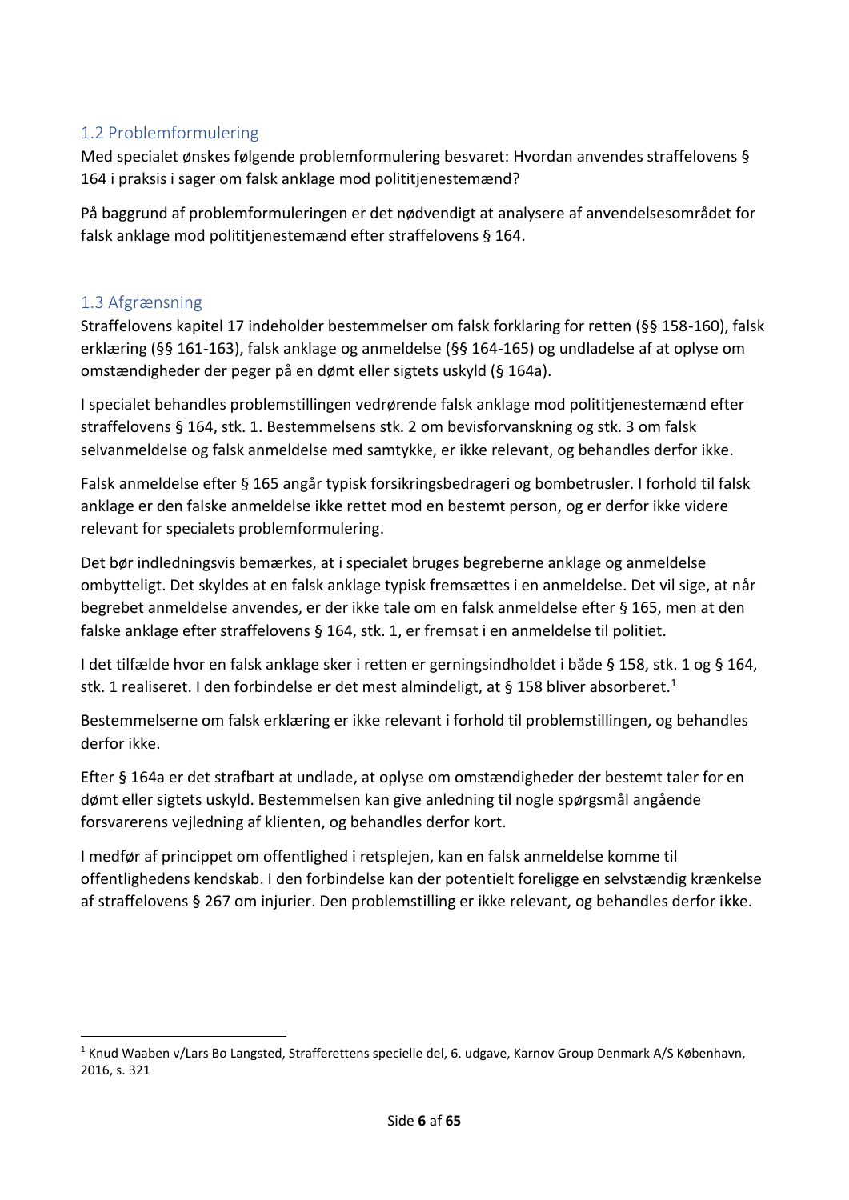## 1.2 Problemformulering

Med specialet ønskes følgende problemformulering besvaret: Hvordan anvendes straffelovens § 164 i praksis i sager om falsk anklage mod polititjenestemænd?

På baggrund af problemformuleringen er det nødvendigt at analysere af anvendelsesområdet for falsk anklage mod polititjenestemænd efter straffelovens § 164.

## 1.3 Afgrænsning

Straffelovens kapitel 17 indeholder bestemmelser om falsk forklaring for retten (§§ 158-160), falsk erklæring (§§ 161-163), falsk anklage og anmeldelse (§§ 164-165) og undladelse af at oplyse om omstændigheder der peger på en dømt eller sigtets uskyld (§ 164a).

I specialet behandles problemstillingen vedrørende falsk anklage mod polititjenestemænd efter straffelovens § 164, stk. 1. Bestemmelsens stk. 2 om bevisforvanskning og stk. 3 om falsk selvanmeldelse og falsk anmeldelse med samtykke, er ikke relevant, og behandles derfor ikke.

Falsk anmeldelse efter § 165 angår typisk forsikringsbedrageri og bombetrusler. I forhold til falsk anklage er den falske anmeldelse ikke rettet mod en bestemt person, og er derfor ikke videre relevant for specialets problemformulering.

Det bør indledningsvis bemærkes, at i specialet bruges begreberne anklage og anmeldelse ombytteligt. Det skyldes at en falsk anklage typisk fremsættes i en anmeldelse. Det vil sige, at når begrebet anmeldelse anvendes, er der ikke tale om en falsk anmeldelse efter § 165, men at den falske anklage efter straffelovens § 164, stk. 1, er fremsat i en anmeldelse til politiet.

I det tilfælde hvor en falsk anklage sker i retten er gerningsindholdet i både § 158, stk. 1 og § 164, stk. 1 realiseret. I den forbindelse er det mest almindeligt, at § 158 bliver absorberet.[1]

Bestemmelserne om falsk erklæring er ikke relevant i forhold til problemstillingen, og behandles derfor ikke.

Efter § 164a er det strafbart at undlade, at oplyse om omstændigheder der bestemt taler for en dømt eller sigtets uskyld. Bestemmelsen kan give anledning til nogle spørgsmål angående forsvarerens vejledning af klienten, og behandles derfor kort.

I medfør af princippet om offentlighed i retsplejen, kan en falsk anmeldelse komme til offentlighedens kendskab. I den forbindelse kan der potentielt foreligge en selvstændig krænkelse af straffelovens § 267 om injurier. Den problemstilling er ikke relevant, og behandles derfor ikke.

---

[1] Knud Waaben v/Lars Bo Langsted, Strafferettens specielle del, 6. udgave, Karnov Group Denmark A/S København, 2016, s. 321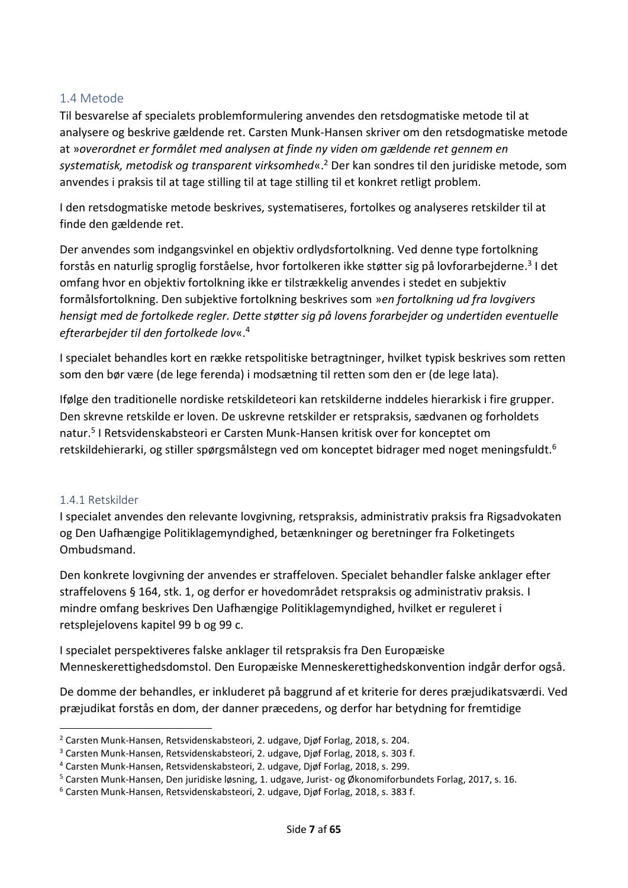## 1.4 Metode

Til besvarelse af specialets problemformulering anvendes den retsdogmatiske metode til at analysere og beskrive gældende ret. Carsten Munk-Hansen skriver om den retsdogmatiske metode at »*overordnet er formålet med analysen at finde ny viden om gældende ret gennem en systematisk, metodisk og transparent virksomhed*«.[2] Der kan sondres til den juridiske metode, som anvendes i praksis til at tage stilling til at tage stilling til et konkret retligt problem.

I den retsdogmatiske metode beskrives, systematiseres, fortolkes og analyseres retskilder til at finde den gældende ret.

Der anvendes som indgangsvinkel en objektiv ordlydsfortolkning. Ved denne type fortolkning forstås en naturlig sproglig forståelse, hvor fortolkeren ikke støtter sig på lovforarbejderne.[3] I det omfang hvor en objektiv fortolkning ikke er tilstrækkelig anvendes i stedet en subjektiv formålsfortolkning. Den subjektive fortolkning beskrives som »*en fortolkning ud fra lovgivers hensigt med de fortolkede regler. Dette støtter sig på lovens forarbejder og undertiden eventuelle efterarbejder til den fortolkede lov*«.[4]

I specialet behandles kort en række retspolitiske betragtninger, hvilket typisk beskrives som retten som den bør være (de lege ferenda) i modsætning til retten som den er (de lege lata).

Ifølge den traditionelle nordiske retskildeteori kan retskilderne inddeles hierarkisk i fire grupper. Den skrevne retskilde er loven. De uskrevne retskilder er retspraksis, sædvanen og forholdets natur.[5] I Retsvidenskabsteori er Carsten Munk-Hansen kritisk over for konceptet om retskildehierarki, og stiller spørgsmålstegn ved om konceptet bidrager med noget meningsfuldt.[6]

### 1.4.1 Retskilder

I specialet anvendes den relevante lovgivning, retspraksis, administrativ praksis fra Rigsadvokaten og Den Uafhængige Politiklagemyndighed, betænkninger og beretninger fra Folketingets Ombudsmand.

Den konkrete lovgivning der anvendes er straffeloven. Specialet behandler falske anklager efter straffelovens § 164, stk. 1, og derfor er hovedområdet retspraksis og administrativ praksis. I mindre omfang beskrives Den Uafhængige Politiklagemyndighed, hvilket er reguleret i retsplejelovens kapitel 99 b og 99 c.

I specialet perspektiveres falske anklager til retspraksis fra Den Europæiske Menneskerettighedsdomstol. Den Europæiske Menneskerettighedskonvention indgår derfor også.

De domme der behandles, er inkluderet på baggrund af et kriterie for deres præjudikatsværdi. Ved præjudikat forstås en dom, der danner præcedens, og derfor har betydning for fremtidige

---

[2] Carsten Munk-Hansen, Retsvidenskabsteori, 2. udgave, Djøf Forlag, 2018, s. 204.
[3] Carsten Munk-Hansen, Retsvidenskabsteori, 2. udgave, Djøf Forlag, 2018, s. 303 f.
[4] Carsten Munk-Hansen, Retsvidenskabsteori, 2. udgave, Djøf Forlag, 2018, s. 299.
[5] Carsten Munk-Hansen, Den juridiske løsning, 1. udgave, Jurist- og Økonomiforbundets Forlag, 2017, s. 16.
[6] Carsten Munk-Hansen, Retsvidenskabsteori, 2. udgave, Djøf Forlag, 2018, s. 383 f.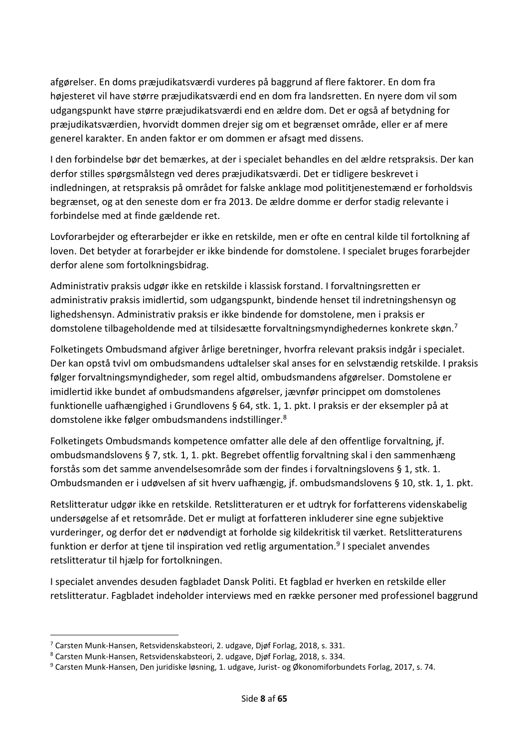afgørelser. En doms præjudikatsværdi vurderes på baggrund af flere faktorer. En dom fra højesteret vil have større præjudikatsværdi end en dom fra landsretten. En nyere dom vil som udgangspunkt have større præjudikatsværdi end en ældre dom. Det er også af betydning for præjudikatsværdien, hvorvidt dommen drejer sig om et begrænset område, eller er af mere generel karakter. En anden faktor er om dommen er afsagt med dissens.

I den forbindelse bør det bemærkes, at der i specialet behandles en del ældre retspraksis. Der kan derfor stilles spørgsmålstegn ved deres præjudikatsværdi. Det er tidligere beskrevet i indledningen, at retspraksis på området for falske anklage mod polititjenestemænd er forholdsvis begrænset, og at den seneste dom er fra 2013. De ældre domme er derfor stadig relevante i forbindelse med at finde gældende ret.

Lovforarbejder og efterarbejder er ikke en retskilde, men er ofte en central kilde til fortolkning af loven. Det betyder at forarbejder er ikke bindende for domstolene. I specialet bruges forarbejder derfor alene som fortolkningsbidrag.

Administrativ praksis udgør ikke en retskilde i klassisk forstand. I forvaltningsretten er administrativ praksis imidlertid, som udgangspunkt, bindende henset til indretningshensyn og lighedshensyn. Administrativ praksis er ikke bindende for domstolene, men i praksis er domstolene tilbageholdende med at tilsidesætte forvaltningsmyndighedernes konkrete skøn.[7]

Folketingets Ombudsmand afgiver årlige beretninger, hvorfra relevant praksis indgår i specialet. Der kan opstå tvivl om ombudsmandens udtalelser skal anses for en selvstændig retskilde. I praksis følger forvaltningsmyndigheder, som regel altid, ombudsmandens afgørelser. Domstolene er imidlertid ikke bundet af ombudsmandens afgørelser, jævnfør princippet om domstolenes funktionelle uafhængighed i Grundlovens § 64, stk. 1, 1. pkt. I praksis er der eksempler på at domstolene ikke følger ombudsmandens indstillinger.[8]

Folketingets Ombudsmands kompetence omfatter alle dele af den offentlige forvaltning, jf. ombudsmandslovens § 7, stk. 1, 1. pkt. Begrebet offentlig forvaltning skal i den sammenhæng forstås som det samme anvendelsesområde som der findes i forvaltningslovens § 1, stk. 1. Ombudsmanden er i udøvelsen af sit hverv uafhængig, jf. ombudsmandslovens § 10, stk. 1, 1. pkt.

Retslitteratur udgør ikke en retskilde. Retslitteraturen er et udtryk for forfatterens videnskabelig undersøgelse af et retsområde. Det er muligt at forfatteren inkluderer sine egne subjektive vurderinger, og derfor det er nødvendigt at forholde sig kildekritisk til værket. Retslitteraturens funktion er derfor at tjene til inspiration ved retlig argumentation.[9] I specialet anvendes retslitteratur til hjælp for fortolkningen.

I specialet anvendes desuden fagbladet Dansk Politi. Et fagblad er hverken en retskilde eller retslitteratur. Fagbladet indeholder interviews med en række personer med professionel baggrund

---

[7] Carsten Munk-Hansen, Retsvidenskabsteori, 2. udgave, Djøf Forlag, 2018, s. 331.

[8] Carsten Munk-Hansen, Retsvidenskabsteori, 2. udgave, Djøf Forlag, 2018, s. 334.

[9] Carsten Munk-Hansen, Den juridiske løsning, 1. udgave, Jurist- og Økonomiforbundets Forlag, 2017, s. 74.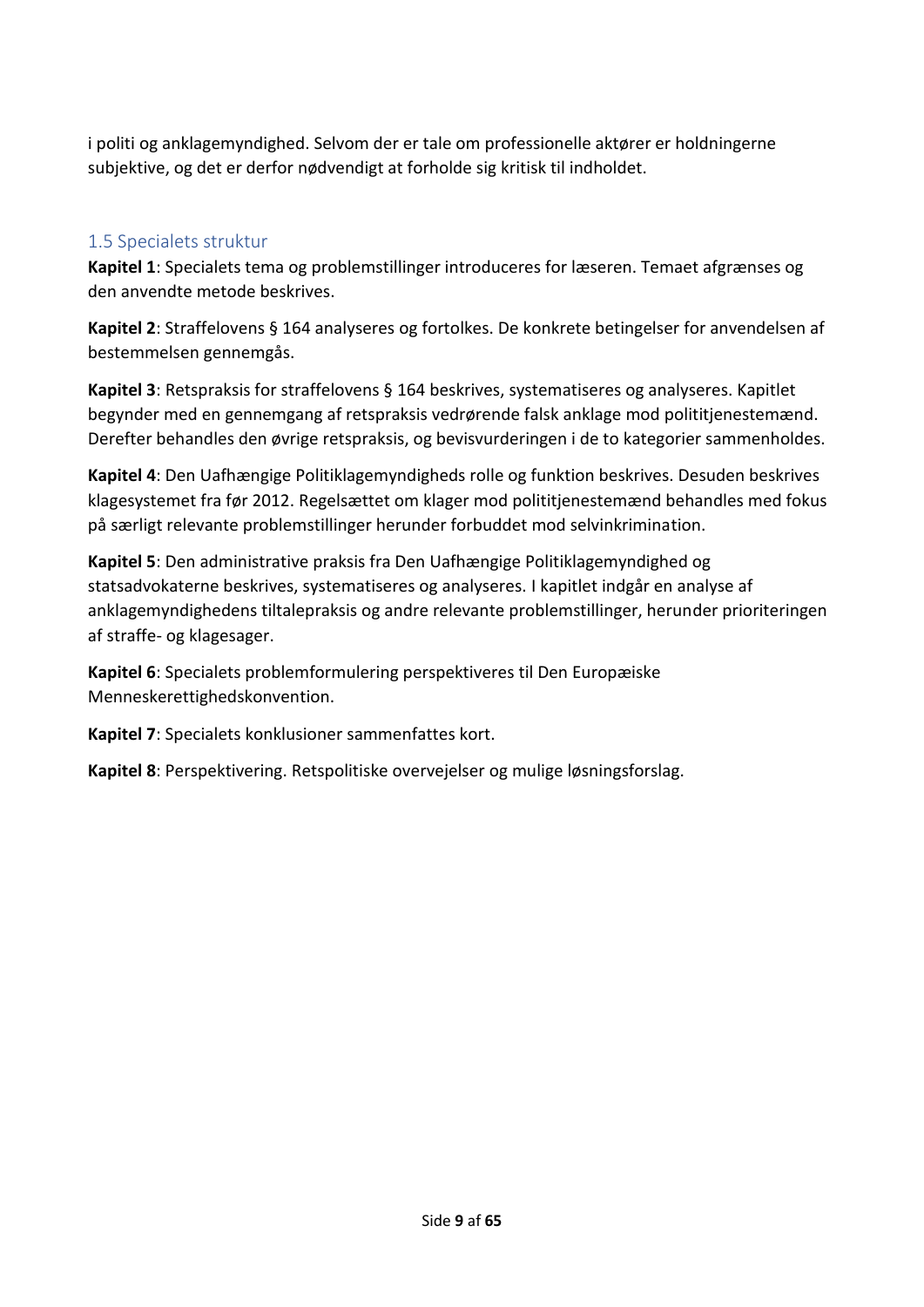i politi og anklagemyndighed. Selvom der er tale om professionelle aktører er holdningerne subjektive, og det er derfor nødvendigt at forholde sig kritisk til indholdet.

## 1.5 Specialets struktur

**Kapitel 1**: Specialets tema og problemstillinger introduceres for læseren. Temaet afgrænses og den anvendte metode beskrives.

**Kapitel 2**: Straffelovens § 164 analyseres og fortolkes. De konkrete betingelser for anvendelsen af bestemmelsen gennemgås.

**Kapitel 3**: Retspraksis for straffelovens § 164 beskrives, systematiseres og analyseres. Kapitlet begynder med en gennemgang af retspraksis vedrørende falsk anklage mod polititjenestemænd. Derefter behandles den øvrige retspraksis, og bevisvurderingen i de to kategorier sammenholdes.

**Kapitel 4**: Den Uafhængige Politiklagemyndigheds rolle og funktion beskrives. Desuden beskrives klagesystemet fra før 2012. Regelsættet om klager mod polititjenestemænd behandles med fokus på særligt relevante problemstillinger herunder forbuddet mod selvinkrimination.

**Kapitel 5**: Den administrative praksis fra Den Uafhængige Politiklagemyndighed og statsadvokaterne beskrives, systematiseres og analyseres. I kapitlet indgår en analyse af anklagemyndighedens tiltalepraksis og andre relevante problemstillinger, herunder prioriteringen af straffe- og klagesager.

**Kapitel 6**: Specialets problemformulering perspektiveres til Den Europæiske Menneskerettighedskonvention.

**Kapitel 7**: Specialets konklusioner sammenfattes kort.

**Kapitel 8**: Perspektivering. Retspolitiske overvejelser og mulige løsningsforslag.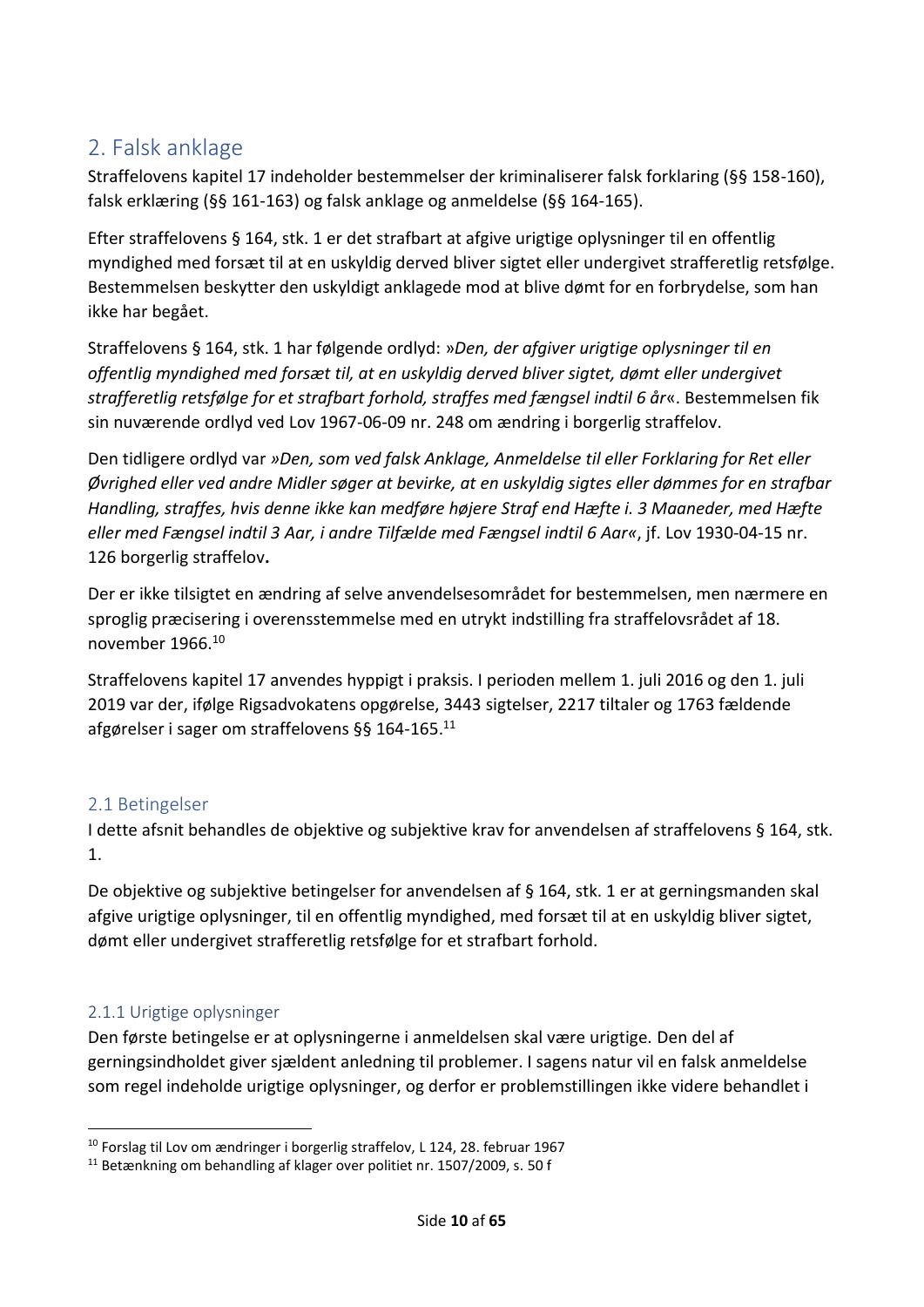## 2. Falsk anklage

Straffelovens kapitel 17 indeholder bestemmelser der kriminaliserer falsk forklaring (§§ 158-160), falsk erklæring (§§ 161-163) og falsk anklage og anmeldelse (§§ 164-165).

Efter straffelovens § 164, stk. 1 er det strafbart at afgive urigtige oplysninger til en offentlig myndighed med forsæt til at en uskyldig derved bliver sigtet eller undergivet strafferetlig retsfølge. Bestemmelsen beskytter den uskyldigt anklagede mod at blive dømt for en forbrydelse, som han ikke har begået.

Straffelovens § 164, stk. 1 har følgende ordlyd: »*Den, der afgiver urigtige oplysninger til en offentlig myndighed med forsæt til, at en uskyldig derved bliver sigtet, dømt eller undergivet strafferetlig retsfølge for et strafbart forhold, straffes med fængsel indtil 6 år*«. Bestemmelsen fik sin nuværende ordlyd ved Lov 1967-06-09 nr. 248 om ændring i borgerlig straffelov.

Den tidligere ordlyd var *»Den, som ved falsk Anklage, Anmeldelse til eller Forklaring for Ret eller Øvrighed eller ved andre Midler søger at bevirke, at en uskyldig sigtes eller dømmes for en strafbar Handling, straffes, hvis denne ikke kan medføre højere Straf end Hæfte i. 3 Maaneder, med Hæfte eller med Fængsel indtil 3 Aar, i andre Tilfælde med Fængsel indtil 6 Aar«*, jf. Lov 1930-04-15 nr. 126 borgerlig straffelov**.**

Der er ikke tilsigtet en ændring af selve anvendelsesområdet for bestemmelsen, men nærmere en sproglig præcisering i overensstemmelse med en utrykt indstilling fra straffelovsrådet af 18. november 1966.[10]

Straffelovens kapitel 17 anvendes hyppigt i praksis. I perioden mellem 1. juli 2016 og den 1. juli 2019 var der, ifølge Rigsadvokatens opgørelse, 3443 sigtelser, 2217 tiltaler og 1763 fældende afgørelser i sager om straffelovens §§ 164-165.[11]

### 2.1 Betingelser

I dette afsnit behandles de objektive og subjektive krav for anvendelsen af straffelovens § 164, stk. 1.

De objektive og subjektive betingelser for anvendelsen af § 164, stk. 1 er at gerningsmanden skal afgive urigtige oplysninger, til en offentlig myndighed, med forsæt til at en uskyldig bliver sigtet, dømt eller undergivet strafferetlig retsfølge for et strafbart forhold.

#### 2.1.1 Urigtige oplysninger

Den første betingelse er at oplysningerne i anmeldelsen skal være urigtige. Den del af gerningsindholdet giver sjældent anledning til problemer. I sagens natur vil en falsk anmeldelse som regel indeholde urigtige oplysninger, og derfor er problemstillingen ikke videre behandlet i

---

[10] Forslag til Lov om ændringer i borgerlig straffelov, L 124, 28. februar 1967

[11] Betænkning om behandling af klager over politiet nr. 1507/2009, s. 50 f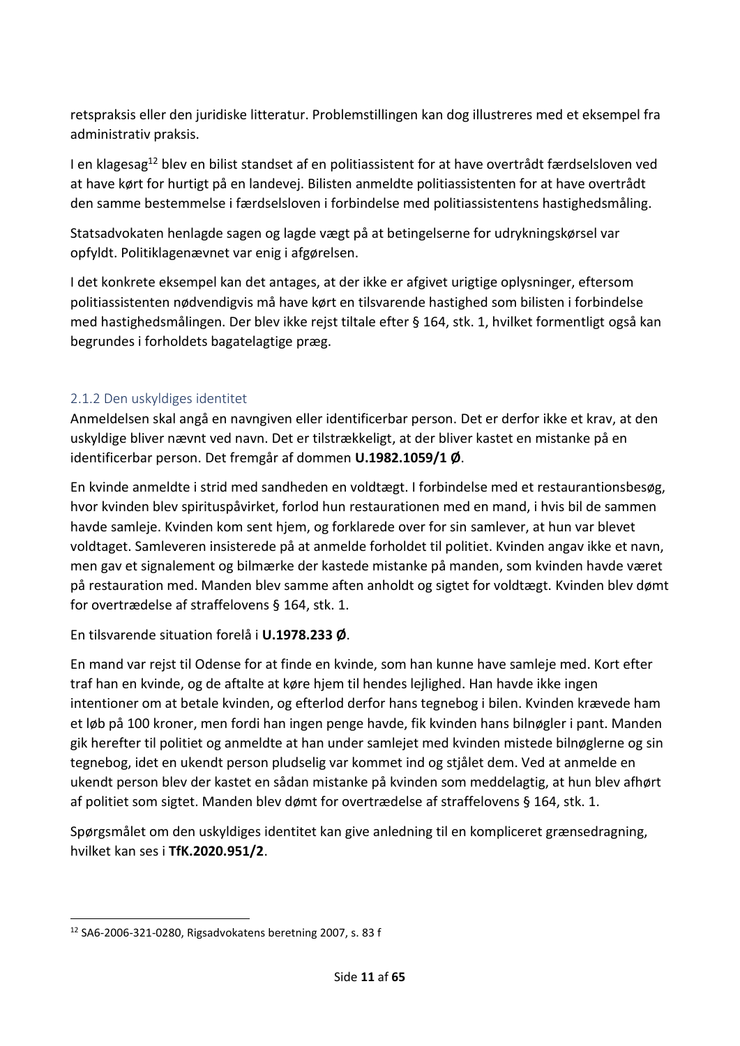retspraksis eller den juridiske litteratur. Problemstillingen kan dog illustreres med et eksempel fra administrativ praksis.

I en klagesag[12] blev en bilist standset af en politiassistent for at have overtrådt færdselsloven ved at have kørt for hurtigt på en landevej. Bilisten anmeldte politiassistenten for at have overtrådt den samme bestemmelse i færdselsloven i forbindelse med politiassistentens hastighedsmåling.

Statsadvokaten henlagde sagen og lagde vægt på at betingelserne for udrykningskørsel var opfyldt. Politiklagenævnet var enig i afgørelsen.

I det konkrete eksempel kan det antages, at der ikke er afgivet urigtige oplysninger, eftersom politiassistenten nødvendigvis må have kørt en tilsvarende hastighed som bilisten i forbindelse med hastighedsmålingen. Der blev ikke rejst tiltale efter § 164, stk. 1, hvilket formentligt også kan begrundes i forholdets bagatelagtige præg.

### 2.1.2 Den uskyldiges identitet

Anmeldelsen skal angå en navngiven eller identificerbar person. Det er derfor ikke et krav, at den uskyldige bliver nævnt ved navn. Det er tilstrækkeligt, at der bliver kastet en mistanke på en identificerbar person. Det fremgår af dommen **U.1982.1059/1 Ø**.

En kvinde anmeldte i strid med sandheden en voldtægt. I forbindelse med et restaurantionsbesøg, hvor kvinden blev spirituspåvirket, forlod hun restaurationen med en mand, i hvis bil de sammen havde samleje. Kvinden kom sent hjem, og forklarede over for sin samlever, at hun var blevet voldtaget. Samleveren insisterede på at anmelde forholdet til politiet. Kvinden angav ikke et navn, men gav et signalement og bilmærke der kastede mistanke på manden, som kvinden havde været på restauration med. Manden blev samme aften anholdt og sigtet for voldtægt. Kvinden blev dømt for overtrædelse af straffelovens § 164, stk. 1.

En tilsvarende situation forelå i **U.1978.233 Ø**.

En mand var rejst til Odense for at finde en kvinde, som han kunne have samleje med. Kort efter traf han en kvinde, og de aftalte at køre hjem til hendes lejlighed. Han havde ikke ingen intentioner om at betale kvinden, og efterlod derfor hans tegnebog i bilen. Kvinden krævede ham et løb på 100 kroner, men fordi han ingen penge havde, fik kvinden hans bilnøgler i pant. Manden gik herefter til politiet og anmeldte at han under samlejet med kvinden mistede bilnøglerne og sin tegnebog, idet en ukendt person pludselig var kommet ind og stjålet dem. Ved at anmelde en ukendt person blev der kastet en sådan mistanke på kvinden som meddelagtig, at hun blev afhørt af politiet som sigtet. Manden blev dømt for overtrædelse af straffelovens § 164, stk. 1.

Spørgsmålet om den uskyldiges identitet kan give anledning til en kompliceret grænsedragning, hvilket kan ses i **TfK.2020.951/2**.

---

[12] SA6-2006-321-0280, Rigsadvokatens beretning 2007, s. 83 f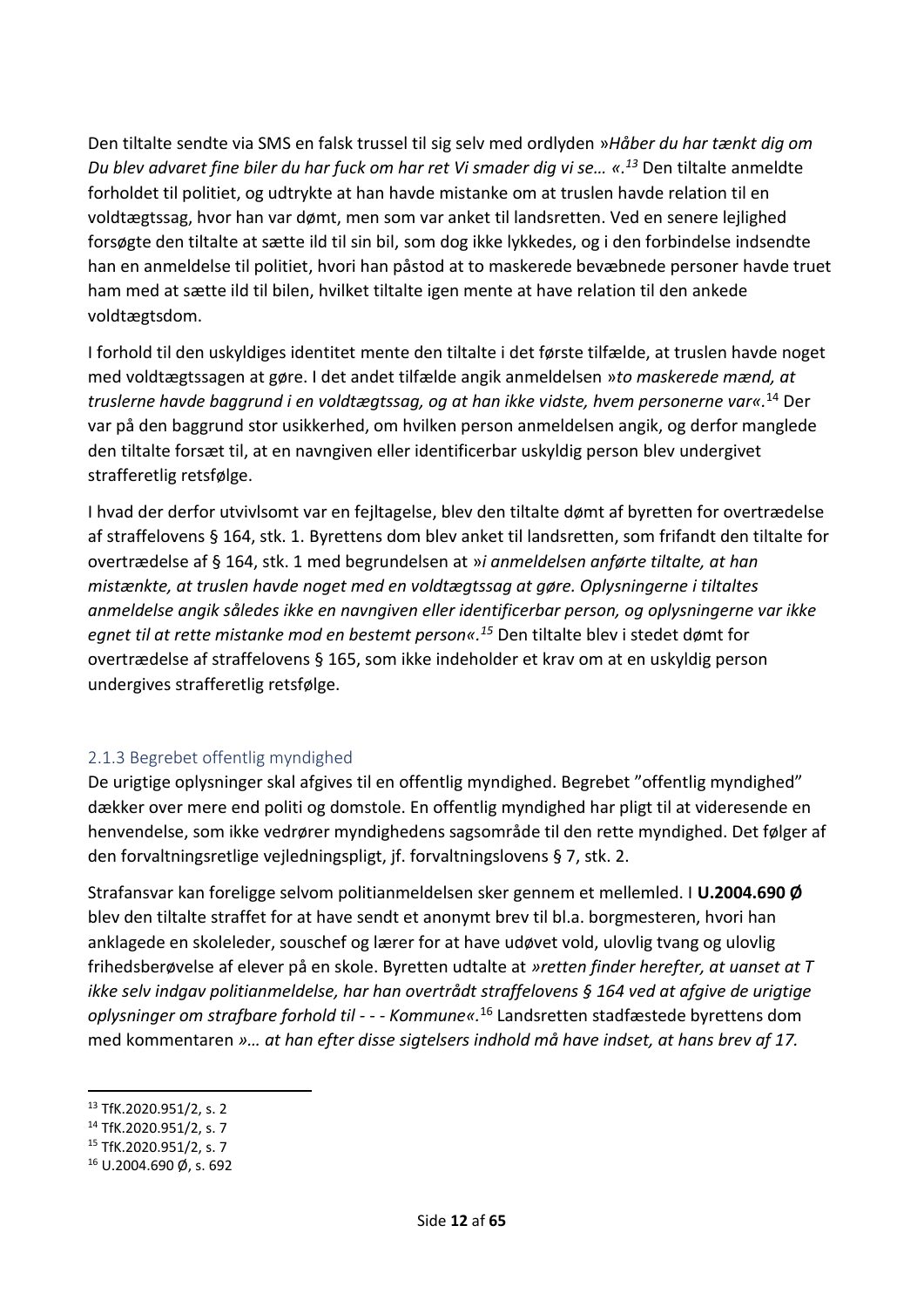Den tiltalte sendte via SMS en falsk trussel til sig selv med ordlyden »*Håber du har tænkt dig om Du blev advaret fine biler du har fuck om har ret Vi smader dig vi se… «.*[13] Den tiltalte anmeldte forholdet til politiet, og udtrykte at han havde mistanke om at truslen havde relation til en voldtægtssag, hvor han var dømt, men som var anket til landsretten. Ved en senere lejlighed forsøgte den tiltalte at sætte ild til sin bil, som dog ikke lykkedes, og i den forbindelse indsendte han en anmeldelse til politiet, hvori han påstod at to maskerede bevæbnede personer havde truet ham med at sætte ild til bilen, hvilket tiltalte igen mente at have relation til den ankede voldtægtsdom.

I forhold til den uskyldiges identitet mente den tiltalte i det første tilfælde, at truslen havde noget med voldtægtssagen at gøre. I det andet tilfælde angik anmeldelsen »*to maskerede mænd, at truslerne havde baggrund i en voldtægtssag, og at han ikke vidste, hvem personerne var*«.[14] Der var på den baggrund stor usikkerhed, om hvilken person anmeldelsen angik, og derfor manglede den tiltalte forsæt til, at en navngiven eller identificerbar uskyldig person blev undergivet strafferetlig retsfølge.

I hvad der derfor utvivlsomt var en fejltagelse, blev den tiltalte dømt af byretten for overtrædelse af straffelovens § 164, stk. 1. Byrettens dom blev anket til landsretten, som frifandt den tiltalte for overtrædelse af § 164, stk. 1 med begrundelsen at »*i anmeldelsen anførte tiltalte, at han mistænkte, at truslen havde noget med en voldtægtssag at gøre. Oplysningerne i tiltaltes anmeldelse angik således ikke en navngiven eller identificerbar person, og oplysningerne var ikke egnet til at rette mistanke mod en bestemt person«.*[15] Den tiltalte blev i stedet dømt for overtrædelse af straffelovens § 165, som ikke indeholder et krav om at en uskyldig person undergives strafferetlig retsfølge.

### 2.1.3 Begrebet offentlig myndighed

De urigtige oplysninger skal afgives til en offentlig myndighed. Begrebet "offentlig myndighed" dækker over mere end politi og domstole. En offentlig myndighed har pligt til at videresende en henvendelse, som ikke vedrører myndighedens sagsområde til den rette myndighed. Det følger af den forvaltningsretlige vejledningspligt, jf. forvaltningslovens § 7, stk. 2.

Strafansvar kan foreligge selvom politianmeldelsen sker gennem et mellemled. I **U.2004.690 Ø** blev den tiltalte straffet for at have sendt et anonymt brev til bl.a. borgmesteren, hvori han anklagede en skoleleder, souschef og lærer for at have udøvet vold, ulovlig tvang og ulovlig frihedsberøvelse af elever på en skole. Byretten udtalte at *»retten finder herefter, at uanset at T ikke selv indgav politianmeldelse, har han overtrådt straffelovens § 164 ved at afgive de urigtige oplysninger om strafbare forhold til - - - Kommune«.*[16] Landsretten stadfæstede byrettens dom med kommentaren *»… at han efter disse sigtelsers indhold må have indset, at hans brev af 17.*

---

[13] TfK.2020.951/2, s. 2
[14] TfK.2020.951/2, s. 7
[15] TfK.2020.951/2, s. 7
[16] U.2004.690 Ø, s. 692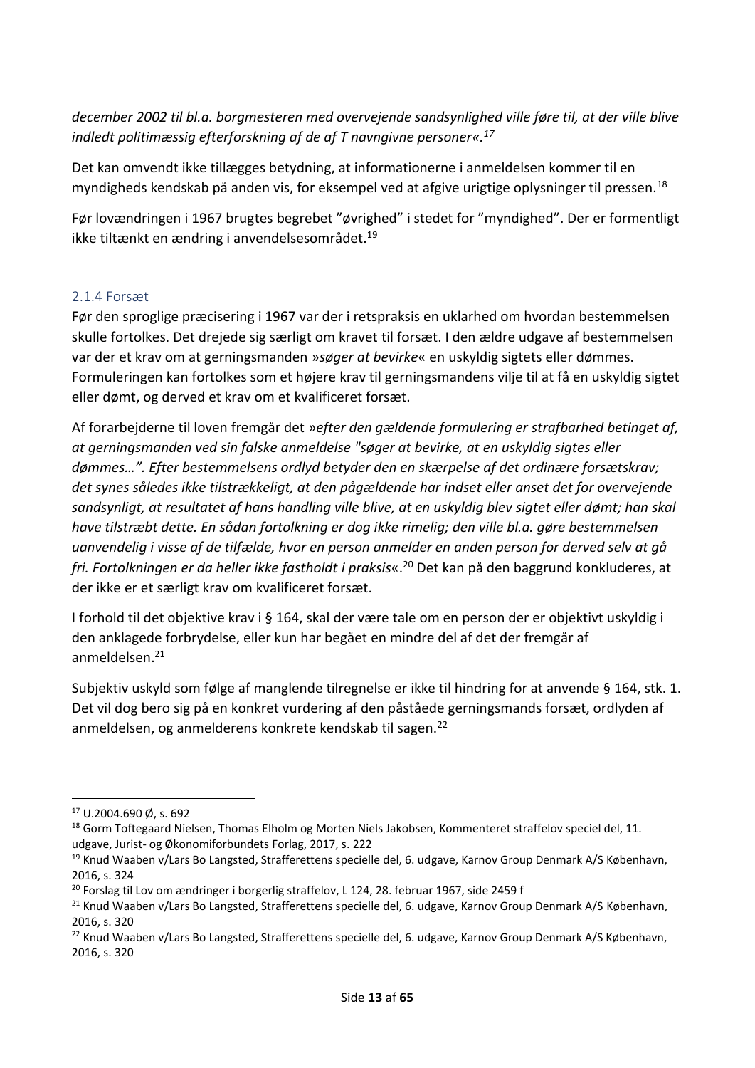*december 2002 til bl.a. borgmesteren med overvejende sandsynlighed ville føre til, at der ville blive indledt politimæssig efterforskning af de af T navngivne personer«.*[17]

Det kan omvendt ikke tillægges betydning, at informationerne i anmeldelsen kommer til en myndigheds kendskab på anden vis, for eksempel ved at afgive urigtige oplysninger til pressen.[18]

Før lovændringen i 1967 brugtes begrebet "øvrighed" i stedet for "myndighed". Der er formentligt ikke tiltænkt en ændring i anvendelsesområdet.[19]

### 2.1.4 Forsæt

Før den sproglige præcisering i 1967 var der i retspraksis en uklarhed om hvordan bestemmelsen skulle fortolkes. Det drejede sig særligt om kravet til forsæt. I den ældre udgave af bestemmelsen var der et krav om at gerningsmanden »*søger at bevirke*« en uskyldig sigtets eller dømmes. Formuleringen kan fortolkes som et højere krav til gerningsmandens vilje til at få en uskyldig sigtet eller dømt, og derved et krav om et kvalificeret forsæt.

Af forarbejderne til loven fremgår det »*efter den gældende formulering er strafbarhed betinget af, at gerningsmanden ved sin falske anmeldelse "søger at bevirke, at en uskyldig sigtes eller dømmes…". Efter bestemmelsens ordlyd betyder den en skærpelse af det ordinære forsætskrav; det synes således ikke tilstrækkeligt, at den pågældende har indset eller anset det for overvejende sandsynligt, at resultatet af hans handling ville blive, at en uskyldig blev sigtet eller dømt; han skal have tilstræbt dette. En sådan fortolkning er dog ikke rimelig; den ville bl.a. gøre bestemmelsen uanvendelig i visse af de tilfælde, hvor en person anmelder en anden person for derved selv at gå fri. Fortolkningen er da heller ikke fastholdt i praksis*«.[20] Det kan på den baggrund konkluderes, at der ikke er et særligt krav om kvalificeret forsæt.

I forhold til det objektive krav i § 164, skal der være tale om en person der er objektivt uskyldig i den anklagede forbrydelse, eller kun har begået en mindre del af det der fremgår af anmeldelsen.[21]

Subjektiv uskyld som følge af manglende tilregnelse er ikke til hindring for at anvende § 164, stk. 1. Det vil dog bero sig på en konkret vurdering af den påståede gerningsmands forsæt, ordlyden af anmeldelsen, og anmelderens konkrete kendskab til sagen.[22]

---

[17] U.2004.690 Ø, s. 692

[18] Gorm Toftegaard Nielsen, Thomas Elholm og Morten Niels Jakobsen, Kommenteret straffelov speciel del, 11. udgave, Jurist- og Økonomiforbundets Forlag, 2017, s. 222

[19] Knud Waaben v/Lars Bo Langsted, Strafferettens specielle del, 6. udgave, Karnov Group Denmark A/S København, 2016, s. 324

[20] Forslag til Lov om ændringer i borgerlig straffelov, L 124, 28. februar 1967, side 2459 f

[21] Knud Waaben v/Lars Bo Langsted, Strafferettens specielle del, 6. udgave, Karnov Group Denmark A/S København, 2016, s. 320

[22] Knud Waaben v/Lars Bo Langsted, Strafferettens specielle del, 6. udgave, Karnov Group Denmark A/S København, 2016, s. 320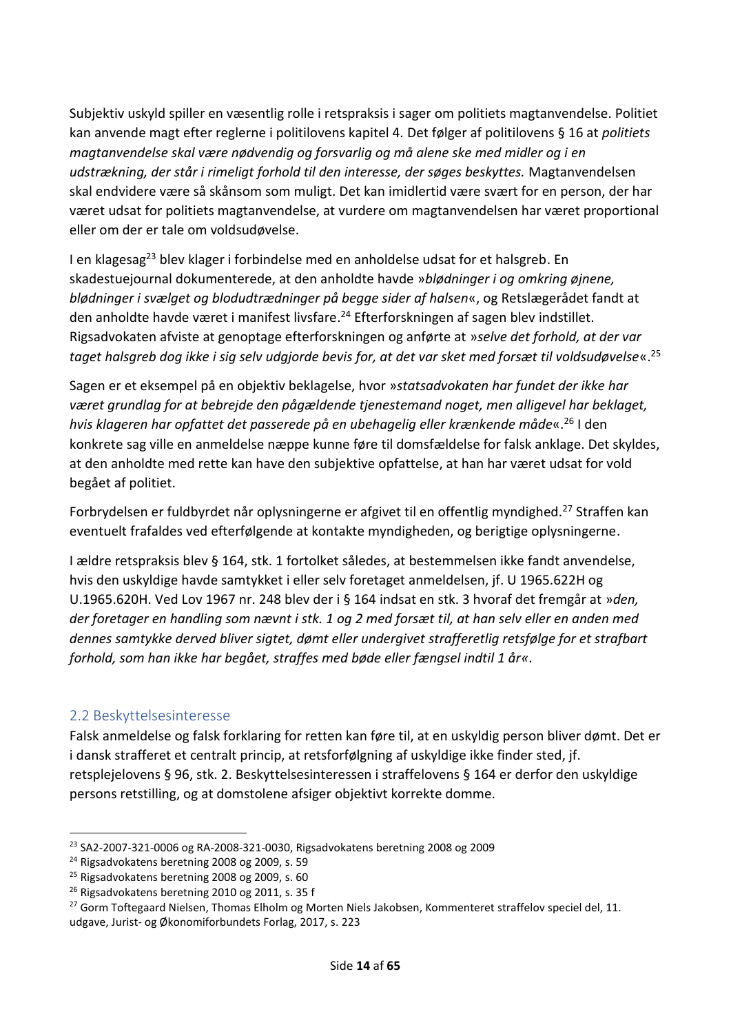Subjektiv uskyld spiller en væsentlig rolle i retspraksis i sager om politiets magtanvendelse. Politiet kan anvende magt efter reglerne i politilovens kapitel 4. Det følger af politilovens § 16 at *politiets magtanvendelse skal være nødvendig og forsvarlig og må alene ske med midler og i en udstrækning, der står i rimeligt forhold til den interesse, der søges beskyttes.* Magtanvendelsen skal endvidere være så skånsom som muligt. Det kan imidlertid være svært for en person, der har været udsat for politiets magtanvendelse, at vurdere om magtanvendelsen har været proportional eller om der er tale om voldsudøvelse.

I en klagesag[23] blev klager i forbindelse med en anholdelse udsat for et halsgreb. En skadestuejournal dokumenterede, at den anholdte havde »*blødninger i og omkring øjnene, blødninger i svælget og blodudtrædninger på begge sider af halsen*«, og Retslægerådet fandt at den anholdte havde været i manifest livsfare.[24] Efterforskningen af sagen blev indstillet. Rigsadvokaten afviste at genoptage efterforskningen og anførte at »*selve det forhold, at der var taget halsgreb dog ikke i sig selv udgjorde bevis for, at det var sket med forsæt til voldsudøvelse*«.[25]

Sagen er et eksempel på en objektiv beklagelse, hvor »*statsadvokaten har fundet der ikke har været grundlag for at bebrejde den pågældende tjenestemand noget, men alligevel har beklaget, hvis klageren har opfattet det passerede på en ubehagelig eller krænkende måde*«.[26] I den konkrete sag ville en anmeldelse næppe kunne føre til domsfældelse for falsk anklage. Det skyldes, at den anholdte med rette kan have den subjektive opfattelse, at han har været udsat for vold begået af politiet.

Forbrydelsen er fuldbyrdet når oplysningerne er afgivet til en offentlig myndighed.[27] Straffen kan eventuelt frafaldes ved efterfølgende at kontakte myndigheden, og berigtige oplysningerne.

I ældre retspraksis blev § 164, stk. 1 fortolket således, at bestemmelsen ikke fandt anvendelse, hvis den uskyldige havde samtykket i eller selv foretaget anmeldelsen, jf. U 1965.622H og U.1965.620H. Ved Lov 1967 nr. 248 blev der i § 164 indsat en stk. 3 hvoraf det fremgår at »*den, der foretager en handling som nævnt i stk. 1 og 2 med forsæt til, at han selv eller en anden med dennes samtykke derved bliver sigtet, dømt eller undergivet strafferetlig retsfølge for et strafbart forhold, som han ikke har begået, straffes med bøde eller fængsel indtil 1 år*«.

## 2.2 Beskyttelsesinteresse

Falsk anmeldelse og falsk forklaring for retten kan føre til, at en uskyldig person bliver dømt. Det er i dansk strafferet et centralt princip, at retsforfølgning af uskyldige ikke finder sted, jf. retsplejelovens § 96, stk. 2. Beskyttelsesinteressen i straffelovens § 164 er derfor den uskyldige persons retstilling, og at domstolene afsiger objektivt korrekte domme.

---

[23] SA2-2007-321-0006 og RA-2008-321-0030, Rigsadvokatens beretning 2008 og 2009

[24] Rigsadvokatens beretning 2008 og 2009, s. 59

[25] Rigsadvokatens beretning 2008 og 2009, s. 60

[26] Rigsadvokatens beretning 2010 og 2011, s. 35 f

[27] Gorm Toftegaard Nielsen, Thomas Elholm og Morten Niels Jakobsen, Kommenteret straffelov speciel del, 11. udgave, Jurist- og Økonomiforbundets Forlag, 2017, s. 223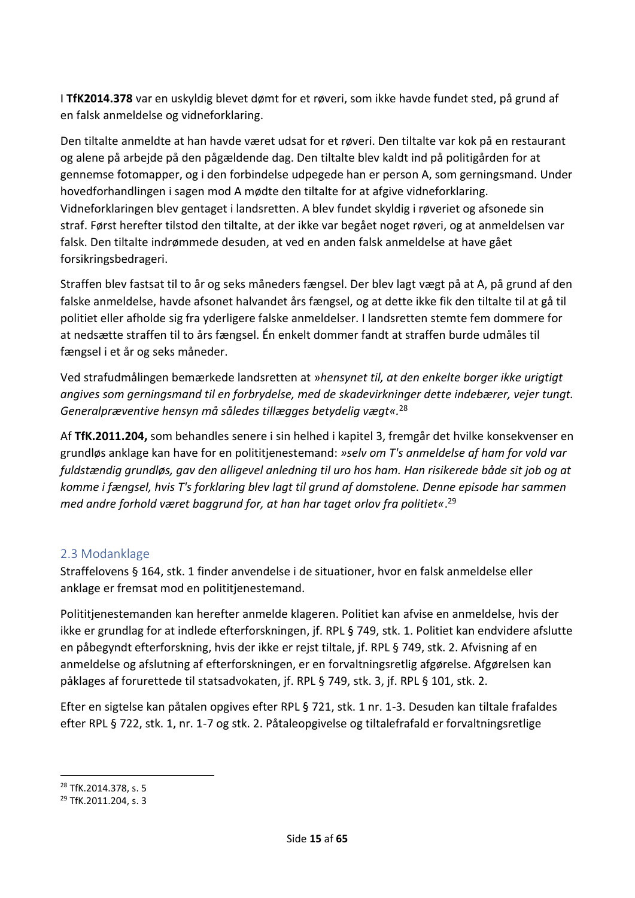I **TfK2014.378** var en uskyldig blevet dømt for et røveri, som ikke havde fundet sted, på grund af en falsk anmeldelse og vidneforklaring.

Den tiltalte anmeldte at han havde været udsat for et røveri. Den tiltalte var kok på en restaurant og alene på arbejde på den pågældende dag. Den tiltalte blev kaldt ind på politigården for at gennemse fotomapper, og i den forbindelse udpegede han er person A, som gerningsmand. Under hovedforhandlingen i sagen mod A mødte den tiltalte for at afgive vidneforklaring. Vidneforklaringen blev gentaget i landsretten. A blev fundet skyldig i røveriet og afsonede sin straf. Først herefter tilstod den tiltalte, at der ikke var begået noget røveri, og at anmeldelsen var falsk. Den tiltalte indrømmede desuden, at ved en anden falsk anmeldelse at have gået forsikringsbedrageri.

Straffen blev fastsat til to år og seks måneders fængsel. Der blev lagt vægt på at A, på grund af den falske anmeldelse, havde afsonet halvandet års fængsel, og at dette ikke fik den tiltalte til at gå til politiet eller afholde sig fra yderligere falske anmeldelser. I landsretten stemte fem dommere for at nedsætte straffen til to års fængsel. Én enkelt dommer fandt at straffen burde udmåles til fængsel i et år og seks måneder.

Ved strafudmålingen bemærkede landsretten at »*hensynet til, at den enkelte borger ikke urigtigt angives som gerningsmand til en forbrydelse, med de skadevirkninger dette indebærer, vejer tungt. Generalpræventive hensyn må således tillægges betydelig vægt«.*[28]

Af **TfK.2011.204,** som behandles senere i sin helhed i kapitel 3, fremgår det hvilke konsekvenser en grundløs anklage kan have for en polititjenestemand: *»selv om T's anmeldelse af ham for vold var fuldstændig grundløs, gav den alligevel anledning til uro hos ham. Han risikerede både sit job og at komme i fængsel, hvis T's forklaring blev lagt til grund af domstolene. Denne episode har sammen med andre forhold været baggrund for, at han har taget orlov fra politiet«*.[29]

## 2.3 Modanklage

Straffelovens § 164, stk. 1 finder anvendelse i de situationer, hvor en falsk anmeldelse eller anklage er fremsat mod en polititjenestemand.

Polititjenestemanden kan herefter anmelde klageren. Politiet kan afvise en anmeldelse, hvis der ikke er grundlag for at indlede efterforskningen, jf. RPL § 749, stk. 1. Politiet kan endvidere afslutte en påbegyndt efterforskning, hvis der ikke er rejst tiltale, jf. RPL § 749, stk. 2. Afvisning af en anmeldelse og afslutning af efterforskningen, er en forvaltningsretlig afgørelse. Afgørelsen kan påklages af forurettede til statsadvokaten, jf. RPL § 749, stk. 3, jf. RPL § 101, stk. 2.

Efter en sigtelse kan påtalen opgives efter RPL § 721, stk. 1 nr. 1-3. Desuden kan tiltale frafaldes efter RPL § 722, stk. 1, nr. 1-7 og stk. 2. Påtaleopgivelse og tiltalefrafald er forvaltningsretlige

---

[28] TfK.2014.378, s. 5

[29] TfK.2011.204, s. 3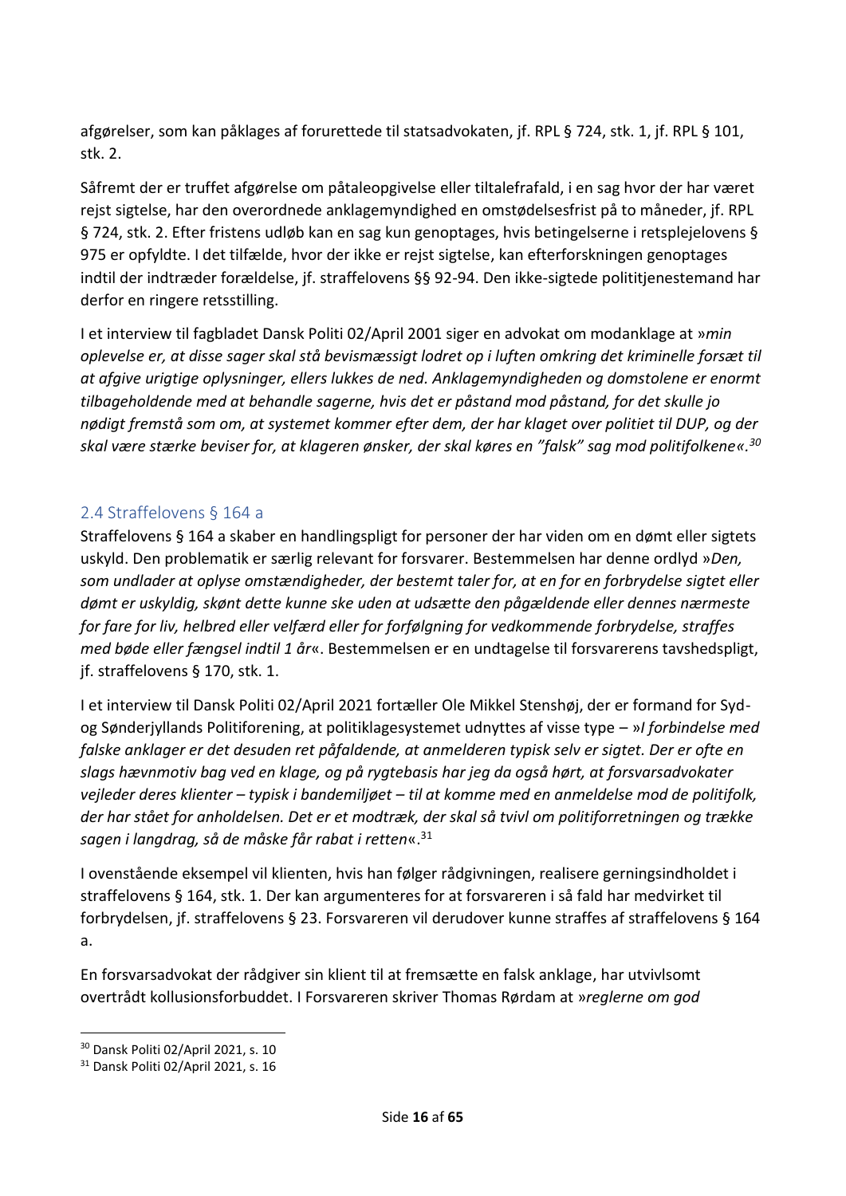afgørelser, som kan påklages af forurettede til statsadvokaten, jf. RPL § 724, stk. 1, jf. RPL § 101, stk. 2.

Såfremt der er truffet afgørelse om påtaleopgivelse eller tiltalefrafald, i en sag hvor der har været rejst sigtelse, har den overordnede anklagemyndighed en omstødelsesfrist på to måneder, jf. RPL § 724, stk. 2. Efter fristens udløb kan en sag kun genoptages, hvis betingelserne i retsplejelovens § 975 er opfyldte. I det tilfælde, hvor der ikke er rejst sigtelse, kan efterforskningen genoptages indtil der indtræder forældelse, jf. straffelovens §§ 92-94. Den ikke-sigtede polititjenestemand har derfor en ringere retsstilling.

I et interview til fagbladet Dansk Politi 02/April 2001 siger en advokat om modanklage at »*min oplevelse er, at disse sager skal stå bevismæssigt lodret op i luften omkring det kriminelle forsæt til at afgive urigtige oplysninger, ellers lukkes de ned. Anklagemyndigheden og domstolene er enormt tilbageholdende med at behandle sagerne, hvis det er påstand mod påstand, for det skulle jo nødigt fremstå som om, at systemet kommer efter dem, der har klaget over politiet til DUP, og der skal være stærke beviser for, at klageren ønsker, der skal køres en "falsk" sag mod politifolkene«.*[30]

## 2.4 Straffelovens § 164 a

Straffelovens § 164 a skaber en handlingspligt for personer der har viden om en dømt eller sigtets uskyld. Den problematik er særlig relevant for forsvarer. Bestemmelsen har denne ordlyd »*Den, som undlader at oplyse omstændigheder, der bestemt taler for, at en for en forbrydelse sigtet eller dømt er uskyldig, skønt dette kunne ske uden at udsætte den pågældende eller dennes nærmeste for fare for liv, helbred eller velfærd eller for forfølgning for vedkommende forbrydelse, straffes med bøde eller fængsel indtil 1 år*«. Bestemmelsen er en undtagelse til forsvarerens tavshedspligt, jf. straffelovens § 170, stk. 1.

I et interview til Dansk Politi 02/April 2021 fortæller Ole Mikkel Stenshøj, der er formand for Syd- og Sønderjyllands Politiforening, at politiklagesystemet udnyttes af visse type – »*I forbindelse med falske anklager er det desuden ret påfaldende, at anmelderen typisk selv er sigtet. Der er ofte en slags hævnmotiv bag ved en klage, og på rygtebasis har jeg da også hørt, at forsvarsadvokater vejleder deres klienter – typisk i bandemiljøet – til at komme med en anmeldelse mod de politifolk, der har stået for anholdelsen. Det er et modtræk, der skal så tvivl om politiforretningen og trække sagen i langdrag, så de måske får rabat i retten*«.[31]

I ovenstående eksempel vil klienten, hvis han følger rådgivningen, realisere gerningsindholdet i straffelovens § 164, stk. 1. Der kan argumenteres for at forsvareren i så fald har medvirket til forbrydelsen, jf. straffelovens § 23. Forsvareren vil derudover kunne straffes af straffelovens § 164 a.

En forsvarsadvokat der rådgiver sin klient til at fremsætte en falsk anklage, har utvivlsomt overtrådt kollusionsforbuddet. I Forsvareren skriver Thomas Rørdam at »*reglerne om god*

[30] Dansk Politi 02/April 2021, s. 10

[31] Dansk Politi 02/April 2021, s. 16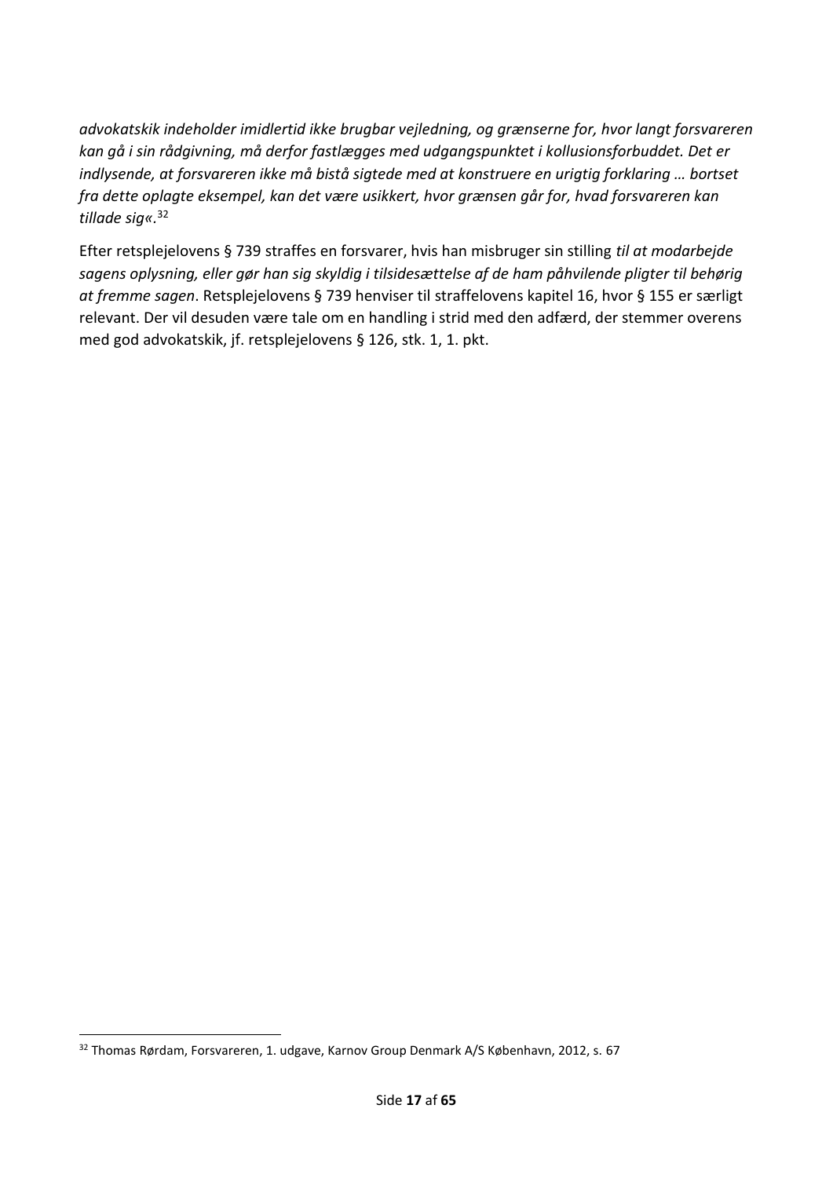*advokatskik indeholder imidlertid ikke brugbar vejledning, og grænserne for, hvor langt forsvareren kan gå i sin rådgivning, må derfor fastlægges med udgangspunktet i kollusionsforbuddet. Det er indlysende, at forsvareren ikke må bistå sigtede med at konstruere en urigtig forklaring … bortset fra dette oplagte eksempel, kan det være usikkert, hvor grænsen går for, hvad forsvareren kan tillade sig«*.[32]

Efter retsplejelovens § 739 straffes en forsvarer, hvis han misbruger sin stilling *til at modarbejde sagens oplysning, eller gør han sig skyldig i tilsidesættelse af de ham påhvilende pligter til behørig at fremme sagen*. Retsplejelovens § 739 henviser til straffelovens kapitel 16, hvor § 155 er særligt relevant. Der vil desuden være tale om en handling i strid med den adfærd, der stemmer overens med god advokatskik, jf. retsplejelovens § 126, stk. 1, 1. pkt.

[32] Thomas Rørdam, Forsvareren, 1. udgave, Karnov Group Denmark A/S København, 2012, s. 67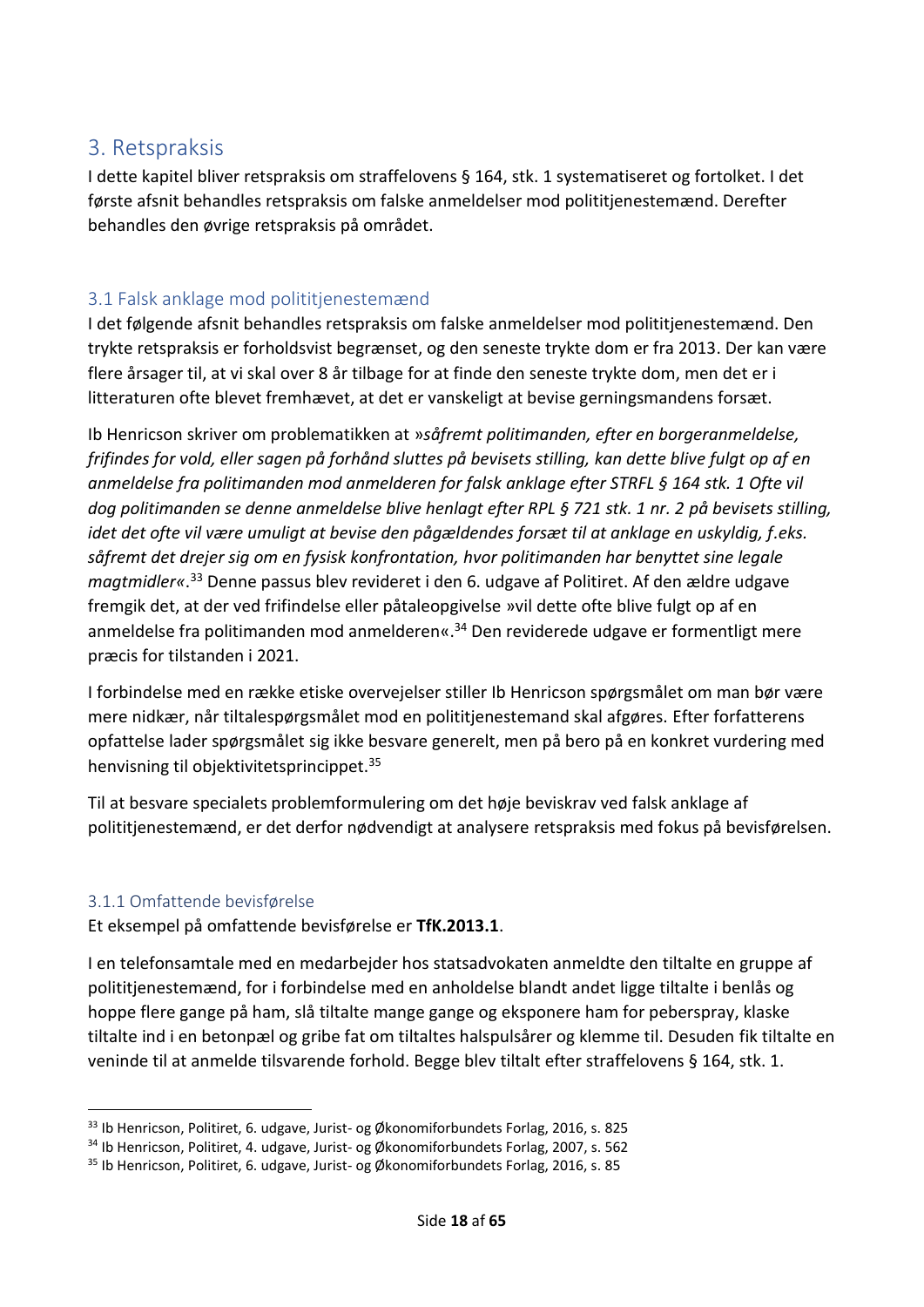# 3. Retspraksis

I dette kapitel bliver retspraksis om straffelovens § 164, stk. 1 systematiseret og fortolket. I det første afsnit behandles retspraksis om falske anmeldelser mod polititjenestemænd. Derefter behandles den øvrige retspraksis på området.

## 3.1 Falsk anklage mod polititjenestemænd

I det følgende afsnit behandles retspraksis om falske anmeldelser mod polititjenestemænd. Den trykte retspraksis er forholdsvist begrænset, og den seneste trykte dom er fra 2013. Der kan være flere årsager til, at vi skal over 8 år tilbage for at finde den seneste trykte dom, men det er i litteraturen ofte blevet fremhævet, at det er vanskeligt at bevise gerningsmandens forsæt.

Ib Henricson skriver om problematikken at »*såfremt politimanden, efter en borgeranmeldelse, frifindes for vold, eller sagen på forhånd sluttes på bevisets stilling, kan dette blive fulgt op af en anmeldelse fra politimanden mod anmelderen for falsk anklage efter STRFL § 164 stk. 1 Ofte vil dog politimanden se denne anmeldelse blive henlagt efter RPL § 721 stk. 1 nr. 2 på bevisets stilling, idet det ofte vil være umuligt at bevise den pågældendes forsæt til at anklage en uskyldig, f.eks. såfremt det drejer sig om en fysisk konfrontation, hvor politimanden har benyttet sine legale magtmidler«*.[33] Denne passus blev revideret i den 6. udgave af Politiret. Af den ældre udgave fremgik det, at der ved frifindelse eller påtaleopgivelse »vil dette ofte blive fulgt op af en anmeldelse fra politimanden mod anmelderen«.[34] Den reviderede udgave er formentligt mere præcis for tilstanden i 2021.

I forbindelse med en række etiske overvejelser stiller Ib Henricson spørgsmålet om man bør være mere nidkær, når tiltalespørgsmålet mod en polititjenestemand skal afgøres. Efter forfatterens opfattelse lader spørgsmålet sig ikke besvare generelt, men på bero på en konkret vurdering med henvisning til objektivitetsprincippet.[35]

Til at besvare specialets problemformulering om det høje beviskrav ved falsk anklage af polititjenestemænd, er det derfor nødvendigt at analysere retspraksis med fokus på bevisførelsen.

### 3.1.1 Omfattende bevisførelse

Et eksempel på omfattende bevisførelse er **TfK.2013.1**.

I en telefonsamtale med en medarbejder hos statsadvokaten anmeldte den tiltalte en gruppe af polititjenestemænd, for i forbindelse med en anholdelse blandt andet ligge tiltalte i benlås og hoppe flere gange på ham, slå tiltalte mange gange og eksponere ham for peberspray, klaske tiltalte ind i en betonpæl og gribe fat om tiltaltes halspulsårer og klemme til. Desuden fik tiltalte en veninde til at anmelde tilsvarende forhold. Begge blev tiltalt efter straffelovens § 164, stk. 1.

---

[33] Ib Henricson, Politiret, 6. udgave, Jurist- og Økonomiforbundets Forlag, 2016, s. 825

[34] Ib Henricson, Politiret, 4. udgave, Jurist- og Økonomiforbundets Forlag, 2007, s. 562

[35] Ib Henricson, Politiret, 6. udgave, Jurist- og Økonomiforbundets Forlag, 2016, s. 85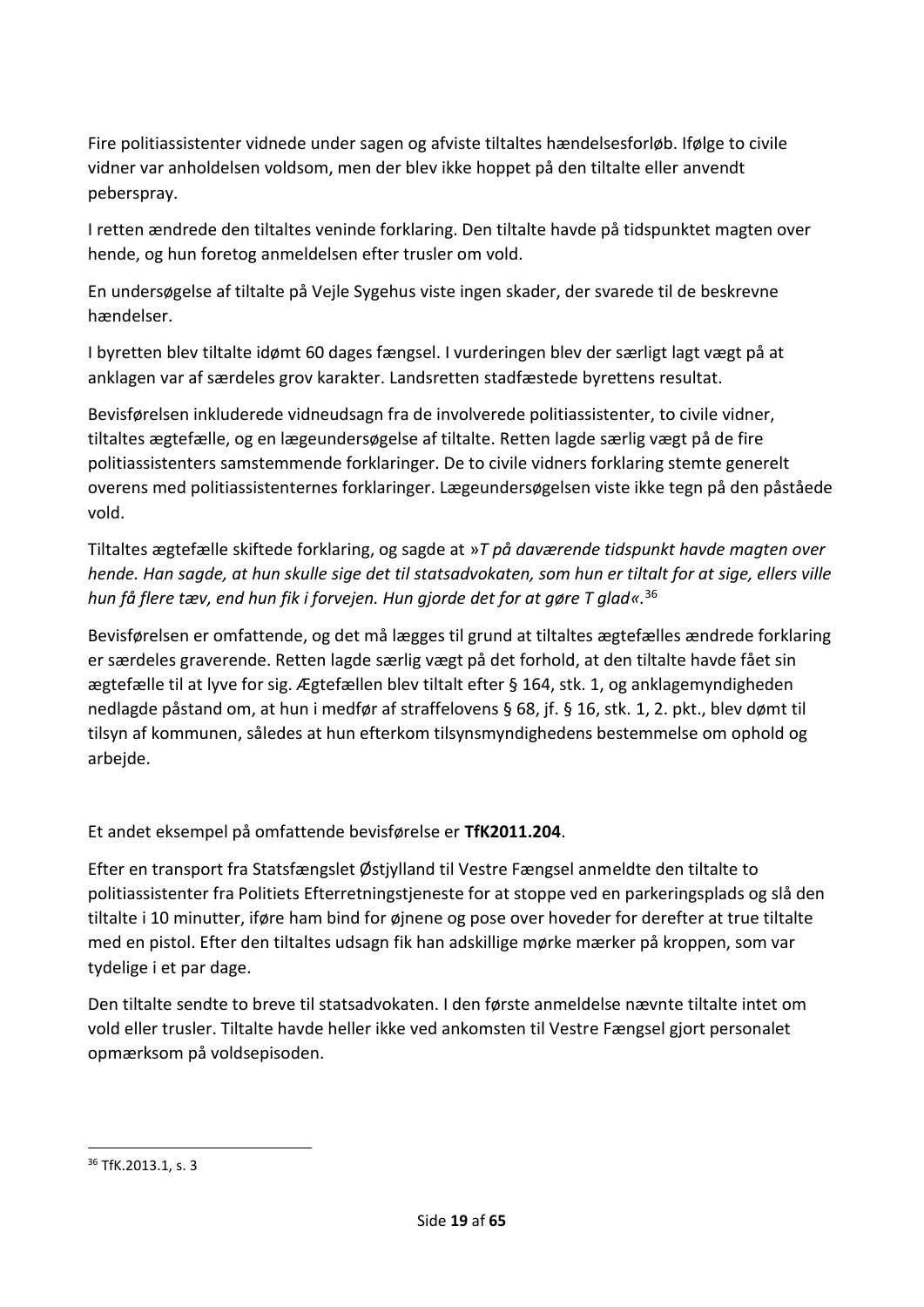Fire politiassistenter vidnede under sagen og afviste tiltaltes hændelsesforløb. Ifølge to civile vidner var anholdelsen voldsom, men der blev ikke hoppet på den tiltalte eller anvendt peberspray.

I retten ændrede den tiltaltes veninde forklaring. Den tiltalte havde på tidspunktet magten over hende, og hun foretog anmeldelsen efter trusler om vold.

En undersøgelse af tiltalte på Vejle Sygehus viste ingen skader, der svarede til de beskrevne hændelser.

I byretten blev tiltalte idømt 60 dages fængsel. I vurderingen blev der særligt lagt vægt på at anklagen var af særdeles grov karakter. Landsretten stadfæstede byrettens resultat.

Bevisførelsen inkluderede vidneudsagn fra de involverede politiassistenter, to civile vidner, tiltaltes ægtefælle, og en lægeundersøgelse af tiltalte. Retten lagde særlig vægt på de fire politiassistenters samstemmende forklaringer. De to civile vidners forklaring stemte generelt overens med politiassistenternes forklaringer. Lægeundersøgelsen viste ikke tegn på den påståede vold.

Tiltaltes ægtefælle skiftede forklaring, og sagde at »*T på daværende tidspunkt havde magten over hende. Han sagde, at hun skulle sige det til statsadvokaten, som hun er tiltalt for at sige, ellers ville hun få flere tæv, end hun fik i forvejen. Hun gjorde det for at gøre T glad«.*[36]

Bevisførelsen er omfattende, og det må lægges til grund at tiltaltes ægtefælles ændrede forklaring er særdeles graverende. Retten lagde særlig vægt på det forhold, at den tiltalte havde fået sin ægtefælle til at lyve for sig. Ægtefællen blev tiltalt efter § 164, stk. 1, og anklagemyndigheden nedlagde påstand om, at hun i medfør af straffelovens § 68, jf. § 16, stk. 1, 2. pkt., blev dømt til tilsyn af kommunen, således at hun efterkom tilsynsmyndighedens bestemmelse om ophold og arbejde.

Et andet eksempel på omfattende bevisførelse er **TfK2011.204**.

Efter en transport fra Statsfængslet Østjylland til Vestre Fængsel anmeldte den tiltalte to politiassistenter fra Politiets Efterretningstjeneste for at stoppe ved en parkeringsplads og slå den tiltalte i 10 minutter, iføre ham bind for øjnene og pose over hoveder for derefter at true tiltalte med en pistol. Efter den tiltaltes udsagn fik han adskillige mørke mærker på kroppen, som var tydelige i et par dage.

Den tiltalte sendte to breve til statsadvokaten. I den første anmeldelse nævnte tiltalte intet om vold eller trusler. Tiltalte havde heller ikke ved ankomsten til Vestre Fængsel gjort personalet opmærksom på voldsepisoden.

---

[36] TfK.2013.1, s. 3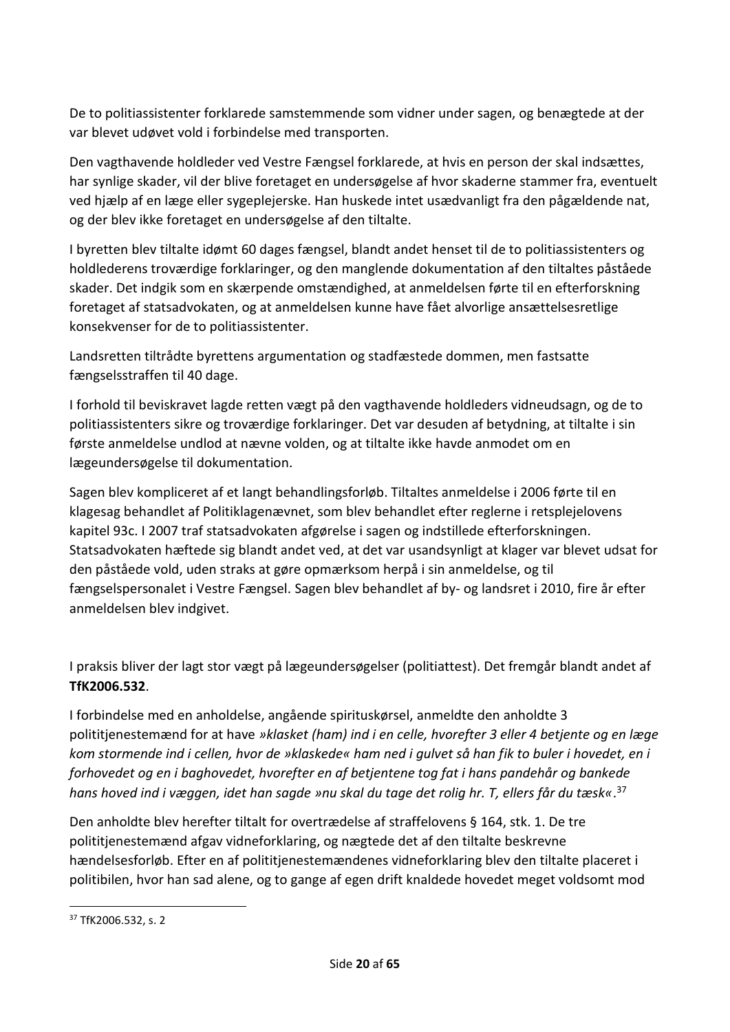De to politiassistenter forklarede samstemmende som vidner under sagen, og benægtede at der var blevet udøvet vold i forbindelse med transporten.

Den vagthavende holdleder ved Vestre Fængsel forklarede, at hvis en person der skal indsættes, har synlige skader, vil der blive foretaget en undersøgelse af hvor skaderne stammer fra, eventuelt ved hjælp af en læge eller sygeplejerske. Han huskede intet usædvanligt fra den pågældende nat, og der blev ikke foretaget en undersøgelse af den tiltalte.

I byretten blev tiltalte idømt 60 dages fængsel, blandt andet henset til de to politiassistenters og holdlederens troværdige forklaringer, og den manglende dokumentation af den tiltaltes påståede skader. Det indgik som en skærpende omstændighed, at anmeldelsen førte til en efterforskning foretaget af statsadvokaten, og at anmeldelsen kunne have fået alvorlige ansættelsesretlige konsekvenser for de to politiassistenter.

Landsretten tiltrådte byrettens argumentation og stadfæstede dommen, men fastsatte fængselsstraffen til 40 dage.

I forhold til beviskravet lagde retten vægt på den vagthavende holdleders vidneudsagn, og de to politiassistenters sikre og troværdige forklaringer. Det var desuden af betydning, at tiltalte i sin første anmeldelse undlod at nævne volden, og at tiltalte ikke havde anmodet om en lægeundersøgelse til dokumentation.

Sagen blev kompliceret af et langt behandlingsforløb. Tiltaltes anmeldelse i 2006 førte til en klagesag behandlet af Politiklagenævnet, som blev behandlet efter reglerne i retsplejelovens kapitel 93c. I 2007 traf statsadvokaten afgørelse i sagen og indstillede efterforskningen. Statsadvokaten hæftede sig blandt andet ved, at det var usandsynligt at klager var blevet udsat for den påståede vold, uden straks at gøre opmærksom herpå i sin anmeldelse, og til fængselspersonalet i Vestre Fængsel. Sagen blev behandlet af by- og landsret i 2010, fire år efter anmeldelsen blev indgivet.

I praksis bliver der lagt stor vægt på lægeundersøgelser (politiattest). Det fremgår blandt andet af **TfK2006.532**.

I forbindelse med en anholdelse, angående spirituskørsel, anmeldte den anholdte 3 polititjenestemænd for at have *»klasket (ham) ind i en celle, hvorefter 3 eller 4 betjente og en læge kom stormende ind i cellen, hvor de »klaskede« ham ned i gulvet så han fik to buler i hovedet, en i forhovedet og en i baghovedet, hvorefter en af betjentene tog fat i hans pandehår og bankede hans hoved ind i væggen, idet han sagde »nu skal du tage det rolig hr. T, ellers får du tæsk«*.[37]

Den anholdte blev herefter tiltalt for overtrædelse af straffelovens § 164, stk. 1. De tre polititjenestemænd afgav vidneforklaring, og nægtede det af den tiltalte beskrevne hændelsesforløb. Efter en af polititjenestemændenes vidneforklaring blev den tiltalte placeret i politibilen, hvor han sad alene, og to gange af egen drift knaldede hovedet meget voldsomt mod

[37] TfK2006.532, s. 2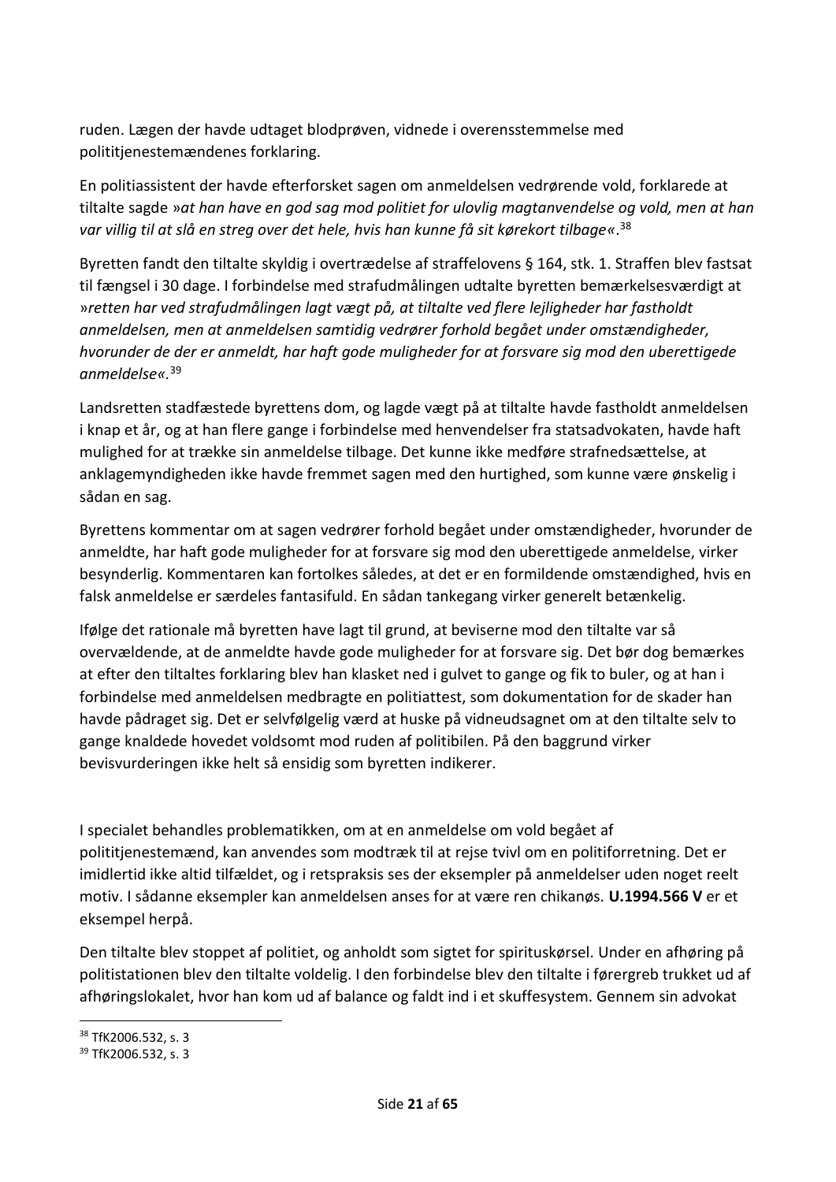ruden. Lægen der havde udtaget blodprøven, vidnede i overensstemmelse med polititjenestemændenes forklaring.

En politiassistent der havde efterforsket sagen om anmeldelsen vedrørende vold, forklarede at tiltalte sagde »*at han have en god sag mod politiet for ulovlig magtanvendelse og vold, men at han var villig til at slå en streg over det hele, hvis han kunne få sit kørekort tilbage*«.[38]

Byretten fandt den tiltalte skyldig i overtrædelse af straffelovens § 164, stk. 1. Straffen blev fastsat til fængsel i 30 dage. I forbindelse med strafudmålingen udtalte byretten bemærkelsesværdigt at »*retten har ved strafudmålingen lagt vægt på, at tiltalte ved flere lejligheder har fastholdt anmeldelsen, men at anmeldelsen samtidig vedrører forhold begået under omstændigheder, hvorunder de der er anmeldt, har haft gode muligheder for at forsvare sig mod den uberettigede anmeldelse*«.[39]

Landsretten stadfæstede byrettens dom, og lagde vægt på at tiltalte havde fastholdt anmeldelsen i knap et år, og at han flere gange i forbindelse med henvendelser fra statsadvokaten, havde haft mulighed for at trække sin anmeldelse tilbage. Det kunne ikke medføre strafnedsættelse, at anklagemyndigheden ikke havde fremmet sagen med den hurtighed, som kunne være ønskelig i sådan en sag.

Byrettens kommentar om at sagen vedrører forhold begået under omstændigheder, hvorunder de anmeldte, har haft gode muligheder for at forsvare sig mod den uberettigede anmeldelse, virker besynderlig. Kommentaren kan fortolkes således, at det er en formildende omstændighed, hvis en falsk anmeldelse er særdeles fantasifuld. En sådan tankegang virker generelt betænkelig.

Ifølge det rationale må byretten have lagt til grund, at beviserne mod den tiltalte var så overvældende, at de anmeldte havde gode muligheder for at forsvare sig. Det bør dog bemærkes at efter den tiltaltes forklaring blev han klasket ned i gulvet to gange og fik to buler, og at han i forbindelse med anmeldelsen medbragte en politiattest, som dokumentation for de skader han havde pådraget sig. Det er selvfølgelig værd at huske på vidneudsagnet om at den tiltalte selv to gange knaldede hovedet voldsomt mod ruden af politibilen. På den baggrund virker bevisvurderingen ikke helt så ensidig som byretten indikerer.

I specialet behandles problematikken, om at en anmeldelse om vold begået af polititjenestemænd, kan anvendes som modtræk til at rejse tvivl om en politiforretning. Det er imidlertid ikke altid tilfældet, og i retspraksis ses der eksempler på anmeldelser uden noget reelt motiv. I sådanne eksempler kan anmeldelsen anses for at være ren chikanøs. **U.1994.566 V** er et eksempel herpå.

Den tiltalte blev stoppet af politiet, og anholdt som sigtet for spirituskørsel. Under en afhøring på politistationen blev den tiltalte voldelig. I den forbindelse blev den tiltalte i førergreb trukket ud af afhøringslokalet, hvor han kom ud af balance og faldt ind i et skuffesystem. Gennem sin advokat

[38] TfK2006.532, s. 3

[39] TfK2006.532, s. 3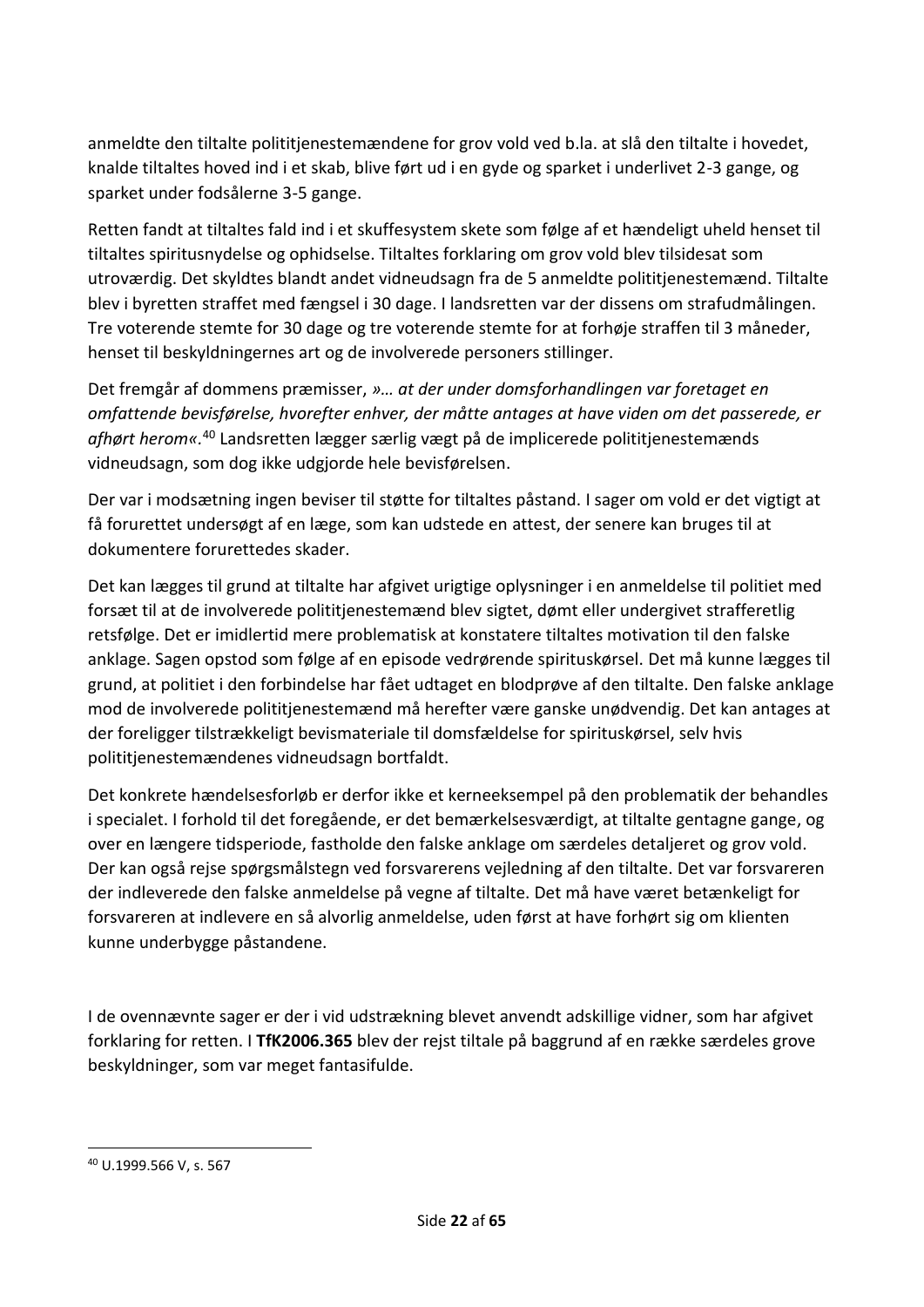anmeldte den tiltalte polititjenestemændene for grov vold ved b.la. at slå den tiltalte i hovedet, knalde tiltaltes hoved ind i et skab, blive ført ud i en gyde og sparket i underlivet 2-3 gange, og sparket under fodsålerne 3-5 gange.

Retten fandt at tiltaltes fald ind i et skuffesystem skete som følge af et hændeligt uheld henset til tiltaltes spiritusnydelse og ophidselse. Tiltaltes forklaring om grov vold blev tilsidesat som utroværdig. Det skyldtes blandt andet vidneudsagn fra de 5 anmeldte polititjenestemænd. Tiltalte blev i byretten straffet med fængsel i 30 dage. I landsretten var der dissens om strafudmålingen. Tre voterende stemte for 30 dage og tre voterende stemte for at forhøje straffen til 3 måneder, henset til beskyldningernes art og de involverede personers stillinger.

Det fremgår af dommens præmisser, *»… at der under domsforhandlingen var foretaget en omfattende bevisførelse, hvorefter enhver, der måtte antages at have viden om det passerede, er afhørt herom«.*[40] Landsretten lægger særlig vægt på de implicerede polititjenestemænds vidneudsagn, som dog ikke udgjorde hele bevisførelsen.

Der var i modsætning ingen beviser til støtte for tiltaltes påstand. I sager om vold er det vigtigt at få forurettet undersøgt af en læge, som kan udstede en attest, der senere kan bruges til at dokumentere forurettedes skader.

Det kan lægges til grund at tiltalte har afgivet urigtige oplysninger i en anmeldelse til politiet med forsæt til at de involverede polititjenestemænd blev sigtet, dømt eller undergivet strafferetlig retsfølge. Det er imidlertid mere problematisk at konstatere tiltaltes motivation til den falske anklage. Sagen opstod som følge af en episode vedrørende spirituskørsel. Det må kunne lægges til grund, at politiet i den forbindelse har fået udtaget en blodprøve af den tiltalte. Den falske anklage mod de involverede polititjenestemænd må herefter være ganske unødvendig. Det kan antages at der foreligger tilstrækkeligt bevismateriale til domsfældelse for spirituskørsel, selv hvis polititjenestemændenes vidneudsagn bortfaldt.

Det konkrete hændelsesforløb er derfor ikke et kerneeksempel på den problematik der behandles i specialet. I forhold til det foregående, er det bemærkelsesværdigt, at tiltalte gentagne gange, og over en længere tidsperiode, fastholde den falske anklage om særdeles detaljeret og grov vold. Der kan også rejse spørgsmålstegn ved forsvarerens vejledning af den tiltalte. Det var forsvareren der indleverede den falske anmeldelse på vegne af tiltalte. Det må have været betænkeligt for forsvareren at indlevere en så alvorlig anmeldelse, uden først at have forhørt sig om klienten kunne underbygge påstandene.

I de ovennævnte sager er der i vid udstrækning blevet anvendt adskillige vidner, som har afgivet forklaring for retten. I **TfK2006.365** blev der rejst tiltale på baggrund af en række særdeles grove beskyldninger, som var meget fantasifulde.

[40] U.1999.566 V, s. 567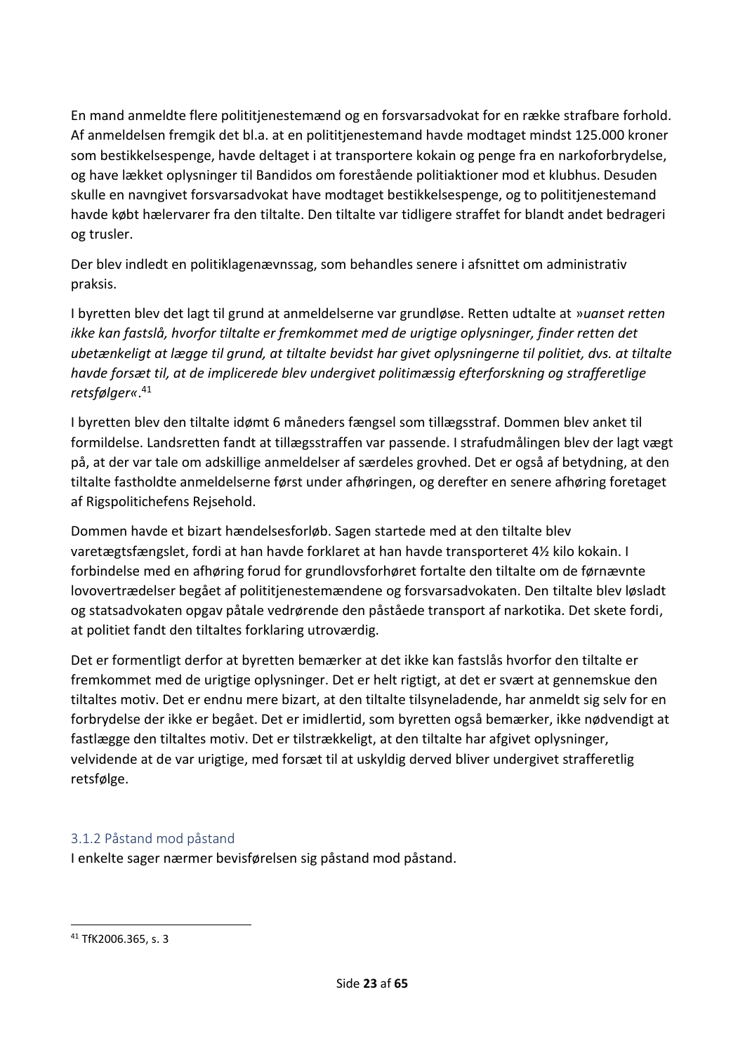En mand anmeldte flere polititjenestemænd og en forsvarsadvokat for en række strafbare forhold. Af anmeldelsen fremgik det bl.a. at en polititjenestemand havde modtaget mindst 125.000 kroner som bestikkelsespenge, havde deltaget i at transportere kokain og penge fra en narkoforbrydelse, og have lækket oplysninger til Bandidos om forestående politiaktioner mod et klubhus. Desuden skulle en navngivet forsvarsadvokat have modtaget bestikkelsespenge, og to polititjenestemand havde købt hælervarer fra den tiltalte. Den tiltalte var tidligere straffet for blandt andet bedrageri og trusler.

Der blev indledt en politiklagenævnssag, som behandles senere i afsnittet om administrativ praksis.

I byretten blev det lagt til grund at anmeldelserne var grundløse. Retten udtalte at »*uanset retten ikke kan fastslå, hvorfor tiltalte er fremkommet med de urigtige oplysninger, finder retten det ubetænkeligt at lægge til grund, at tiltalte bevidst har givet oplysningerne til politiet, dvs. at tiltalte havde forsæt til, at de implicerede blev undergivet politimæssig efterforskning og strafferetlige retsfølger«*.[41]

I byretten blev den tiltalte idømt 6 måneders fængsel som tillægsstraf. Dommen blev anket til formildelse. Landsretten fandt at tillægsstraffen var passende. I strafudmålingen blev der lagt vægt på, at der var tale om adskillige anmeldelser af særdeles grovhed. Det er også af betydning, at den tiltalte fastholdte anmeldelserne først under afhøringen, og derefter en senere afhøring foretaget af Rigspolitichefens Rejsehold.

Dommen havde et bizart hændelsesforløb. Sagen startede med at den tiltalte blev varetægtsfængslet, fordi at han havde forklaret at han havde transporteret 4½ kilo kokain. I forbindelse med en afhøring forud for grundlovsforhøret fortalte den tiltalte om de førnævnte lovovertrædelser begået af polititjenestemændene og forsvarsadvokaten. Den tiltalte blev løsladt og statsadvokaten opgav påtale vedrørende den påståede transport af narkotika. Det skete fordi, at politiet fandt den tiltaltes forklaring utroværdig.

Det er formentligt derfor at byretten bemærker at det ikke kan fastslås hvorfor den tiltalte er fremkommet med de urigtige oplysninger. Det er helt rigtigt, at det er svært at gennemskue den tiltaltes motiv. Det er endnu mere bizart, at den tiltalte tilsyneladende, har anmeldt sig selv for en forbrydelse der ikke er begået. Det er imidlertid, som byretten også bemærker, ikke nødvendigt at fastlægge den tiltaltes motiv. Det er tilstrækkeligt, at den tiltalte har afgivet oplysninger, velvidende at de var urigtige, med forsæt til at uskyldig derved bliver undergivet strafferetlig retsfølge.

### 3.1.2 Påstand mod påstand

I enkelte sager nærmer bevisførelsen sig påstand mod påstand.

---

[41] TfK2006.365, s. 3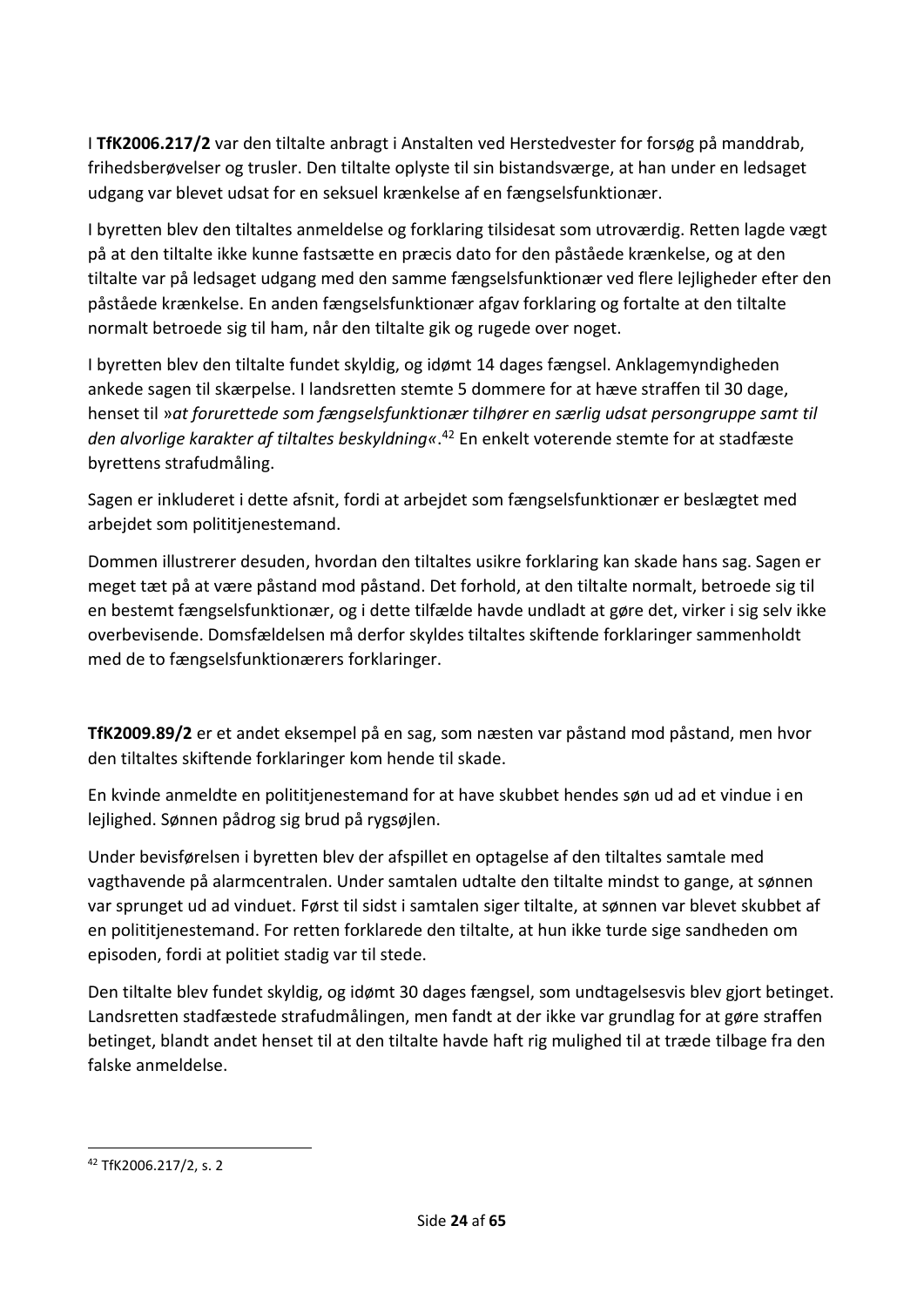I **TfK2006.217/2** var den tiltalte anbragt i Anstalten ved Herstedvester for forsøg på manddrab, frihedsberøvelser og trusler. Den tiltalte oplyste til sin bistandsværge, at han under en ledsaget udgang var blevet udsat for en seksuel krænkelse af en fængselsfunktionær.

I byretten blev den tiltaltes anmeldelse og forklaring tilsidesat som utroværdig. Retten lagde vægt på at den tiltalte ikke kunne fastsætte en præcis dato for den påståede krænkelse, og at den tiltalte var på ledsaget udgang med den samme fængselsfunktionær ved flere lejligheder efter den påståede krænkelse. En anden fængselsfunktionær afgav forklaring og fortalte at den tiltalte normalt betroede sig til ham, når den tiltalte gik og rugede over noget.

I byretten blev den tiltalte fundet skyldig, og idømt 14 dages fængsel. Anklagemyndigheden ankede sagen til skærpelse. I landsretten stemte 5 dommere for at hæve straffen til 30 dage, henset til »*at forurettede som fængselsfunktionær tilhører en særlig udsat persongruppe samt til den alvorlige karakter af tiltaltes beskyldning*«.[42] En enkelt voterende stemte for at stadfæste byrettens strafudmåling.

Sagen er inkluderet i dette afsnit, fordi at arbejdet som fængselsfunktionær er beslægtet med arbejdet som polititjenestemand.

Dommen illustrerer desuden, hvordan den tiltaltes usikre forklaring kan skade hans sag. Sagen er meget tæt på at være påstand mod påstand. Det forhold, at den tiltalte normalt, betroede sig til en bestemt fængselsfunktionær, og i dette tilfælde havde undladt at gøre det, virker i sig selv ikke overbevisende. Domsfældelsen må derfor skyldes tiltaltes skiftende forklaringer sammenholdt med de to fængselsfunktionærers forklaringer.

**TfK2009.89/2** er et andet eksempel på en sag, som næsten var påstand mod påstand, men hvor den tiltaltes skiftende forklaringer kom hende til skade.

En kvinde anmeldte en polititjenestemand for at have skubbet hendes søn ud ad et vindue i en lejlighed. Sønnen pådrog sig brud på rygsøjlen.

Under bevisførelsen i byretten blev der afspillet en optagelse af den tiltaltes samtale med vagthavende på alarmcentralen. Under samtalen udtalte den tiltalte mindst to gange, at sønnen var sprunget ud ad vinduet. Først til sidst i samtalen siger tiltalte, at sønnen var blevet skubbet af en polititjenestemand. For retten forklarede den tiltalte, at hun ikke turde sige sandheden om episoden, fordi at politiet stadig var til stede.

Den tiltalte blev fundet skyldig, og idømt 30 dages fængsel, som undtagelsesvis blev gjort betinget. Landsretten stadfæstede strafudmålingen, men fandt at der ikke var grundlag for at gøre straffen betinget, blandt andet henset til at den tiltalte havde haft rig mulighed til at træde tilbage fra den falske anmeldelse.

[42] TfK2006.217/2, s. 2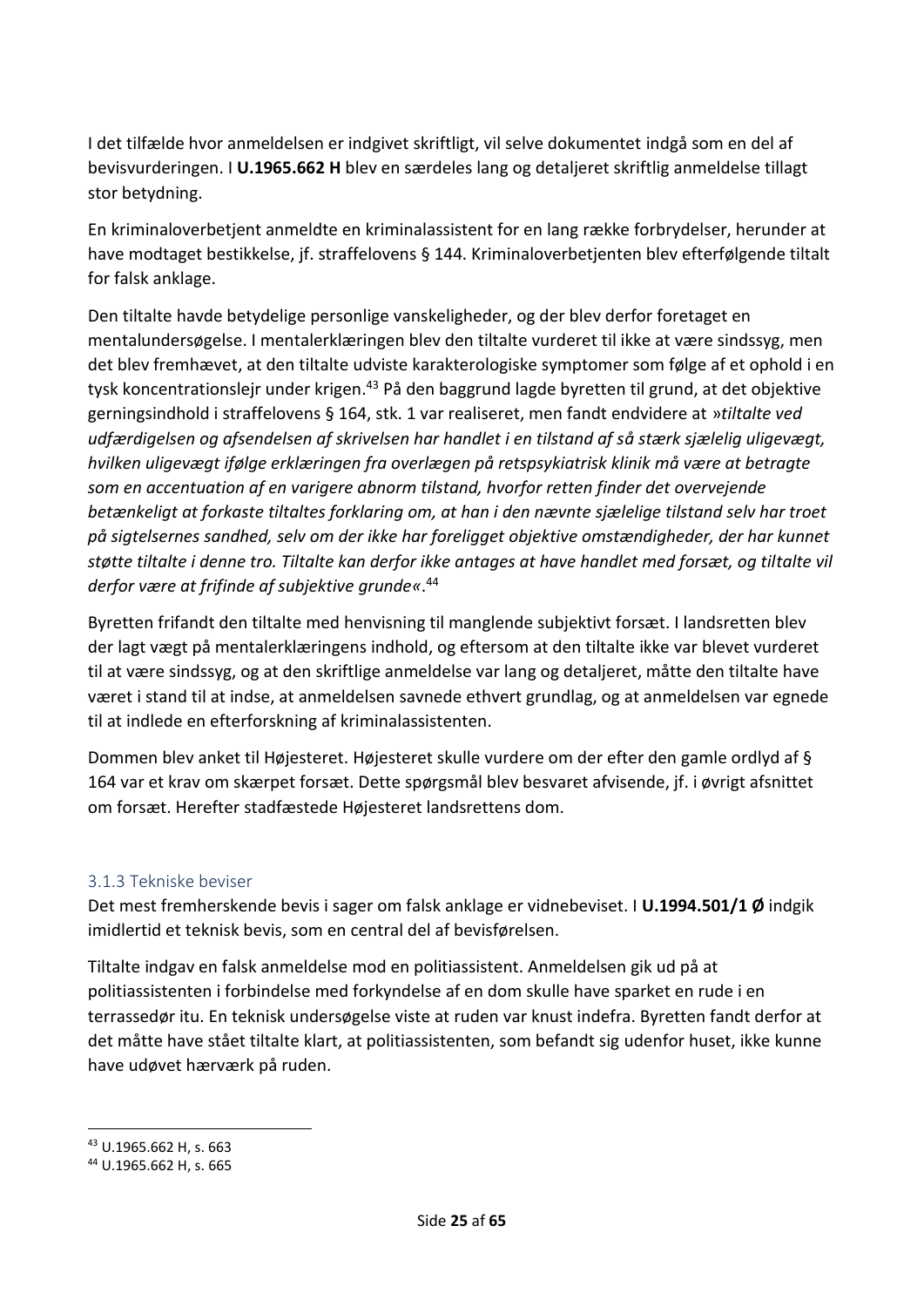I det tilfælde hvor anmeldelsen er indgivet skriftligt, vil selve dokumentet indgå som en del af bevisvurderingen. I **U.1965.662 H** blev en særdeles lang og detaljeret skriftlig anmeldelse tillagt stor betydning.

En kriminaloverbetjent anmeldte en kriminalassistent for en lang række forbrydelser, herunder at have modtaget bestikkelse, jf. straffelovens § 144. Kriminaloverbetjenten blev efterfølgende tiltalt for falsk anklage.

Den tiltalte havde betydelige personlige vanskeligheder, og der blev derfor foretaget en mentalundersøgelse. I mentalerklæringen blev den tiltalte vurderet til ikke at være sindssyg, men det blev fremhævet, at den tiltalte udviste karakterologiske symptomer som følge af et ophold i en tysk koncentrationslejr under krigen.[43] På den baggrund lagde byretten til grund, at det objektive gerningsindhold i straffelovens § 164, stk. 1 var realiseret, men fandt endvidere at »*tiltalte ved udfærdigelsen og afsendelsen af skrivelsen har handlet i en tilstand af så stærk sjælelig uligevægt, hvilken uligevægt ifølge erklæringen fra overlægen på retspsykiatrisk klinik må være at betragte som en accentuation af en varigere abnorm tilstand, hvorfor retten finder det overvejende betænkeligt at forkaste tiltaltes forklaring om, at han i den nævnte sjælelige tilstand selv har troet på sigtelsernes sandhed, selv om der ikke har foreligget objektive omstændigheder, der har kunnet støtte tiltalte i denne tro. Tiltalte kan derfor ikke antages at have handlet med forsæt, og tiltalte vil derfor være at frifinde af subjektive grunde*«.[44]

Byretten frifandt den tiltalte med henvisning til manglende subjektivt forsæt. I landsretten blev der lagt vægt på mentalerklæringens indhold, og eftersom at den tiltalte ikke var blevet vurderet til at være sindssyg, og at den skriftlige anmeldelse var lang og detaljeret, måtte den tiltalte have været i stand til at indse, at anmeldelsen savnede ethvert grundlag, og at anmeldelsen var egnede til at indlede en efterforskning af kriminalassistenten.

Dommen blev anket til Højesteret. Højesteret skulle vurdere om der efter den gamle ordlyd af § 164 var et krav om skærpet forsæt. Dette spørgsmål blev besvaret afvisende, jf. i øvrigt afsnittet om forsæt. Herefter stadfæstede Højesteret landsrettens dom.

### 3.1.3 Tekniske beviser

Det mest fremherskende bevis i sager om falsk anklage er vidnebeviset. I **U.1994.501/1 Ø** indgik imidlertid et teknisk bevis, som en central del af bevisførelsen.

Tiltalte indgav en falsk anmeldelse mod en politiassistent. Anmeldelsen gik ud på at politiassistenten i forbindelse med forkyndelse af en dom skulle have sparket en rude i en terrassedør itu. En teknisk undersøgelse viste at ruden var knust indefra. Byretten fandt derfor at det måtte have stået tiltalte klart, at politiassistenten, som befandt sig udenfor huset, ikke kunne have udøvet hærværk på ruden.

[43] U.1965.662 H, s. 663

[44] U.1965.662 H, s. 665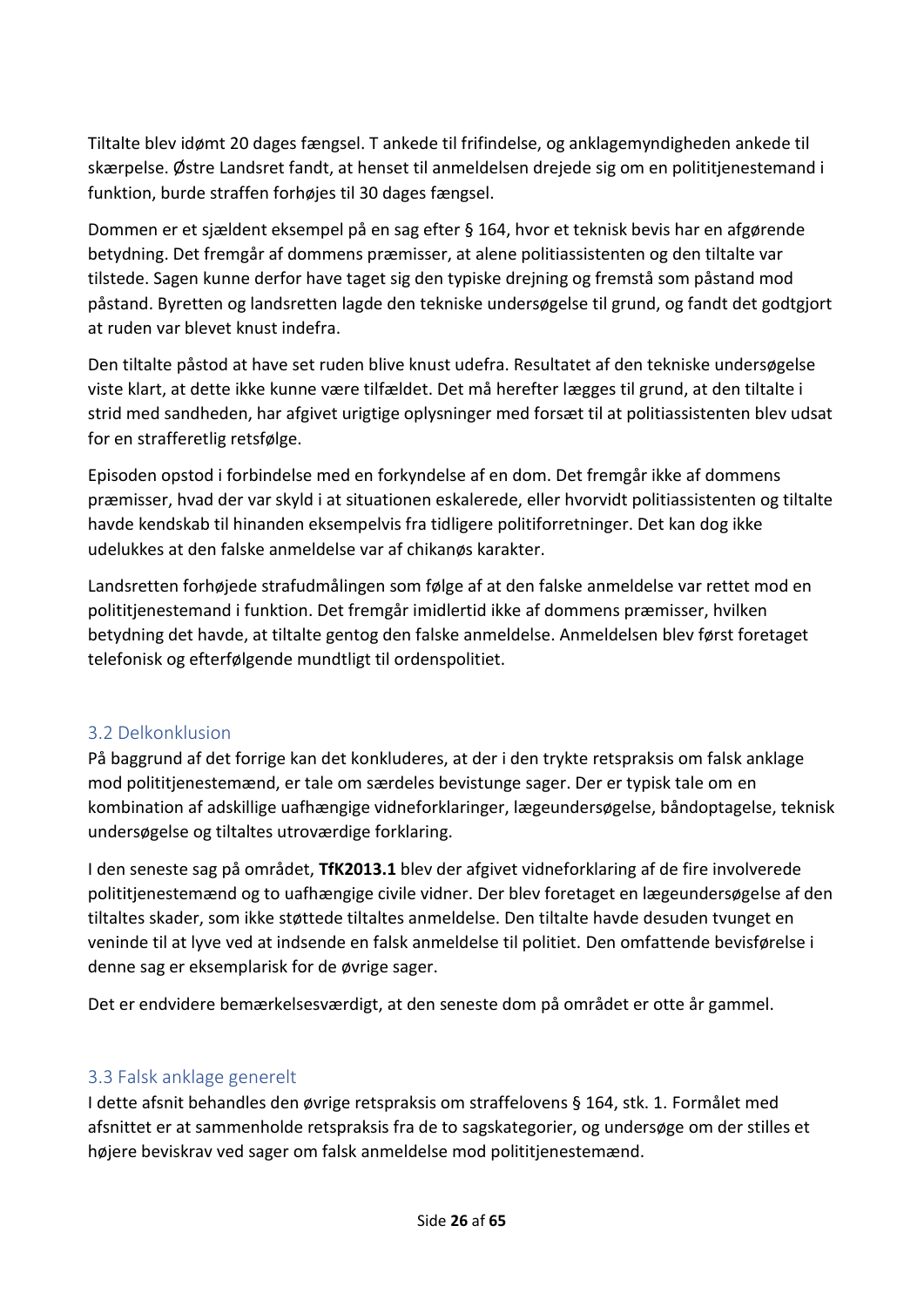Tiltalte blev idømt 20 dages fængsel. T ankede til frifindelse, og anklagemyndigheden ankede til skærpelse. Østre Landsret fandt, at henset til anmeldelsen drejede sig om en polititjenestemand i funktion, burde straffen forhøjes til 30 dages fængsel.

Dommen er et sjældent eksempel på en sag efter § 164, hvor et teknisk bevis har en afgørende betydning. Det fremgår af dommens præmisser, at alene politiassistenten og den tiltalte var tilstede. Sagen kunne derfor have taget sig den typiske drejning og fremstå som påstand mod påstand. Byretten og landsretten lagde den tekniske undersøgelse til grund, og fandt det godtgjort at ruden var blevet knust indefra.

Den tiltalte påstod at have set ruden blive knust udefra. Resultatet af den tekniske undersøgelse viste klart, at dette ikke kunne være tilfældet. Det må herefter lægges til grund, at den tiltalte i strid med sandheden, har afgivet urigtige oplysninger med forsæt til at politiassistenten blev udsat for en strafferetlig retsfølge.

Episoden opstod i forbindelse med en forkyndelse af en dom. Det fremgår ikke af dommens præmisser, hvad der var skyld i at situationen eskalerede, eller hvorvidt politiassistenten og tiltalte havde kendskab til hinanden eksempelvis fra tidligere politiforretninger. Det kan dog ikke udelukkes at den falske anmeldelse var af chikanøs karakter.

Landsretten forhøjede strafudmålingen som følge af at den falske anmeldelse var rettet mod en polititjenestemand i funktion. Det fremgår imidlertid ikke af dommens præmisser, hvilken betydning det havde, at tiltalte gentog den falske anmeldelse. Anmeldelsen blev først foretaget telefonisk og efterfølgende mundtligt til ordenspolitiet.

## 3.2 Delkonklusion

På baggrund af det forrige kan det konkluderes, at der i den trykte retspraksis om falsk anklage mod polititjenestemænd, er tale om særdeles bevistunge sager. Der er typisk tale om en kombination af adskillige uafhængige vidneforklaringer, lægeundersøgelse, båndoptagelse, teknisk undersøgelse og tiltaltes utroværdige forklaring.

I den seneste sag på området, **TfK2013.1** blev der afgivet vidneforklaring af de fire involverede polititjenestemænd og to uafhængige civile vidner. Der blev foretaget en lægeundersøgelse af den tiltaltes skader, som ikke støttede tiltaltes anmeldelse. Den tiltalte havde desuden tvunget en veninde til at lyve ved at indsende en falsk anmeldelse til politiet. Den omfattende bevisførelse i denne sag er eksemplarisk for de øvrige sager.

Det er endvidere bemærkelsesværdigt, at den seneste dom på området er otte år gammel.

## 3.3 Falsk anklage generelt

I dette afsnit behandles den øvrige retspraksis om straffelovens § 164, stk. 1. Formålet med afsnittet er at sammenholde retspraksis fra de to sagskategorier, og undersøge om der stilles et højere beviskrav ved sager om falsk anmeldelse mod polititjenestemænd.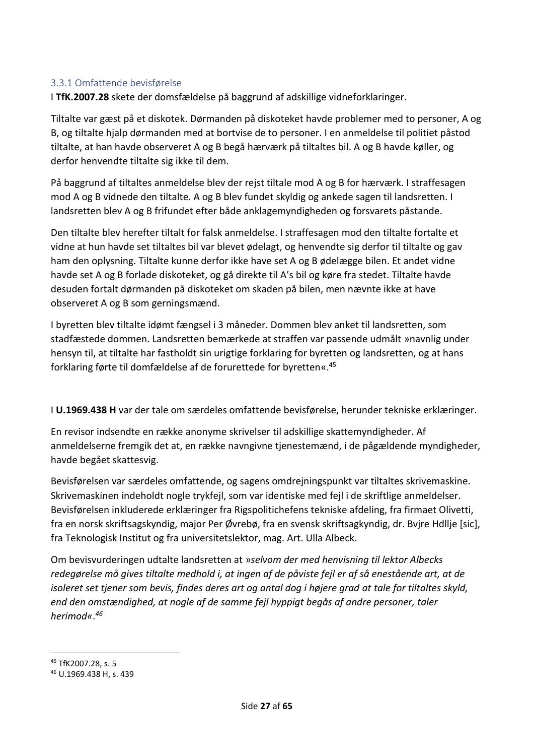### 3.3.1 Omfattende bevisførelse

I **TfK.2007.28** skete der domsfældelse på baggrund af adskillige vidneforklaringer.

Tiltalte var gæst på et diskotek. Dørmanden på diskoteket havde problemer med to personer, A og B, og tiltalte hjalp dørmanden med at bortvise de to personer. I en anmeldelse til politiet påstod tiltalte, at han havde observeret A og B begå hærværk på tiltaltes bil. A og B havde køller, og derfor henvendte tiltalte sig ikke til dem.

På baggrund af tiltaltes anmeldelse blev der rejst tiltale mod A og B for hærværk. I straffesagen mod A og B vidnede den tiltalte. A og B blev fundet skyldig og ankede sagen til landsretten. I landsretten blev A og B frifundet efter både anklagemyndigheden og forsvarets påstande.

Den tiltalte blev herefter tiltalt for falsk anmeldelse. I straffesagen mod den tiltalte fortalte et vidne at hun havde set tiltaltes bil var blevet ødelagt, og henvendte sig derfor til tiltalte og gav ham den oplysning. Tiltalte kunne derfor ikke have set A og B ødelægge bilen. Et andet vidne havde set A og B forlade diskoteket, og gå direkte til A's bil og køre fra stedet. Tiltalte havde desuden fortalt dørmanden på diskoteket om skaden på bilen, men nævnte ikke at have observeret A og B som gerningsmænd.

I byretten blev tiltalte idømt fængsel i 3 måneder. Dommen blev anket til landsretten, som stadfæstede dommen. Landsretten bemærkede at straffen var passende udmålt »navnlig under hensyn til, at tiltalte har fastholdt sin urigtige forklaring for byretten og landsretten, og at hans forklaring førte til domfældelse af de forurettede for byretten«.[45]

I **U.1969.438 H** var der tale om særdeles omfattende bevisførelse, herunder tekniske erklæringer.

En revisor indsendte en række anonyme skrivelser til adskillige skattemyndigheder. Af anmeldelserne fremgik det at, en række navngivne tjenestemænd, i de pågældende myndigheder, havde begået skattesvig.

Bevisførelsen var særdeles omfattende, og sagens omdrejningspunkt var tiltaltes skrivemaskine. Skrivemaskinen indeholdt nogle trykfejl, som var identiske med fejl i de skriftlige anmeldelser. Bevisførelsen inkluderede erklæringer fra Rigspolitichefens tekniske afdeling, fra firmaet Olivetti, fra en norsk skriftsagskyndig, major Per Øvrebø, fra en svensk skriftsagkyndig, dr. Bvjre Hdllje [sic], fra Teknologisk Institut og fra universitetslektor, mag. Art. Ulla Albeck.

Om bevisvurderingen udtalte landsretten at »*selvom der med henvisning til lektor Albecks redegørelse må gives tiltalte medhold i, at ingen af de påviste fejl er af så enestående art, at de isoleret set tjener som bevis, findes deres art og antal dog i højere grad at tale for tiltaltes skyld, end den omstændighed, at nogle af de samme fejl hyppigt begås af andre personer, taler herimod«*.[46]

---

[45] TfK2007.28, s. 5

[46] U.1969.438 H, s. 439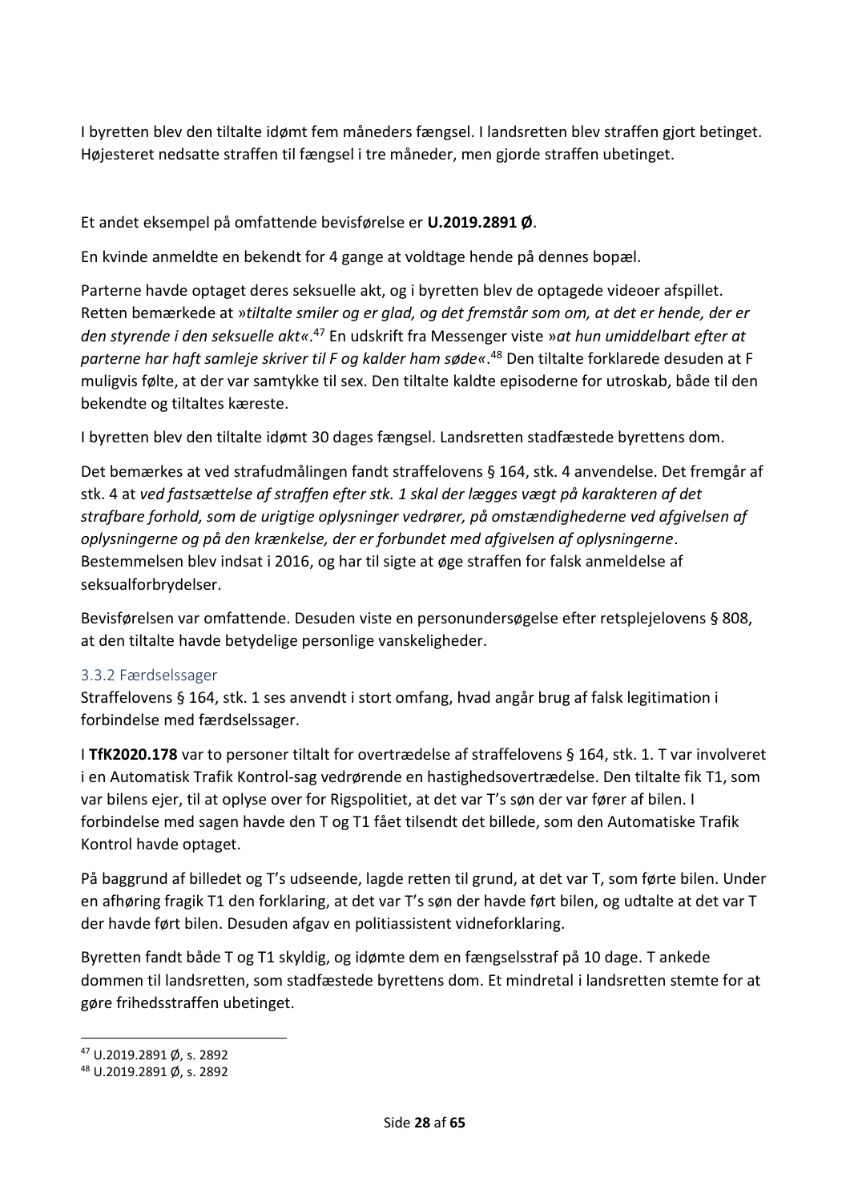I byretten blev den tiltalte idømt fem måneders fængsel. I landsretten blev straffen gjort betinget. Højesteret nedsatte straffen til fængsel i tre måneder, men gjorde straffen ubetinget.

Et andet eksempel på omfattende bevisførelse er **U.2019.2891 Ø**.

En kvinde anmeldte en bekendt for 4 gange at voldtage hende på dennes bopæl.

Parterne havde optaget deres seksuelle akt, og i byretten blev de optagede videoer afspillet. Retten bemærkede at »*tiltalte smiler og er glad, og det fremstår som om, at det er hende, der er den styrende i den seksuelle akt*«.[47] En udskrift fra Messenger viste »*at hun umiddelbart efter at parterne har haft samleje skriver til F og kalder ham søde*«.[48] Den tiltalte forklarede desuden at F muligvis følte, at der var samtykke til sex. Den tiltalte kaldte episoderne for utroskab, både til den bekendte og tiltaltes kæreste.

I byretten blev den tiltalte idømt 30 dages fængsel. Landsretten stadfæstede byrettens dom.

Det bemærkes at ved strafudmålingen fandt straffelovens § 164, stk. 4 anvendelse. Det fremgår af stk. 4 at *ved fastsættelse af straffen efter stk. 1 skal der lægges vægt på karakteren af det strafbare forhold, som de urigtige oplysninger vedrører, på omstændighederne ved afgivelsen af oplysningerne og på den krænkelse, der er forbundet med afgivelsen af oplysningerne*. Bestemmelsen blev indsat i 2016, og har til sigte at øge straffen for falsk anmeldelse af seksualforbrydelser.

Bevisførelsen var omfattende. Desuden viste en personundersøgelse efter retsplejelovens § 808, at den tiltalte havde betydelige personlige vanskeligheder.

### 3.3.2 Færdselssager

Straffelovens § 164, stk. 1 ses anvendt i stort omfang, hvad angår brug af falsk legitimation i forbindelse med færdselssager.

I **TfK2020.178** var to personer tiltalt for overtrædelse af straffelovens § 164, stk. 1. T var involveret i en Automatisk Trafik Kontrol-sag vedrørende en hastighedsovertrædelse. Den tiltalte fik T1, som var bilens ejer, til at oplyse over for Rigspolitiet, at det var T's søn der var fører af bilen. I forbindelse med sagen havde den T og T1 fået tilsendt det billede, som den Automatiske Trafik Kontrol havde optaget.

På baggrund af billedet og T's udseende, lagde retten til grund, at det var T, som førte bilen. Under en afhøring fragik T1 den forklaring, at det var T's søn der havde ført bilen, og udtalte at det var T der havde ført bilen. Desuden afgav en politiassistent vidneforklaring.

Byretten fandt både T og T1 skyldig, og idømte dem en fængselsstraf på 10 dage. T ankede dommen til landsretten, som stadfæstede byrettens dom. Et mindretal i landsretten stemte for at gøre frihedsstraffen ubetinget.

---

[47] U.2019.2891 Ø, s. 2892

[48] U.2019.2891 Ø, s. 2892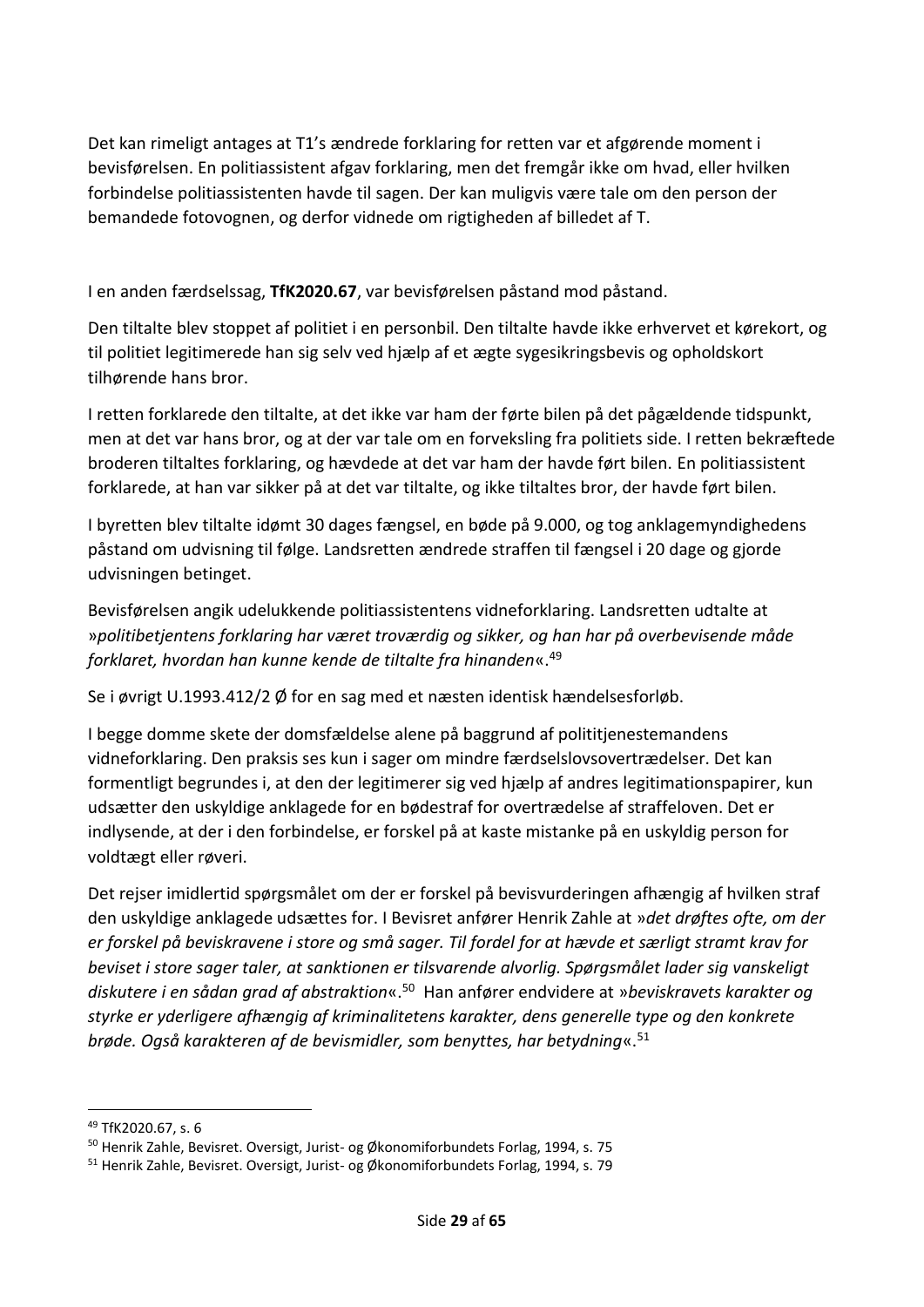Det kan rimeligt antages at T1's ændrede forklaring for retten var et afgørende moment i bevisførelsen. En politiassistent afgav forklaring, men det fremgår ikke om hvad, eller hvilken forbindelse politiassistenten havde til sagen. Der kan muligvis være tale om den person der bemandede fotovognen, og derfor vidnede om rigtigheden af billedet af T.

I en anden færdselssag, **TfK2020.67**, var bevisførelsen påstand mod påstand.

Den tiltalte blev stoppet af politiet i en personbil. Den tiltalte havde ikke erhvervet et kørekort, og til politiet legitimerede han sig selv ved hjælp af et ægte sygesikringsbevis og opholdskort tilhørende hans bror.

I retten forklarede den tiltalte, at det ikke var ham der førte bilen på det pågældende tidspunkt, men at det var hans bror, og at der var tale om en forveksling fra politiets side. I retten bekræftede broderen tiltaltes forklaring, og hævdede at det var ham der havde ført bilen. En politiassistent forklarede, at han var sikker på at det var tiltalte, og ikke tiltaltes bror, der havde ført bilen.

I byretten blev tiltalte idømt 30 dages fængsel, en bøde på 9.000, og tog anklagemyndighedens påstand om udvisning til følge. Landsretten ændrede straffen til fængsel i 20 dage og gjorde udvisningen betinget.

Bevisførelsen angik udelukkende politiassistentens vidneforklaring. Landsretten udtalte at »*politibetjentens forklaring har været troværdig og sikker, og han har på overbevisende måde forklaret, hvordan han kunne kende de tiltalte fra hinanden*«.[49]

Se i øvrigt U.1993.412/2 Ø for en sag med et næsten identisk hændelsesforløb.

I begge domme skete der domsfældelse alene på baggrund af polititjenestemandens vidneforklaring. Den praksis ses kun i sager om mindre færdselslovsovertrædelser. Det kan formentligt begrundes i, at den der legitimerer sig ved hjælp af andres legitimationspapirer, kun udsætter den uskyldige anklagede for en bødestraf for overtrædelse af straffeloven. Det er indlysende, at der i den forbindelse, er forskel på at kaste mistanke på en uskyldig person for voldtægt eller røveri.

Det rejser imidlertid spørgsmålet om der er forskel på bevisvurderingen afhængig af hvilken straf den uskyldige anklagede udsættes for. I Bevisret anfører Henrik Zahle at »*det drøftes ofte, om der er forskel på beviskravene i store og små sager. Til fordel for at hævde et særligt stramt krav for beviset i store sager taler, at sanktionen er tilsvarende alvorlig. Spørgsmålet lader sig vanskeligt diskutere i en sådan grad af abstraktion*«.[50] Han anfører endvidere at »*beviskravets karakter og styrke er yderligere afhængig af kriminalitetens karakter, dens generelle type og den konkrete brøde. Også karakteren af de bevismidler, som benyttes, har betydning*«.[51]

---

[49] TfK2020.67, s. 6

[50] Henrik Zahle, Bevisret. Oversigt, Jurist- og Økonomiforbundets Forlag, 1994, s. 75

[51] Henrik Zahle, Bevisret. Oversigt, Jurist- og Økonomiforbundets Forlag, 1994, s. 79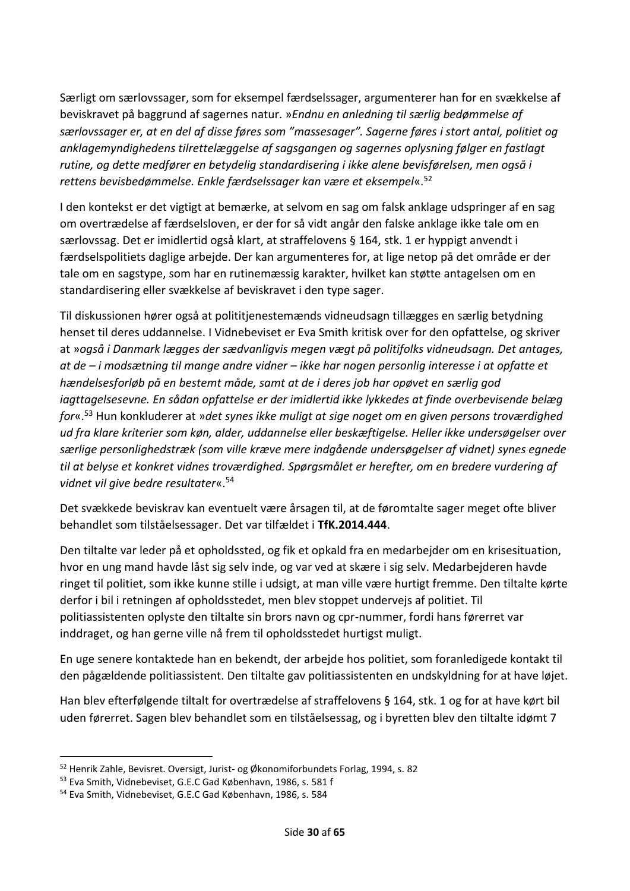Særligt om særlovssager, som for eksempel færdselssager, argumenterer han for en svækkelse af beviskravet på baggrund af sagernes natur. »*Endnu en anledning til særlig bedømmelse af særlovssager er, at en del af disse føres som "massesager". Sagerne føres i stort antal, politiet og anklagemyndighedens tilrettelæggelse af sagsgangen og sagernes oplysning følger en fastlagt rutine, og dette medfører en betydelig standardisering i ikke alene bevisførelsen, men også i rettens bevisbedømmelse. Enkle færdselssager kan være et eksempel*«.[52]

I den kontekst er det vigtigt at bemærke, at selvom en sag om falsk anklage udspringer af en sag om overtrædelse af færdselsloven, er der for så vidt angår den falske anklage ikke tale om en særlovssag. Det er imidlertid også klart, at straffelovens § 164, stk. 1 er hyppigt anvendt i færdselspolitiets daglige arbejde. Der kan argumenteres for, at lige netop på det område er der tale om en sagstype, som har en rutinemæssig karakter, hvilket kan støtte antagelsen om en standardisering eller svækkelse af beviskravet i den type sager.

Til diskussionen hører også at polititjenestemænds vidneudsagn tillægges en særlig betydning henset til deres uddannelse. I Vidnebeviset er Eva Smith kritisk over for den opfattelse, og skriver at »*også i Danmark lægges der sædvanligvis megen vægt på politifolks vidneudsagn. Det antages, at de – i modsætning til mange andre vidner – ikke har nogen personlig interesse i at opfatte et hændelsesforløb på en bestemt måde, samt at de i deres job har opøvet en særlig god iagttagelsesevne. En sådan opfattelse er der imidlertid ikke lykkedes at finde overbevisende belæg for*«.[53] Hun konkluderer at »*det synes ikke muligt at sige noget om en given persons troværdighed ud fra klare kriterier som køn, alder, uddannelse eller beskæftigelse. Heller ikke undersøgelser over særlige personlighedstræk (som ville kræve mere indgående undersøgelser af vidnet) synes egnede til at belyse et konkret vidnes troværdighed. Spørgsmålet er herefter, om en bredere vurdering af vidnet vil give bedre resultater*«.[54]

Det svækkede beviskrav kan eventuelt være årsagen til, at de føromtalte sager meget ofte bliver behandlet som tilståelsessager. Det var tilfældet i **TfK.2014.444**.

Den tiltalte var leder på et opholdssted, og fik et opkald fra en medarbejder om en krisesituation, hvor en ung mand havde låst sig selv inde, og var ved at skære i sig selv. Medarbejderen havde ringet til politiet, som ikke kunne stille i udsigt, at man ville være hurtigt fremme. Den tiltalte kørte derfor i bil i retningen af opholdsstedet, men blev stoppet undervejs af politiet. Til politiassistenten oplyste den tiltalte sin brors navn og cpr-nummer, fordi hans førerret var inddraget, og han gerne ville nå frem til opholdsstedet hurtigst muligt.

En uge senere kontaktede han en bekendt, der arbejde hos politiet, som foranledigede kontakt til den pågældende politiassistent. Den tiltalte gav politiassistenten en undskyldning for at have løjet.

Han blev efterfølgende tiltalt for overtrædelse af straffelovens § 164, stk. 1 og for at have kørt bil uden førerret. Sagen blev behandlet som en tilståelsessag, og i byretten blev den tiltalte idømt 7

---

[52] Henrik Zahle, Bevisret. Oversigt, Jurist- og Økonomiforbundets Forlag, 1994, s. 82

[53] Eva Smith, Vidnebeviset, G.E.C Gad København, 1986, s. 581 f

[54] Eva Smith, Vidnebeviset, G.E.C Gad København, 1986, s. 584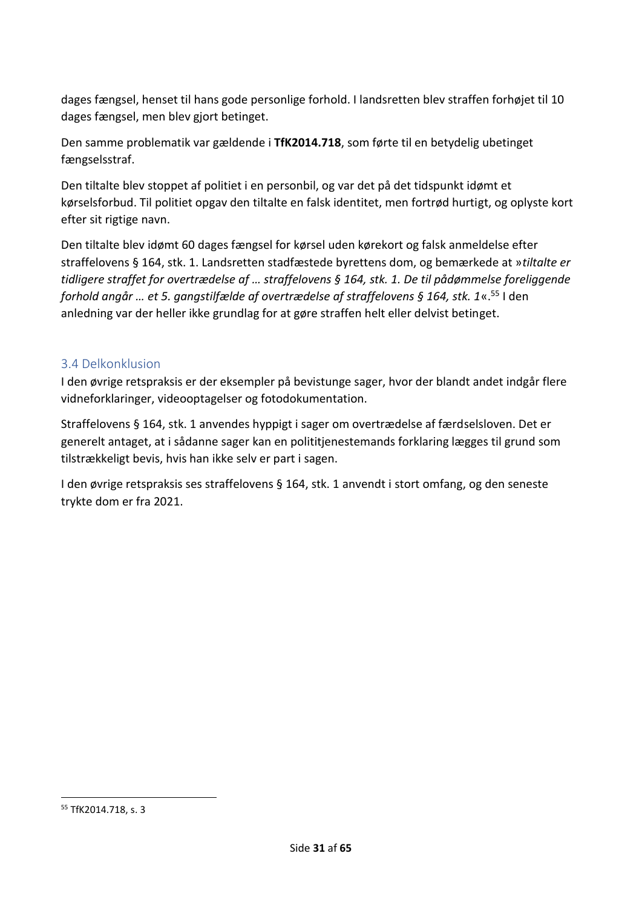dages fængsel, henset til hans gode personlige forhold. I landsretten blev straffen forhøjet til 10 dages fængsel, men blev gjort betinget.

Den samme problematik var gældende i **TfK2014.718**, som førte til en betydelig ubetinget fængselsstraf.

Den tiltalte blev stoppet af politiet i en personbil, og var det på det tidspunkt idømt et kørselsforbud. Til politiet opgav den tiltalte en falsk identitet, men fortrød hurtigt, og oplyste kort efter sit rigtige navn.

Den tiltalte blev idømt 60 dages fængsel for kørsel uden kørekort og falsk anmeldelse efter straffelovens § 164, stk. 1. Landsretten stadfæstede byrettens dom, og bemærkede at »*tiltalte er tidligere straffet for overtrædelse af … straffelovens § 164, stk. 1. De til pådømmelse foreliggende forhold angår … et 5. gangstilfælde af overtrædelse af straffelovens § 164, stk. 1*«.[55] I den anledning var der heller ikke grundlag for at gøre straffen helt eller delvist betinget.

## 3.4 Delkonklusion

I den øvrige retspraksis er der eksempler på bevistunge sager, hvor der blandt andet indgår flere vidneforklaringer, videooptagelser og fotodokumentation.

Straffelovens § 164, stk. 1 anvendes hyppigt i sager om overtrædelse af færdselsloven. Det er generelt antaget, at i sådanne sager kan en polititjenestemands forklaring lægges til grund som tilstrækkeligt bevis, hvis han ikke selv er part i sagen.

I den øvrige retspraksis ses straffelovens § 164, stk. 1 anvendt i stort omfang, og den seneste trykte dom er fra 2021.

---

[55] TfK2014.718, s. 3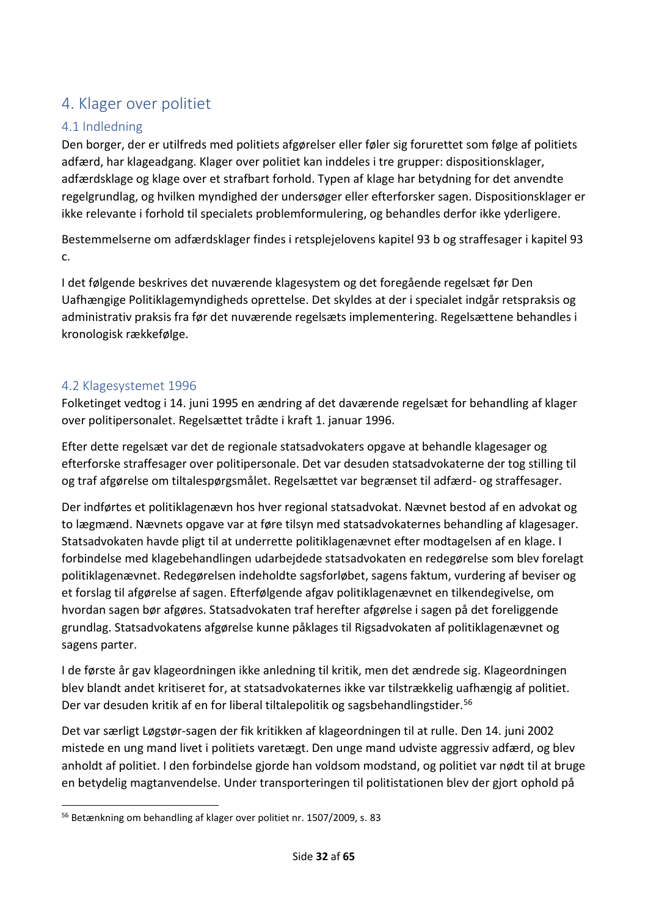# 4. Klager over politiet

## 4.1 Indledning

Den borger, der er utilfreds med politiets afgørelser eller føler sig forurettet som følge af politiets adfærd, har klageadgang. Klager over politiet kan inddeles i tre grupper: dispositionsklager, adfærdsklage og klage over et strafbart forhold. Typen af klage har betydning for det anvendte regelgrundlag, og hvilken myndighed der undersøger eller efterforsker sagen. Dispositionsklager er ikke relevante i forhold til specialets problemformulering, og behandles derfor ikke yderligere.

Bestemmelserne om adfærdsklager findes i retsplejelovens kapitel 93 b og straffesager i kapitel 93 c.

I det følgende beskrives det nuværende klagesystem og det foregående regelsæt før Den Uafhængige Politiklagemyndigheds oprettelse. Det skyldes at der i specialet indgår retspraksis og administrativ praksis fra før det nuværende regelsæts implementering. Regelsættene behandles i kronologisk rækkefølge.

## 4.2 Klagesystemet 1996

Folketinget vedtog i 14. juni 1995 en ændring af det daværende regelsæt for behandling af klager over politipersonalet. Regelsættet trådte i kraft 1. januar 1996.

Efter dette regelsæt var det de regionale statsadvokaters opgave at behandle klagesager og efterforske straffesager over politipersonale. Det var desuden statsadvokaterne der tog stilling til og traf afgørelse om tiltalespørgsmålet. Regelsættet var begrænset til adfærd- og straffesager.

Der indførtes et politiklagenævn hos hver regional statsadvokat. Nævnet bestod af en advokat og to lægmænd. Nævnets opgave var at føre tilsyn med statsadvokaternes behandling af klagesager. Statsadvokaten havde pligt til at underrette politiklagenævnet efter modtagelsen af en klage. I forbindelse med klagebehandlingen udarbejdede statsadvokaten en redegørelse som blev forelagt politiklagenævnet. Redegørelsen indeholdte sagsforløbet, sagens faktum, vurdering af beviser og et forslag til afgørelse af sagen. Efterfølgende afgav politiklagenævnet en tilkendegivelse, om hvordan sagen bør afgøres. Statsadvokaten traf herefter afgørelse i sagen på det foreliggende grundlag. Statsadvokatens afgørelse kunne påklages til Rigsadvokaten af politiklagenævnet og sagens parter.

I de første år gav klageordningen ikke anledning til kritik, men det ændrede sig. Klageordningen blev blandt andet kritiseret for, at statsadvokaternes ikke var tilstrækkelig uafhængig af politiet. Der var desuden kritik af en for liberal tiltalepolitik og sagsbehandlingstider.[56]

Det var særligt Løgstør-sagen der fik kritikken af klageordningen til at rulle. Den 14. juni 2002 mistede en ung mand livet i politiets varetægt. Den unge mand udviste aggressiv adfærd, og blev anholdt af politiet. I den forbindelse gjorde han voldsom modstand, og politiet var nødt til at bruge en betydelig magtanvendelse. Under transporteringen til politistationen blev der gjort ophold på

---

[56] Betænkning om behandling af klager over politiet nr. 1507/2009, s. 83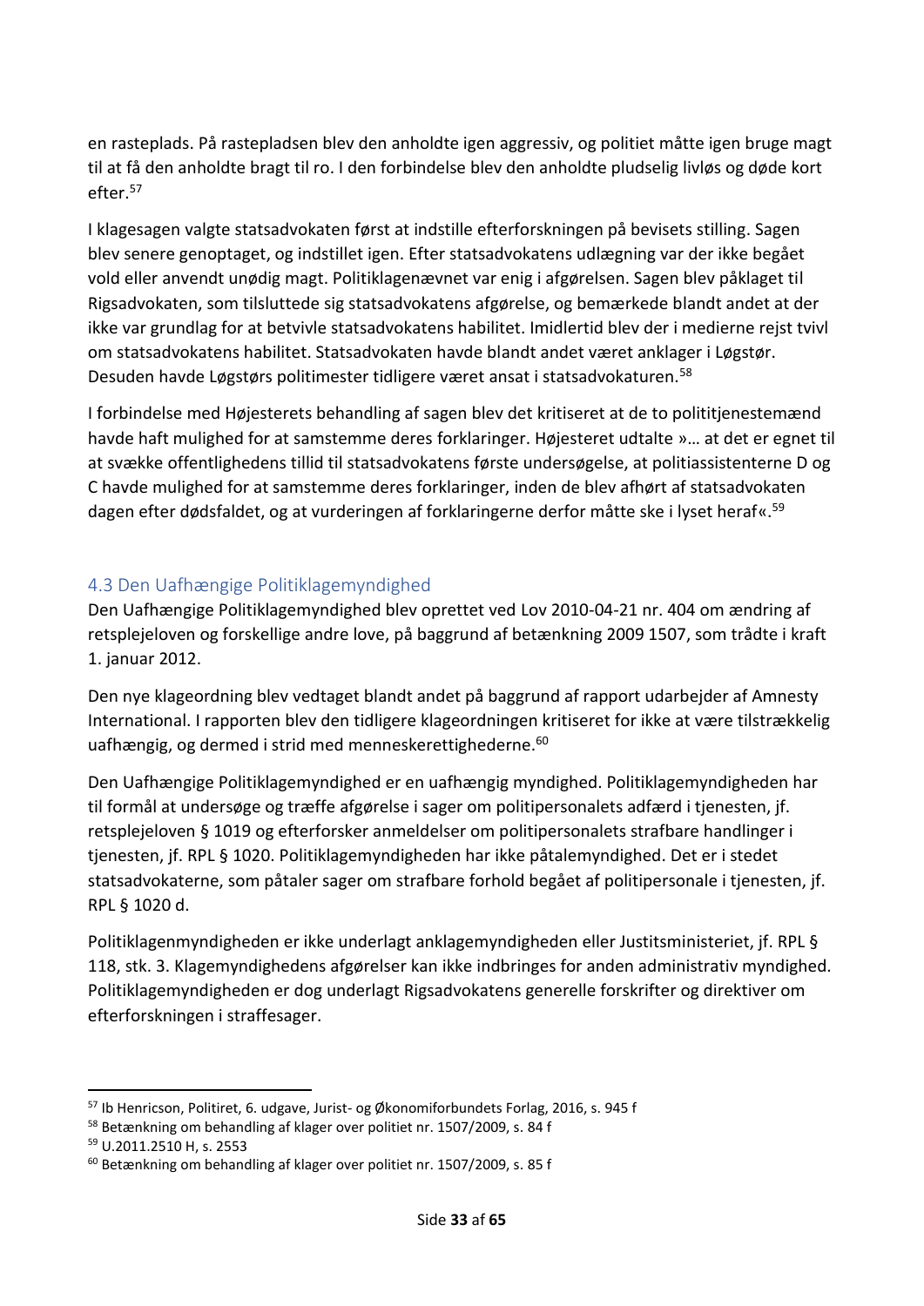en rasteplads. På rastepladsen blev den anholdte igen aggressiv, og politiet måtte igen bruge magt til at få den anholdte bragt til ro. I den forbindelse blev den anholdte pludselig livløs og døde kort efter.[57]

I klagesagen valgte statsadvokaten først at indstille efterforskningen på bevisets stilling. Sagen blev senere genoptaget, og indstillet igen. Efter statsadvokatens udlægning var der ikke begået vold eller anvendt unødig magt. Politiklagenævnet var enig i afgørelsen. Sagen blev påklaget til Rigsadvokaten, som tilsluttede sig statsadvokatens afgørelse, og bemærkede blandt andet at der ikke var grundlag for at betvivle statsadvokatens habilitet. Imidlertid blev der i medierne rejst tvivl om statsadvokatens habilitet. Statsadvokaten havde blandt andet været anklager i Løgstør. Desuden havde Løgstørs politimester tidligere været ansat i statsadvokaturen.[58]

I forbindelse med Højesterets behandling af sagen blev det kritiseret at de to polititjenestemænd havde haft mulighed for at samstemme deres forklaringer. Højesteret udtalte »… at det er egnet til at svække offentlighedens tillid til statsadvokatens første undersøgelse, at politiassistenterne D og C havde mulighed for at samstemme deres forklaringer, inden de blev afhørt af statsadvokaten dagen efter dødsfaldet, og at vurderingen af forklaringerne derfor måtte ske i lyset heraf«.[59]

## 4.3 Den Uafhængige Politiklagemyndighed

Den Uafhængige Politiklagemyndighed blev oprettet ved Lov 2010-04-21 nr. 404 om ændring af retsplejeloven og forskellige andre love, på baggrund af betænkning 2009 1507, som trådte i kraft 1. januar 2012.

Den nye klageordning blev vedtaget blandt andet på baggrund af rapport udarbejder af Amnesty International. I rapporten blev den tidligere klageordningen kritiseret for ikke at være tilstrækkelig uafhængig, og dermed i strid med menneskerettighederne.[60]

Den Uafhængige Politiklagemyndighed er en uafhængig myndighed. Politiklagemyndigheden har til formål at undersøge og træffe afgørelse i sager om politipersonalets adfærd i tjenesten, jf. retsplejeloven § 1019 og efterforsker anmeldelser om politipersonalets strafbare handlinger i tjenesten, jf. RPL § 1020. Politiklagemyndigheden har ikke påtalemyndighed. Det er i stedet statsadvokaterne, som påtaler sager om strafbare forhold begået af politipersonale i tjenesten, jf. RPL § 1020 d.

Politiklagenmyndigheden er ikke underlagt anklagemyndigheden eller Justitsministeriet, jf. RPL § 118, stk. 3. Klagemyndighedens afgørelser kan ikke indbringes for anden administrativ myndighed. Politiklagemyndigheden er dog underlagt Rigsadvokatens generelle forskrifter og direktiver om efterforskningen i straffesager.

---

[57] Ib Henricson, Politiret, 6. udgave, Jurist- og Økonomiforbundets Forlag, 2016, s. 945 f

[58] Betænkning om behandling af klager over politiet nr. 1507/2009, s. 84 f

[59] U.2011.2510 H, s. 2553

[60] Betænkning om behandling af klager over politiet nr. 1507/2009, s. 85 f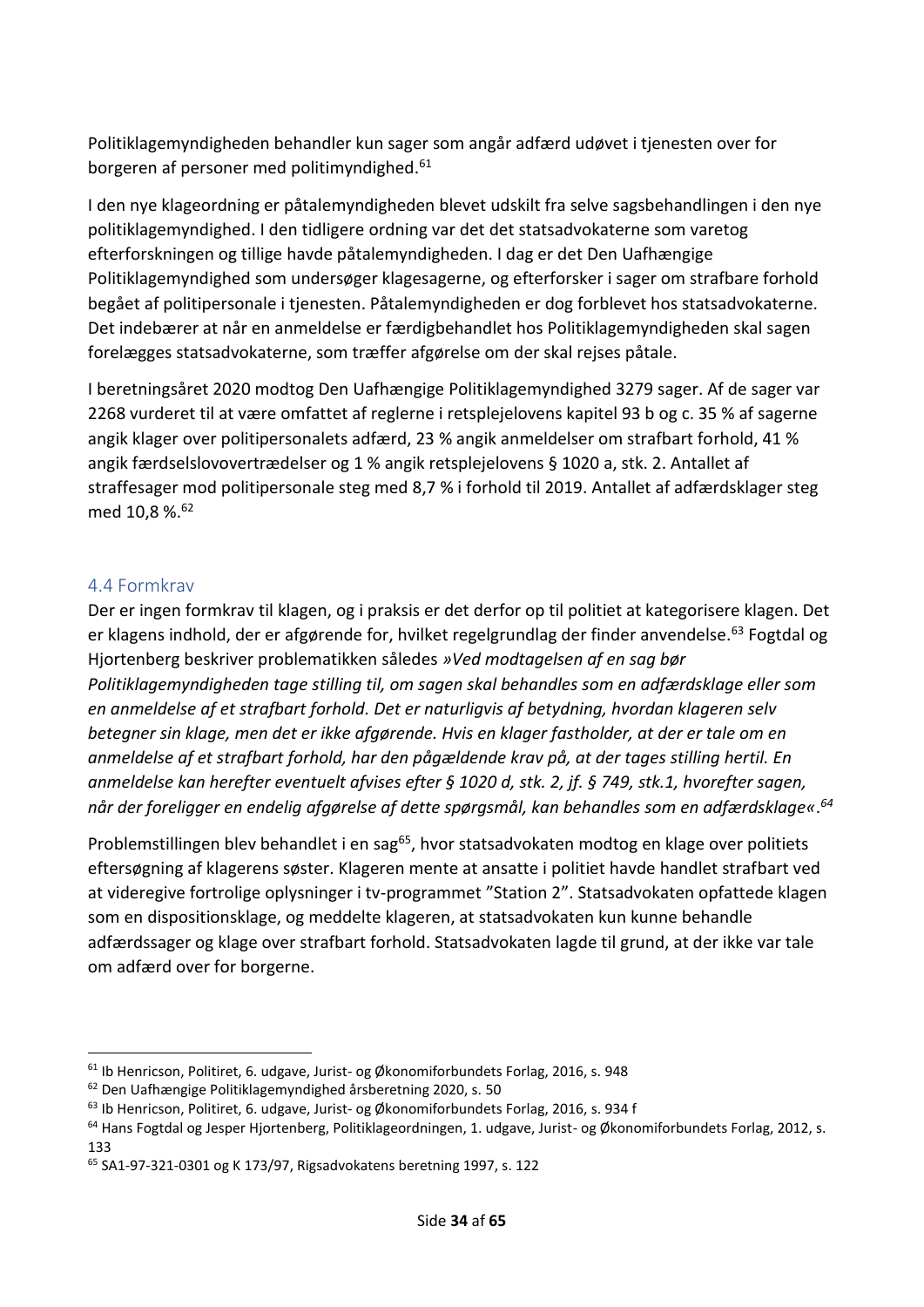Politiklagemyndigheden behandler kun sager som angår adfærd udøvet i tjenesten over for borgeren af personer med politimyndighed.[61]

I den nye klageordning er påtalemyndigheden blevet udskilt fra selve sagsbehandlingen i den nye politiklagemyndighed. I den tidligere ordning var det det statsadvokaterne som varetog efterforskningen og tillige havde påtalemyndigheden. I dag er det Den Uafhængige Politiklagemyndighed som undersøger klagesagerne, og efterforsker i sager om strafbare forhold begået af politipersonale i tjenesten. Påtalemyndigheden er dog forblevet hos statsadvokaterne. Det indebærer at når en anmeldelse er færdigbehandlet hos Politiklagemyndigheden skal sagen forelægges statsadvokaterne, som træffer afgørelse om der skal rejses påtale.

I beretningsåret 2020 modtog Den Uafhængige Politiklagemyndighed 3279 sager. Af de sager var 2268 vurderet til at være omfattet af reglerne i retsplejelovens kapitel 93 b og c. 35 % af sagerne angik klager over politipersonalets adfærd, 23 % angik anmeldelser om strafbart forhold, 41 % angik færdselslovovertrædelser og 1 % angik retsplejelovens § 1020 a, stk. 2. Antallet af straffesager mod politipersonale steg med 8,7 % i forhold til 2019. Antallet af adfærdsklager steg med 10,8 %.[62]

## 4.4 Formkrav

Der er ingen formkrav til klagen, og i praksis er det derfor op til politiet at kategorisere klagen. Det er klagens indhold, der er afgørende for, hvilket regelgrundlag der finder anvendelse.[63] Fogtdal og Hjortenberg beskriver problematikken således *»Ved modtagelsen af en sag bør Politiklagemyndigheden tage stilling til, om sagen skal behandles som en adfærdsklage eller som en anmeldelse af et strafbart forhold. Det er naturligvis af betydning, hvordan klageren selv betegner sin klage, men det er ikke afgørende. Hvis en klager fastholder, at der er tale om en anmeldelse af et strafbart forhold, har den pågældende krav på, at der tages stilling hertil. En anmeldelse kan herefter eventuelt afvises efter § 1020 d, stk. 2, jf. § 749, stk.1, hvorefter sagen, når der foreligger en endelig afgørelse af dette spørgsmål, kan behandles som en adfærdsklage«.*[64]

Problemstillingen blev behandlet i en sag[65], hvor statsadvokaten modtog en klage over politiets eftersøgning af klagerens søster. Klageren mente at ansatte i politiet havde handlet strafbart ved at videregive fortrolige oplysninger i tv-programmet "Station 2". Statsadvokaten opfattede klagen som en dispositionsklage, og meddelte klageren, at statsadvokaten kun kunne behandle adfærdssager og klage over strafbart forhold. Statsadvokaten lagde til grund, at der ikke var tale om adfærd over for borgerne.

---

[61] Ib Henricson, Politiret, 6. udgave, Jurist- og Økonomiforbundets Forlag, 2016, s. 948

[62] Den Uafhængige Politiklagemyndighed årsberetning 2020, s. 50

[63] Ib Henricson, Politiret, 6. udgave, Jurist- og Økonomiforbundets Forlag, 2016, s. 934 f

[64] Hans Fogtdal og Jesper Hjortenberg, Politiklageordningen, 1. udgave, Jurist- og Økonomiforbundets Forlag, 2012, s. 133

[65] SA1-97-321-0301 og K 173/97, Rigsadvokatens beretning 1997, s. 122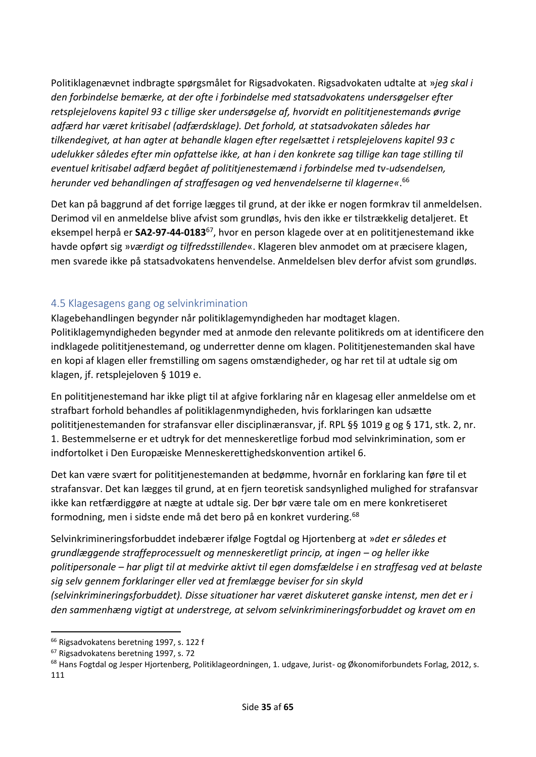Politiklagenævnet indbragte spørgsmålet for Rigsadvokaten. Rigsadvokaten udtalte at »*jeg skal i den forbindelse bemærke, at der ofte i forbindelse med statsadvokatens undersøgelser efter retsplejelovens kapitel 93 c tillige sker undersøgelse af, hvorvidt en polititjenestemands øvrige adfærd har været kritisabel (adfærdsklage). Det forhold, at statsadvokaten således har tilkendegivet, at han agter at behandle klagen efter regelsættet i retsplejelovens kapitel 93 c udelukker således efter min opfattelse ikke, at han i den konkrete sag tillige kan tage stilling til eventuel kritisabel adfærd begået af polititjenestemænd i forbindelse med tv-udsendelsen, herunder ved behandlingen af straffesagen og ved henvendelserne til klagerne*«.[66]

Det kan på baggrund af det forrige lægges til grund, at der ikke er nogen formkrav til anmeldelsen. Derimod vil en anmeldelse blive afvist som grundløs, hvis den ikke er tilstrækkelig detaljeret. Et eksempel herpå er **SA2-97-44-0183**[67], hvor en person klagede over at en polititjenestemand ikke havde opført sig »*værdigt og tilfredsstillende*«. Klageren blev anmodet om at præcisere klagen, men svarede ikke på statsadvokatens henvendelse. Anmeldelsen blev derfor afvist som grundløs.

## 4.5 Klagesagens gang og selvinkrimination

Klagebehandlingen begynder når politiklagemyndigheden har modtaget klagen. Politiklagemyndigheden begynder med at anmode den relevante politikreds om at identificere den indklagede polititjenestemand, og underretter denne om klagen. Polititjenestemanden skal have en kopi af klagen eller fremstilling om sagens omstændigheder, og har ret til at udtale sig om klagen, jf. retsplejeloven § 1019 e.

En polititjenestemand har ikke pligt til at afgive forklaring når en klagesag eller anmeldelse om et strafbart forhold behandles af politiklagenmyndigheden, hvis forklaringen kan udsætte polititjenestemanden for strafansvar eller disciplinæransvar, jf. RPL §§ 1019 g og § 171, stk. 2, nr. 1. Bestemmelserne er et udtryk for det menneskeretlige forbud mod selvinkrimination, som er indfortolket i Den Europæiske Menneskerettighedskonvention artikel 6.

Det kan være svært for polititjenestemanden at bedømme, hvornår en forklaring kan føre til et strafansvar. Det kan lægges til grund, at en fjern teoretisk sandsynlighed mulighed for strafansvar ikke kan retfærdiggøre at nægte at udtale sig. Der bør være tale om en mere konkretiseret formodning, men i sidste ende må det bero på en konkret vurdering.[68]

Selvinkrimineringsforbuddet indebærer ifølge Fogtdal og Hjortenberg at »*det er således et grundlæggende straffeprocessuelt og menneskeretligt princip, at ingen – og heller ikke politipersonale – har pligt til at medvirke aktivt til egen domsfældelse i en straffesag ved at belaste sig selv gennem forklaringer eller ved at fremlægge beviser for sin skyld (selvinkrimineringsforbuddet). Disse situationer har været diskuteret ganske intenst, men det er i den sammenhæng vigtigt at understrege, at selvom selvinkrimineringsforbuddet og kravet om en*

---

[66] Rigsadvokatens beretning 1997, s. 122 f

[67] Rigsadvokatens beretning 1997, s. 72

[68] Hans Fogtdal og Jesper Hjortenberg, Politiklageordningen, 1. udgave, Jurist- og Økonomiforbundets Forlag, 2012, s. 111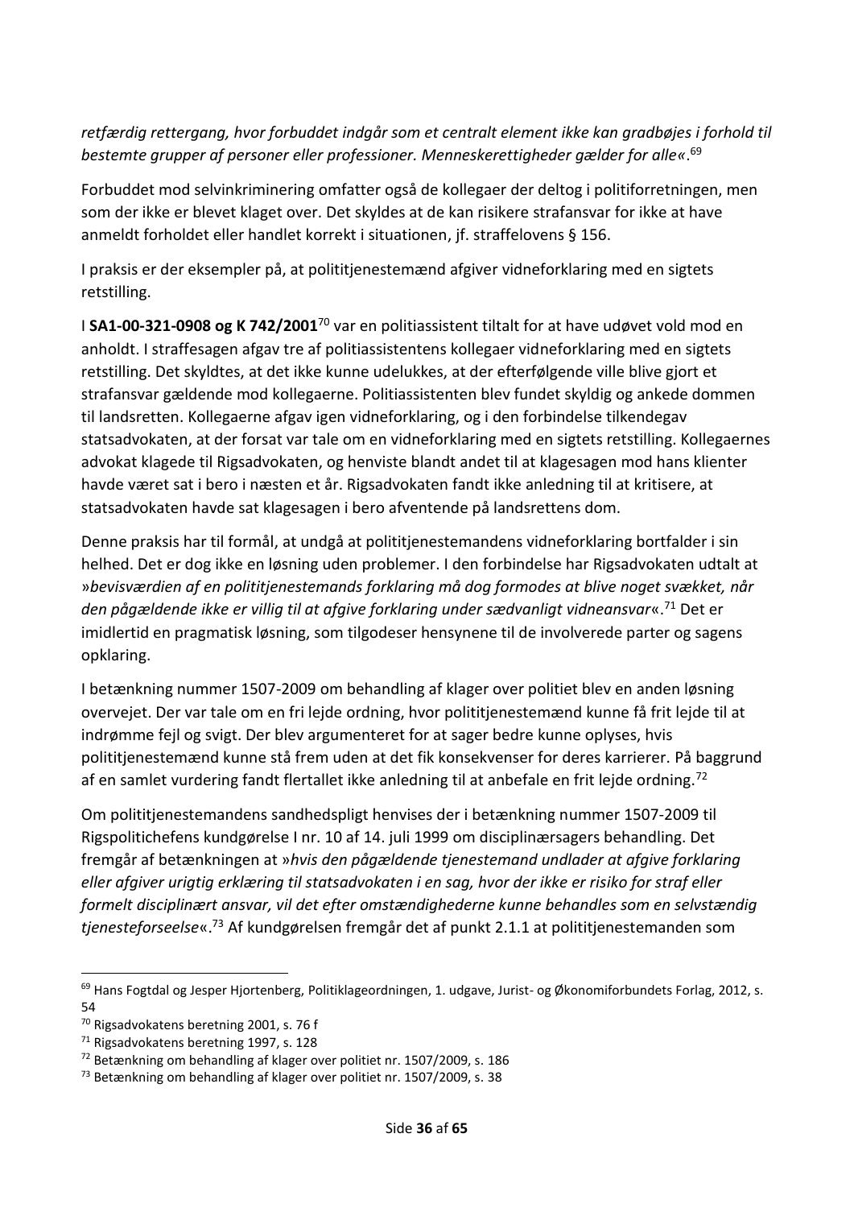*retfærdig rettergang, hvor forbuddet indgår som et centralt element ikke kan gradbøjes i forhold til bestemte grupper af personer eller professioner. Menneskerettigheder gælder for alle«*.[69]

Forbuddet mod selvinkriminering omfatter også de kollegaer der deltog i politiforretningen, men som der ikke er blevet klaget over. Det skyldes at de kan risikere strafansvar for ikke at have anmeldt forholdet eller handlet korrekt i situationen, jf. straffelovens § 156.

I praksis er der eksempler på, at polititjenestemænd afgiver vidneforklaring med en sigtets retstilling.

I **SA1-00-321-0908 og K 742/2001**[70] var en politiassistent tiltalt for at have udøvet vold mod en anholdt. I straffesagen afgav tre af politiassistentens kollegaer vidneforklaring med en sigtets retstilling. Det skyldtes, at det ikke kunne udelukkes, at der efterfølgende ville blive gjort et strafansvar gældende mod kollegaerne. Politiassistenten blev fundet skyldig og ankede dommen til landsretten. Kollegaerne afgav igen vidneforklaring, og i den forbindelse tilkendegav statsadvokaten, at der forsat var tale om en vidneforklaring med en sigtets retstilling. Kollegaernes advokat klagede til Rigsadvokaten, og henviste blandt andet til at klagesagen mod hans klienter havde været sat i bero i næsten et år. Rigsadvokaten fandt ikke anledning til at kritisere, at statsadvokaten havde sat klagesagen i bero afventende på landsrettens dom.

Denne praksis har til formål, at undgå at polititjenestemandens vidneforklaring bortfalder i sin helhed. Det er dog ikke en løsning uden problemer. I den forbindelse har Rigsadvokaten udtalt at »*bevisværdien af en polititjenestemands forklaring må dog formodes at blive noget svækket, når den pågældende ikke er villig til at afgive forklaring under sædvanligt vidneansvar*«.[71] Det er imidlertid en pragmatisk løsning, som tilgodeser hensynene til de involverede parter og sagens opklaring.

I betænkning nummer 1507-2009 om behandling af klager over politiet blev en anden løsning overvejet. Der var tale om en fri lejde ordning, hvor polititjenestemænd kunne få frit lejde til at indrømme fejl og svigt. Der blev argumenteret for at sager bedre kunne oplyses, hvis polititjenestemænd kunne stå frem uden at det fik konsekvenser for deres karrierer. På baggrund af en samlet vurdering fandt flertallet ikke anledning til at anbefale en frit lejde ordning.[72]

Om polititjenestemandens sandhedspligt henvises der i betænkning nummer 1507-2009 til Rigspolitichefens kundgørelse I nr. 10 af 14. juli 1999 om disciplinærsagers behandling. Det fremgår af betænkningen at »*hvis den pågældende tjenestemand undlader at afgive forklaring eller afgiver urigtig erklæring til statsadvokaten i en sag, hvor der ikke er risiko for straf eller formelt disciplinært ansvar, vil det efter omstændighederne kunne behandles som en selvstændig tjenesteforseelse*«.[73] Af kundgørelsen fremgår det af punkt 2.1.1 at polititjenestemanden som

---

[69] Hans Fogtdal og Jesper Hjortenberg, Politiklageordningen, 1. udgave, Jurist- og Økonomiforbundets Forlag, 2012, s. 54

[70] Rigsadvokatens beretning 2001, s. 76 f

[71] Rigsadvokatens beretning 1997, s. 128

[72] Betænkning om behandling af klager over politiet nr. 1507/2009, s. 186

[73] Betænkning om behandling af klager over politiet nr. 1507/2009, s. 38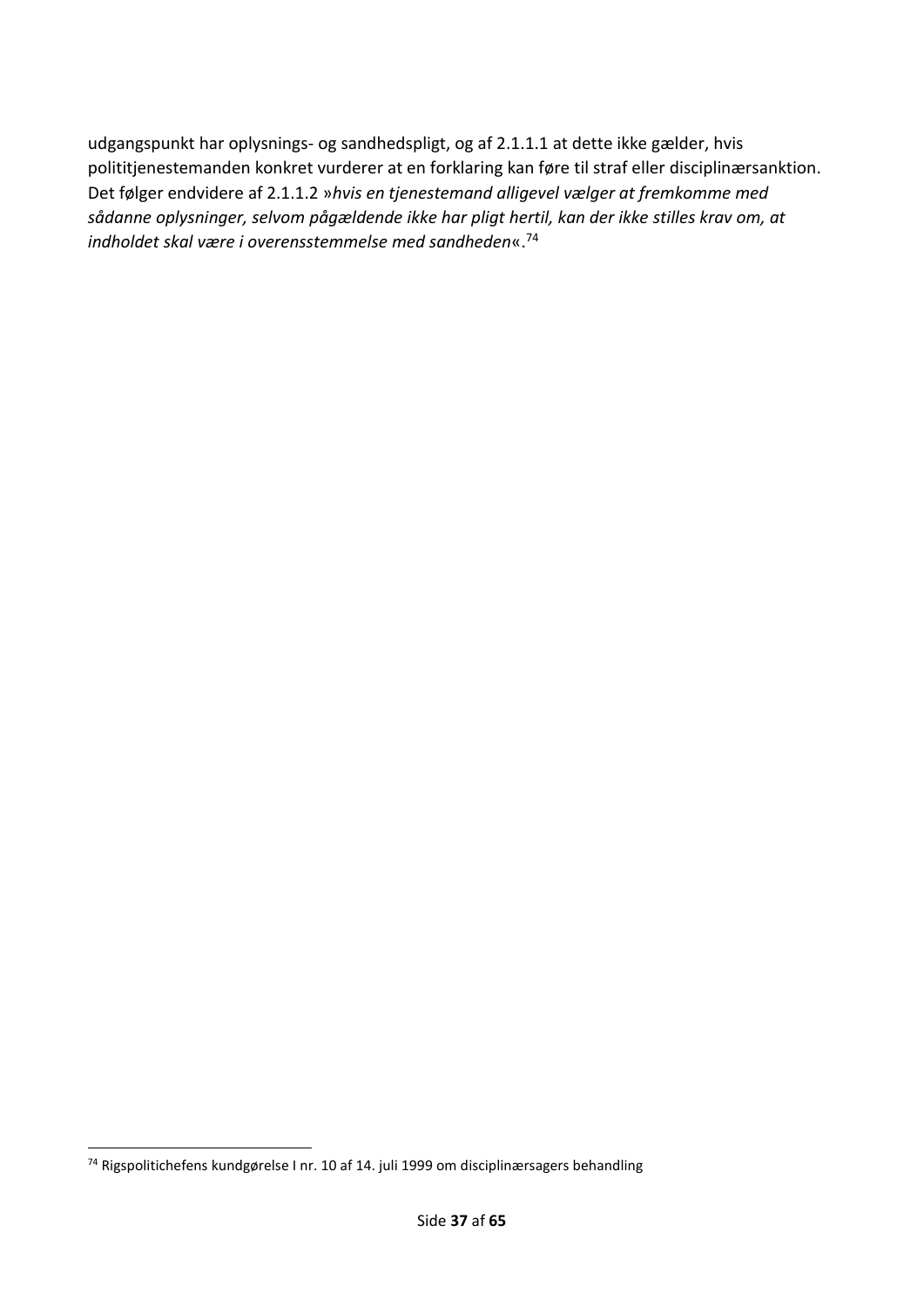udgangspunkt har oplysnings- og sandhedspligt, og af 2.1.1.1 at dette ikke gælder, hvis polititjenestemanden konkret vurderer at en forklaring kan føre til straf eller disciplinærsanktion. Det følger endvidere af 2.1.1.2 »*hvis en tjenestemand alligevel vælger at fremkomme med sådanne oplysninger, selvom pågældende ikke har pligt hertil, kan der ikke stilles krav om, at indholdet skal være i overensstemmelse med sandheden*«.[74]

[74] Rigspolitichefens kundgørelse I nr. 10 af 14. juli 1999 om disciplinærsagers behandling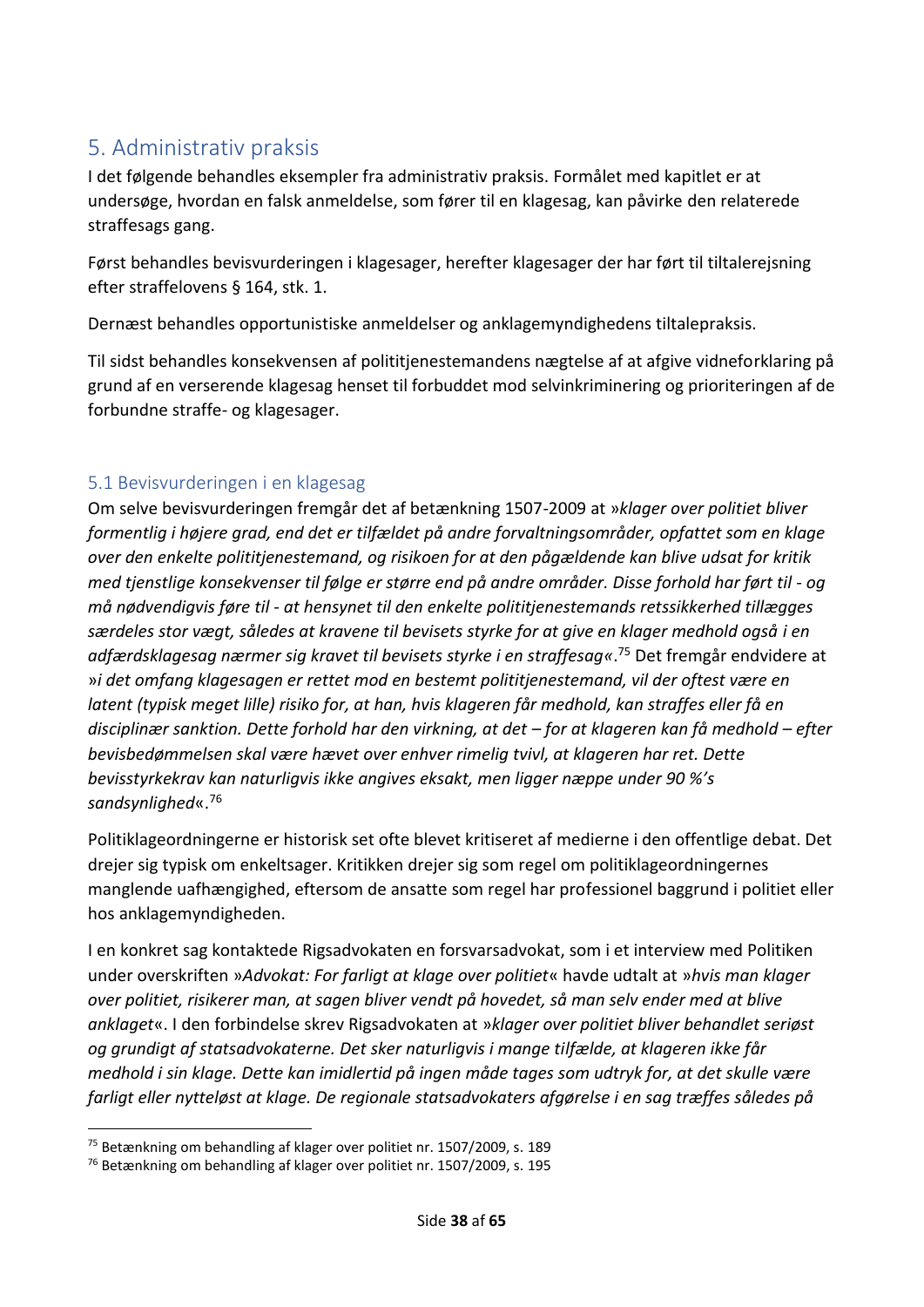## 5. Administrativ praksis

I det følgende behandles eksempler fra administrativ praksis. Formålet med kapitlet er at undersøge, hvordan en falsk anmeldelse, som fører til en klagesag, kan påvirke den relaterede straffesags gang.

Først behandles bevisvurderingen i klagesager, herefter klagesager der har ført til tiltalerejsning efter straffelovens § 164, stk. 1.

Dernæst behandles opportunistiske anmeldelser og anklagemyndighedens tiltalepraksis.

Til sidst behandles konsekvensen af polititjenestemandens nægtelse af at afgive vidneforklaring på grund af en verserende klagesag henset til forbuddet mod selvinkriminering og prioriteringen af de forbundne straffe- og klagesager.

### 5.1 Bevisvurderingen i en klagesag

Om selve bevisvurderingen fremgår det af betænkning 1507-2009 at »*klager over politiet bliver formentlig i højere grad, end det er tilfældet på andre forvaltningsområder, opfattet som en klage over den enkelte polititjenestemand, og risikoen for at den pågældende kan blive udsat for kritik med tjenstlige konsekvenser til følge er større end på andre områder. Disse forhold har ført til - og må nødvendigvis føre til - at hensynet til den enkelte polititjenestemands retssikkerhed tillægges særdeles stor vægt, således at kravene til bevisets styrke for at give en klager medhold også i en adfærdsklagesag nærmer sig kravet til bevisets styrke i en straffesag*«.[75] Det fremgår endvidere at »*i det omfang klagesagen er rettet mod en bestemt polititjenestemand, vil der oftest være en latent (typisk meget lille) risiko for, at han, hvis klageren får medhold, kan straffes eller få en disciplinær sanktion. Dette forhold har den virkning, at det – for at klageren kan få medhold – efter bevisbedømmelsen skal være hævet over enhver rimelig tvivl, at klageren har ret. Dette bevisstyrkekrav kan naturligvis ikke angives eksakt, men ligger næppe under 90 %'s sandsynlighed*«.[76]

Politiklageordningerne er historisk set ofte blevet kritiseret af medierne i den offentlige debat. Det drejer sig typisk om enkeltsager. Kritikken drejer sig som regel om politiklageordningernes manglende uafhængighed, eftersom de ansatte som regel har professionel baggrund i politiet eller hos anklagemyndigheden.

I en konkret sag kontaktede Rigsadvokaten en forsvarsadvokat, som i et interview med Politiken under overskriften »*Advokat: For farligt at klage over politiet*« havde udtalt at »*hvis man klager over politiet, risikerer man, at sagen bliver vendt på hovedet, så man selv ender med at blive anklaget*«. I den forbindelse skrev Rigsadvokaten at »*klager over politiet bliver behandlet seriøst og grundigt af statsadvokaterne. Det sker naturligvis i mange tilfælde, at klageren ikke får medhold i sin klage. Dette kan imidlertid på ingen måde tages som udtryk for, at det skulle være farligt eller nytteløst at klage. De regionale statsadvokaters afgørelse i en sag træffes således på*

[75] Betænkning om behandling af klager over politiet nr. 1507/2009, s. 189

[76] Betænkning om behandling af klager over politiet nr. 1507/2009, s. 195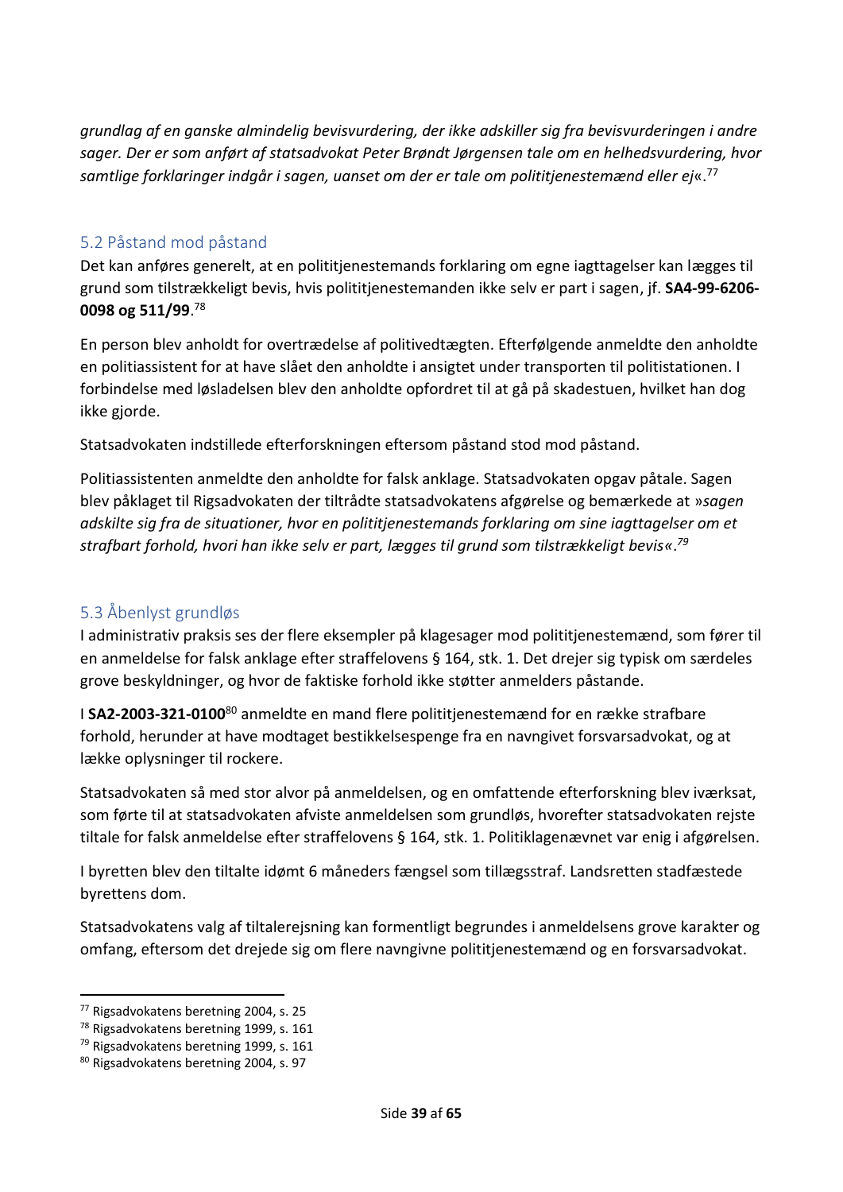*grundlag af en ganske almindelig bevisvurdering, der ikke adskiller sig fra bevisvurderingen i andre sager. Der er som anført af statsadvokat Peter Brøndt Jørgensen tale om en helhedsvurdering, hvor samtlige forklaringer indgår i sagen, uanset om der er tale om polititjenestemænd eller ej*«.[77]

## 5.2 Påstand mod påstand

Det kan anføres generelt, at en polititjenestemands forklaring om egne iagttagelser kan lægges til grund som tilstrækkeligt bevis, hvis polititjenestemanden ikke selv er part i sagen, jf. **SA4-99-6206-0098 og 511/99**.[78]

En person blev anholdt for overtrædelse af politivedtægten. Efterfølgende anmeldte den anholdte en politiassistent for at have slået den anholdte i ansigtet under transporten til politistationen. I forbindelse med løsladelsen blev den anholdte opfordret til at gå på skadestuen, hvilket han dog ikke gjorde.

Statsadvokaten indstillede efterforskningen eftersom påstand stod mod påstand.

Politiassistenten anmeldte den anholdte for falsk anklage. Statsadvokaten opgav påtale. Sagen blev påklaget til Rigsadvokaten der tiltrådte statsadvokatens afgørelse og bemærkede at »*sagen adskilte sig fra de situationer, hvor en polititjenestemands forklaring om sine iagttagelser om et strafbart forhold, hvori han ikke selv er part, lægges til grund som tilstrækkeligt bevis«.*[79]

## 5.3 Åbenlyst grundløs

I administrativ praksis ses der flere eksempler på klagesager mod polititjenestemænd, som fører til en anmeldelse for falsk anklage efter straffelovens § 164, stk. 1. Det drejer sig typisk om særdeles grove beskyldninger, og hvor de faktiske forhold ikke støtter anmelders påstande.

I **SA2-2003-321-0100**[80] anmeldte en mand flere polititjenestemænd for en række strafbare forhold, herunder at have modtaget bestikkelsespenge fra en navngivet forsvarsadvokat, og at lække oplysninger til rockere.

Statsadvokaten så med stor alvor på anmeldelsen, og en omfattende efterforskning blev iværksat, som førte til at statsadvokaten afviste anmeldelsen som grundløs, hvorefter statsadvokaten rejste tiltale for falsk anmeldelse efter straffelovens § 164, stk. 1. Politiklagenævnet var enig i afgørelsen.

I byretten blev den tiltalte idømt 6 måneders fængsel som tillægsstraf. Landsretten stadfæstede byrettens dom.

Statsadvokatens valg af tiltalerejsning kan formentligt begrundes i anmeldelsens grove karakter og omfang, eftersom det drejede sig om flere navngivne polititjenestemænd og en forsvarsadvokat.

[77] Rigsadvokatens beretning 2004, s. 25
[78] Rigsadvokatens beretning 1999, s. 161
[79] Rigsadvokatens beretning 1999, s. 161
[80] Rigsadvokatens beretning 2004, s. 97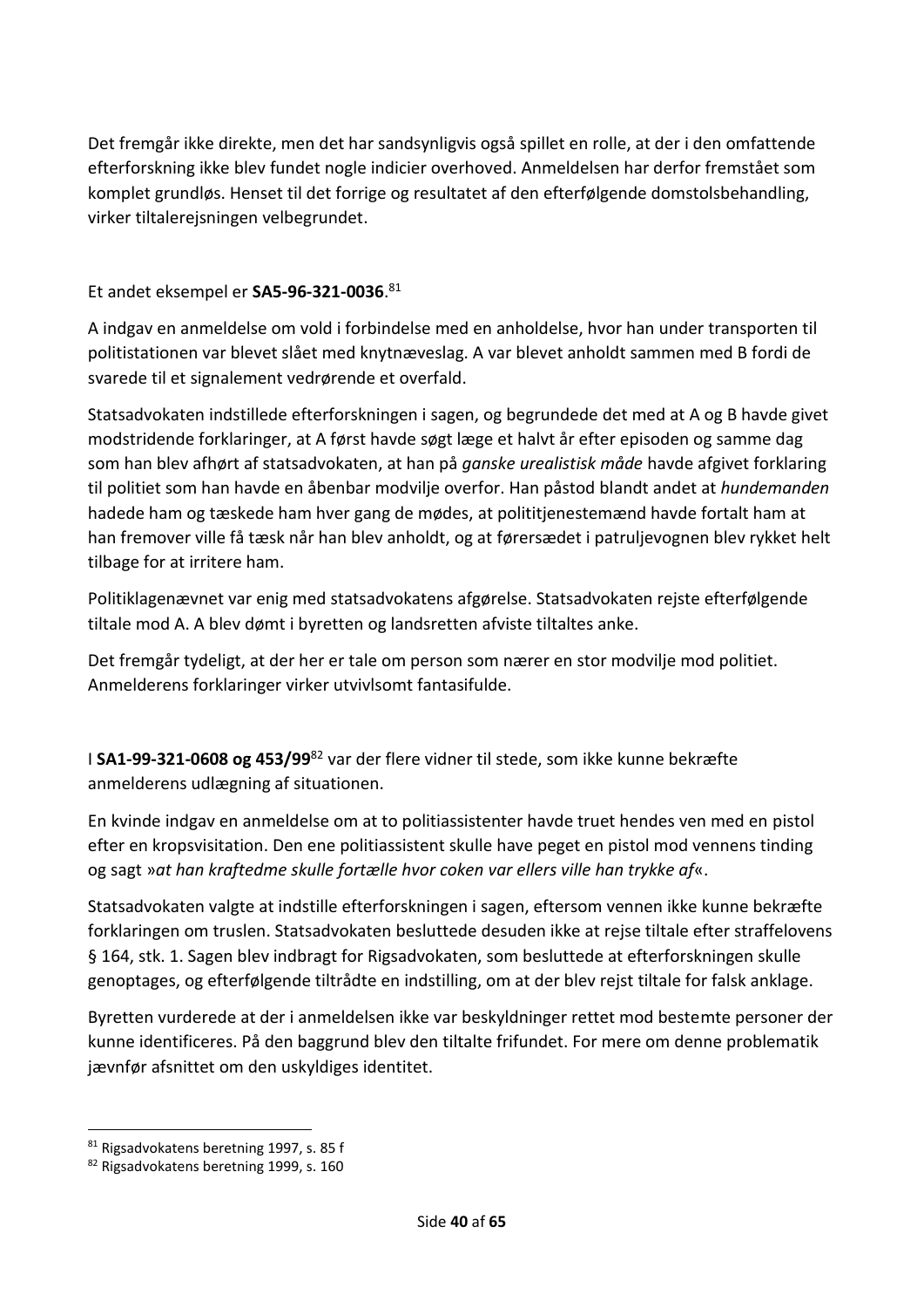Det fremgår ikke direkte, men det har sandsynligvis også spillet en rolle, at der i den omfattende efterforskning ikke blev fundet nogle indicier overhoved. Anmeldelsen har derfor fremstået som komplet grundløs. Henset til det forrige og resultatet af den efterfølgende domstolsbehandling, virker tiltalerejsningen velbegrundet.

Et andet eksempel er **SA5-96-321-0036**.[81]

A indgav en anmeldelse om vold i forbindelse med en anholdelse, hvor han under transporten til politistationen var blevet slået med knytnæveslag. A var blevet anholdt sammen med B fordi de svarede til et signalement vedrørende et overfald.

Statsadvokaten indstillede efterforskningen i sagen, og begrundede det med at A og B havde givet modstridende forklaringer, at A først havde søgt læge et halvt år efter episoden og samme dag som han blev afhørt af statsadvokaten, at han på *ganske urealistisk måde* havde afgivet forklaring til politiet som han havde en åbenbar modvilje overfor. Han påstod blandt andet at *hundemanden* hadede ham og tæskede ham hver gang de mødes, at polititjenestemænd havde fortalt ham at han fremover ville få tæsk når han blev anholdt, og at førersædet i patruljevognen blev rykket helt tilbage for at irritere ham.

Politiklagenævnet var enig med statsadvokatens afgørelse. Statsadvokaten rejste efterfølgende tiltale mod A. A blev dømt i byretten og landsretten afviste tiltaltes anke.

Det fremgår tydeligt, at der her er tale om person som nærer en stor modvilje mod politiet. Anmelderens forklaringer virker utvivlsomt fantasifulde.

I **SA1-99-321-0608 og 453/99**[82] var der flere vidner til stede, som ikke kunne bekræfte anmelderens udlægning af situationen.

En kvinde indgav en anmeldelse om at to politiassistenter havde truet hendes ven med en pistol efter en kropsvisitation. Den ene politiassistent skulle have peget en pistol mod vennens tinding og sagt »*at han kraftedme skulle fortælle hvor coken var ellers ville han trykke af*«.

Statsadvokaten valgte at indstille efterforskningen i sagen, eftersom vennen ikke kunne bekræfte forklaringen om truslen. Statsadvokaten besluttede desuden ikke at rejse tiltale efter straffelovens § 164, stk. 1. Sagen blev indbragt for Rigsadvokaten, som besluttede at efterforskningen skulle genoptages, og efterfølgende tiltrådte en indstilling, om at der blev rejst tiltale for falsk anklage.

Byretten vurderede at der i anmeldelsen ikke var beskyldninger rettet mod bestemte personer der kunne identificeres. På den baggrund blev den tiltalte frifundet. For mere om denne problematik jævnfør afsnittet om den uskyldiges identitet.

---

[81] Rigsadvokatens beretning 1997, s. 85 f

[82] Rigsadvokatens beretning 1999, s. 160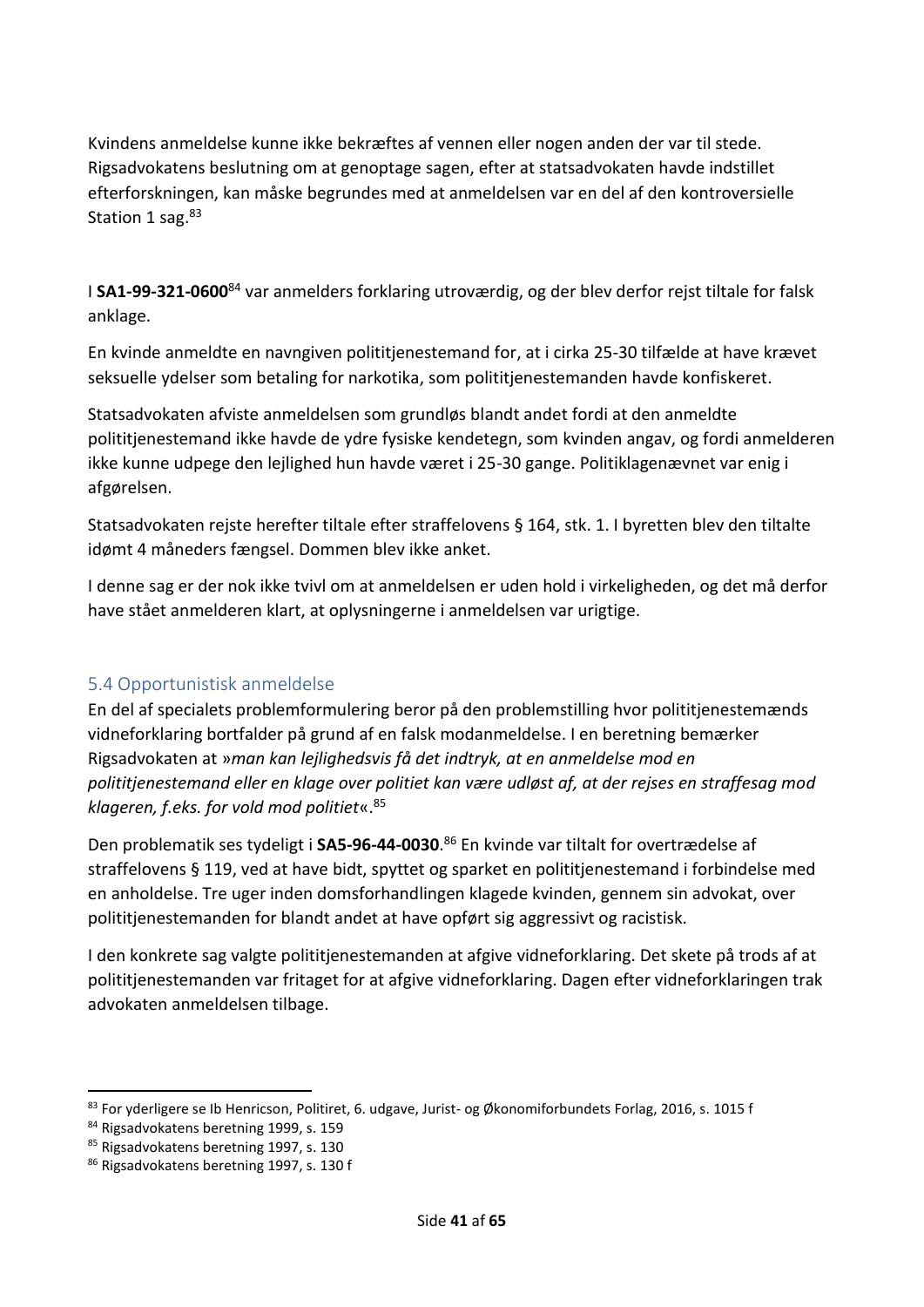Kvindens anmeldelse kunne ikke bekræftes af vennen eller nogen anden der var til stede. Rigsadvokatens beslutning om at genoptage sagen, efter at statsadvokaten havde indstillet efterforskningen, kan måske begrundes med at anmeldelsen var en del af den kontroversielle Station 1 sag.[83]

I **SA1-99-321-0600**[84] var anmelders forklaring utroværdig, og der blev derfor rejst tiltale for falsk anklage.

En kvinde anmeldte en navngiven polititjenestemand for, at i cirka 25-30 tilfælde at have krævet seksuelle ydelser som betaling for narkotika, som polititjenestemanden havde konfiskeret.

Statsadvokaten afviste anmeldelsen som grundløs blandt andet fordi at den anmeldte polititjenestemand ikke havde de ydre fysiske kendetegn, som kvinden angav, og fordi anmelderen ikke kunne udpege den lejlighed hun havde været i 25-30 gange. Politiklagenævnet var enig i afgørelsen.

Statsadvokaten rejste herefter tiltale efter straffelovens § 164, stk. 1. I byretten blev den tiltalte idømt 4 måneders fængsel. Dommen blev ikke anket.

I denne sag er der nok ikke tvivl om at anmeldelsen er uden hold i virkeligheden, og det må derfor have stået anmelderen klart, at oplysningerne i anmeldelsen var urigtige.

## 5.4 Opportunistisk anmeldelse

En del af specialets problemformulering beror på den problemstilling hvor polititjenestemænds vidneforklaring bortfalder på grund af en falsk modanmeldelse. I en beretning bemærker Rigsadvokaten at »*man kan lejlighedsvis få det indtryk, at en anmeldelse mod en polititjenestemand eller en klage over politiet kan være udløst af, at der rejses en straffesag mod klageren, f.eks. for vold mod politiet*«.[85]

Den problematik ses tydeligt i **SA5-96-44-0030**.[86] En kvinde var tiltalt for overtrædelse af straffelovens § 119, ved at have bidt, spyttet og sparket en polititjenestemand i forbindelse med en anholdelse. Tre uger inden domsforhandlingen klagede kvinden, gennem sin advokat, over polititjenestemanden for blandt andet at have opført sig aggressivt og racistisk.

I den konkrete sag valgte polititjenestemanden at afgive vidneforklaring. Det skete på trods af at polititjenestemanden var fritaget for at afgive vidneforklaring. Dagen efter vidneforklaringen trak advokaten anmeldelsen tilbage.

---

[83] For yderligere se Ib Henricson, Politiret, 6. udgave, Jurist- og Økonomiforbundets Forlag, 2016, s. 1015 f

[84] Rigsadvokatens beretning 1999, s. 159

[85] Rigsadvokatens beretning 1997, s. 130

[86] Rigsadvokatens beretning 1997, s. 130 f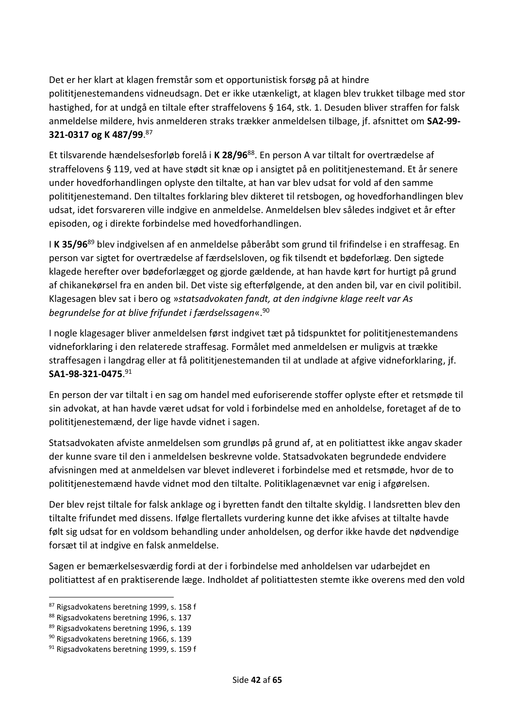Det er her klart at klagen fremstår som et opportunistisk forsøg på at hindre polititjenestemandens vidneudsagn. Det er ikke utænkeligt, at klagen blev trukket tilbage med stor hastighed, for at undgå en tiltale efter straffelovens § 164, stk. 1. Desuden bliver straffen for falsk anmeldelse mildere, hvis anmelderen straks trækker anmeldelsen tilbage, jf. afsnittet om **SA2-99-321-0317 og K 487/99**.[87]

Et tilsvarende hændelsesforløb forelå i **K 28/96**[88]. En person A var tiltalt for overtrædelse af straffelovens § 119, ved at have stødt sit knæ op i ansigtet på en polititjenestemand. Et år senere under hovedforhandlingen oplyste den tiltalte, at han var blev udsat for vold af den samme polititjenestemand. Den tiltaltes forklaring blev dikteret til retsbogen, og hovedforhandlingen blev udsat, idet forsvareren ville indgive en anmeldelse. Anmeldelsen blev således indgivet et år efter episoden, og i direkte forbindelse med hovedforhandlingen.

I **K 35/96**[89] blev indgivelsen af en anmeldelse påberåbt som grund til frifindelse i en straffesag. En person var sigtet for overtrædelse af færdselsloven, og fik tilsendt et bødeforlæg. Den sigtede klagede herefter over bødeforlægget og gjorde gældende, at han havde kørt for hurtigt på grund af chikanekørsel fra en anden bil. Det viste sig efterfølgende, at den anden bil, var en civil politibil. Klagesagen blev sat i bero og »*statsadvokaten fandt, at den indgivne klage reelt var As begrundelse for at blive frifundet i færdselssagen*«.[90]

I nogle klagesager bliver anmeldelsen først indgivet tæt på tidspunktet for polititjenestemandens vidneforklaring i den relaterede straffesag. Formålet med anmeldelsen er muligvis at trække straffesagen i langdrag eller at få polititjenestemanden til at undlade at afgive vidneforklaring, jf. **SA1-98-321-0475**.[91]

En person der var tiltalt i en sag om handel med euforiserende stoffer oplyste efter et retsmøde til sin advokat, at han havde været udsat for vold i forbindelse med en anholdelse, foretaget af de to polititjenestemænd, der lige havde vidnet i sagen.

Statsadvokaten afviste anmeldelsen som grundløs på grund af, at en politiattest ikke angav skader der kunne svare til den i anmeldelsen beskrevne volde. Statsadvokaten begrundede endvidere afvisningen med at anmeldelsen var blevet indleveret i forbindelse med et retsmøde, hvor de to polititjenestemænd havde vidnet mod den tiltalte. Politiklagenævnet var enig i afgørelsen.

Der blev rejst tiltale for falsk anklage og i byretten fandt den tiltalte skyldig. I landsretten blev den tiltalte frifundet med dissens. Ifølge flertallets vurdering kunne det ikke afvises at tiltalte havde følt sig udsat for en voldsom behandling under anholdelsen, og derfor ikke havde det nødvendige forsæt til at indgive en falsk anmeldelse.

Sagen er bemærkelsesværdig fordi at der i forbindelse med anholdelsen var udarbejdet en politiattest af en praktiserende læge. Indholdet af politiattesten stemte ikke overens med den vold

---

[87] Rigsadvokatens beretning 1999, s. 158 f
[88] Rigsadvokatens beretning 1996, s. 137
[89] Rigsadvokatens beretning 1996, s. 139
[90] Rigsadvokatens beretning 1966, s. 139
[91] Rigsadvokatens beretning 1999, s. 159 f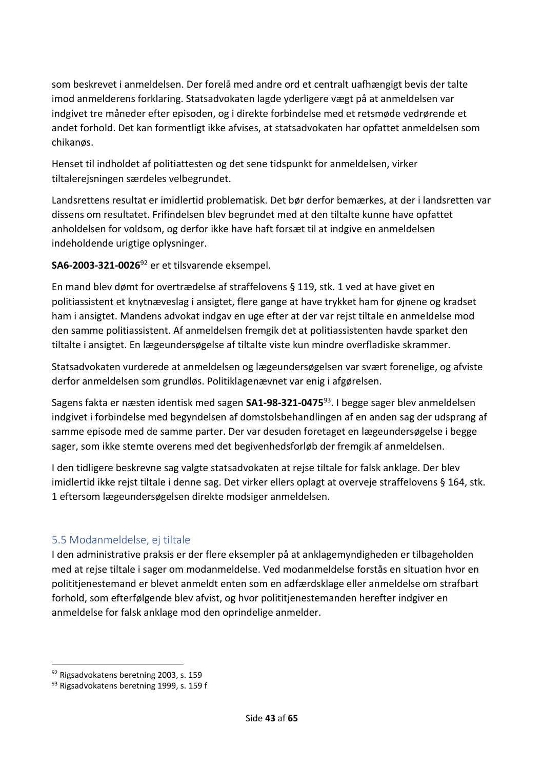som beskrevet i anmeldelsen. Der forelå med andre ord et centralt uafhængigt bevis der talte imod anmelderens forklaring. Statsadvokaten lagde yderligere vægt på at anmeldelsen var indgivet tre måneder efter episoden, og i direkte forbindelse med et retsmøde vedrørende et andet forhold. Det kan formentligt ikke afvises, at statsadvokaten har opfattet anmeldelsen som chikanøs.

Henset til indholdet af politiattesten og det sene tidspunkt for anmeldelsen, virker tiltalerejsningen særdeles velbegrundet.

Landsrettens resultat er imidlertid problematisk. Det bør derfor bemærkes, at der i landsretten var dissens om resultatet. Frifindelsen blev begrundet med at den tiltalte kunne have opfattet anholdelsen for voldsom, og derfor ikke have haft forsæt til at indgive en anmeldelsen indeholdende urigtige oplysninger.

**SA6-2003-321-0026**[92] er et tilsvarende eksempel.

En mand blev dømt for overtrædelse af straffelovens § 119, stk. 1 ved at have givet en politiassistent et knytnæveslag i ansigtet, flere gange at have trykket ham for øjnene og kradset ham i ansigtet. Mandens advokat indgav en uge efter at der var rejst tiltale en anmeldelse mod den samme politiassistent. Af anmeldelsen fremgik det at politiassistenten havde sparket den tiltalte i ansigtet. En lægeundersøgelse af tiltalte viste kun mindre overfladiske skrammer.

Statsadvokaten vurderede at anmeldelsen og lægeundersøgelsen var svært forenelige, og afviste derfor anmeldelsen som grundløs. Politiklagenævnet var enig i afgørelsen.

Sagens fakta er næsten identisk med sagen **SA1-98-321-0475**[93]. I begge sager blev anmeldelsen indgivet i forbindelse med begyndelsen af domstolsbehandlingen af en anden sag der udsprang af samme episode med de samme parter. Der var desuden foretaget en lægeundersøgelse i begge sager, som ikke stemte overens med det begivenhedsforløb der fremgik af anmeldelsen.

I den tidligere beskrevne sag valgte statsadvokaten at rejse tiltale for falsk anklage. Der blev imidlertid ikke rejst tiltale i denne sag. Det virker ellers oplagt at overveje straffelovens § 164, stk. 1 eftersom lægeundersøgelsen direkte modsiger anmeldelsen.

## 5.5 Modanmeldelse, ej tiltale

I den administrative praksis er der flere eksempler på at anklagemyndigheden er tilbageholden med at rejse tiltale i sager om modanmeldelse. Ved modanmeldelse forstås en situation hvor en polititjenestemand er blevet anmeldt enten som en adfærdsklage eller anmeldelse om strafbart forhold, som efterfølgende blev afvist, og hvor polititjenestemanden herefter indgiver en anmeldelse for falsk anklage mod den oprindelige anmelder.

---

[92] Rigsadvokatens beretning 2003, s. 159

[93] Rigsadvokatens beretning 1999, s. 159 f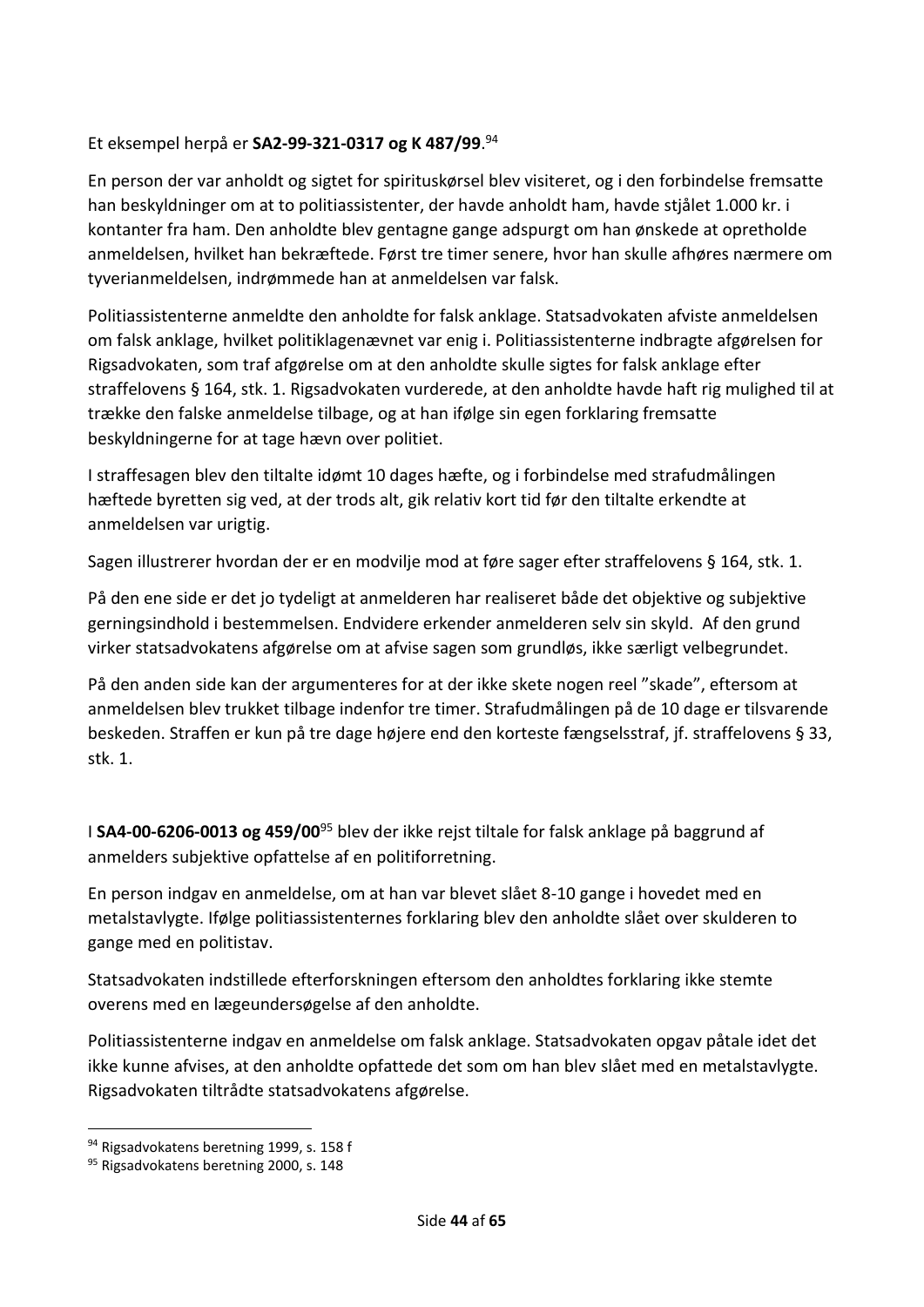Et eksempel herpå er **SA2-99-321-0317 og K 487/99**.[94]

En person der var anholdt og sigtet for spirituskørsel blev visiteret, og i den forbindelse fremsatte han beskyldninger om at to politiassistenter, der havde anholdt ham, havde stjålet 1.000 kr. i kontanter fra ham. Den anholdte blev gentagne gange adspurgt om han ønskede at opretholde anmeldelsen, hvilket han bekræftede. Først tre timer senere, hvor han skulle afhøres nærmere om tyverianmeldelsen, indrømmede han at anmeldelsen var falsk.

Politiassistenterne anmeldte den anholdte for falsk anklage. Statsadvokaten afviste anmeldelsen om falsk anklage, hvilket politiklagenævnet var enig i. Politiassistenterne indbragte afgørelsen for Rigsadvokaten, som traf afgørelse om at den anholdte skulle sigtes for falsk anklage efter straffelovens § 164, stk. 1. Rigsadvokaten vurderede, at den anholdte havde haft rig mulighed til at trække den falske anmeldelse tilbage, og at han ifølge sin egen forklaring fremsatte beskyldningerne for at tage hævn over politiet.

I straffesagen blev den tiltalte idømt 10 dages hæfte, og i forbindelse med strafudmålingen hæftede byretten sig ved, at der trods alt, gik relativ kort tid før den tiltalte erkendte at anmeldelsen var urigtig.

Sagen illustrerer hvordan der er en modvilje mod at føre sager efter straffelovens § 164, stk. 1.

På den ene side er det jo tydeligt at anmelderen har realiseret både det objektive og subjektive gerningsindhold i bestemmelsen. Endvidere erkender anmelderen selv sin skyld. Af den grund virker statsadvokatens afgørelse om at afvise sagen som grundløs, ikke særligt velbegrundet.

På den anden side kan der argumenteres for at der ikke skete nogen reel "skade", eftersom at anmeldelsen blev trukket tilbage indenfor tre timer. Strafudmålingen på de 10 dage er tilsvarende beskeden. Straffen er kun på tre dage højere end den korteste fængselsstraf, jf. straffelovens § 33, stk. 1.

I **SA4-00-6206-0013 og 459/00**[95] blev der ikke rejst tiltale for falsk anklage på baggrund af anmelders subjektive opfattelse af en politiforretning.

En person indgav en anmeldelse, om at han var blevet slået 8-10 gange i hovedet med en metalstavlygte. Ifølge politiassistenternes forklaring blev den anholdte slået over skulderen to gange med en politistav.

Statsadvokaten indstillede efterforskningen eftersom den anholdtes forklaring ikke stemte overens med en lægeundersøgelse af den anholdte.

Politiassistenterne indgav en anmeldelse om falsk anklage. Statsadvokaten opgav påtale idet det ikke kunne afvises, at den anholdte opfattede det som om han blev slået med en metalstavlygte. Rigsadvokaten tiltrådte statsadvokatens afgørelse.

---

[94] Rigsadvokatens beretning 1999, s. 158 f

[95] Rigsadvokatens beretning 2000, s. 148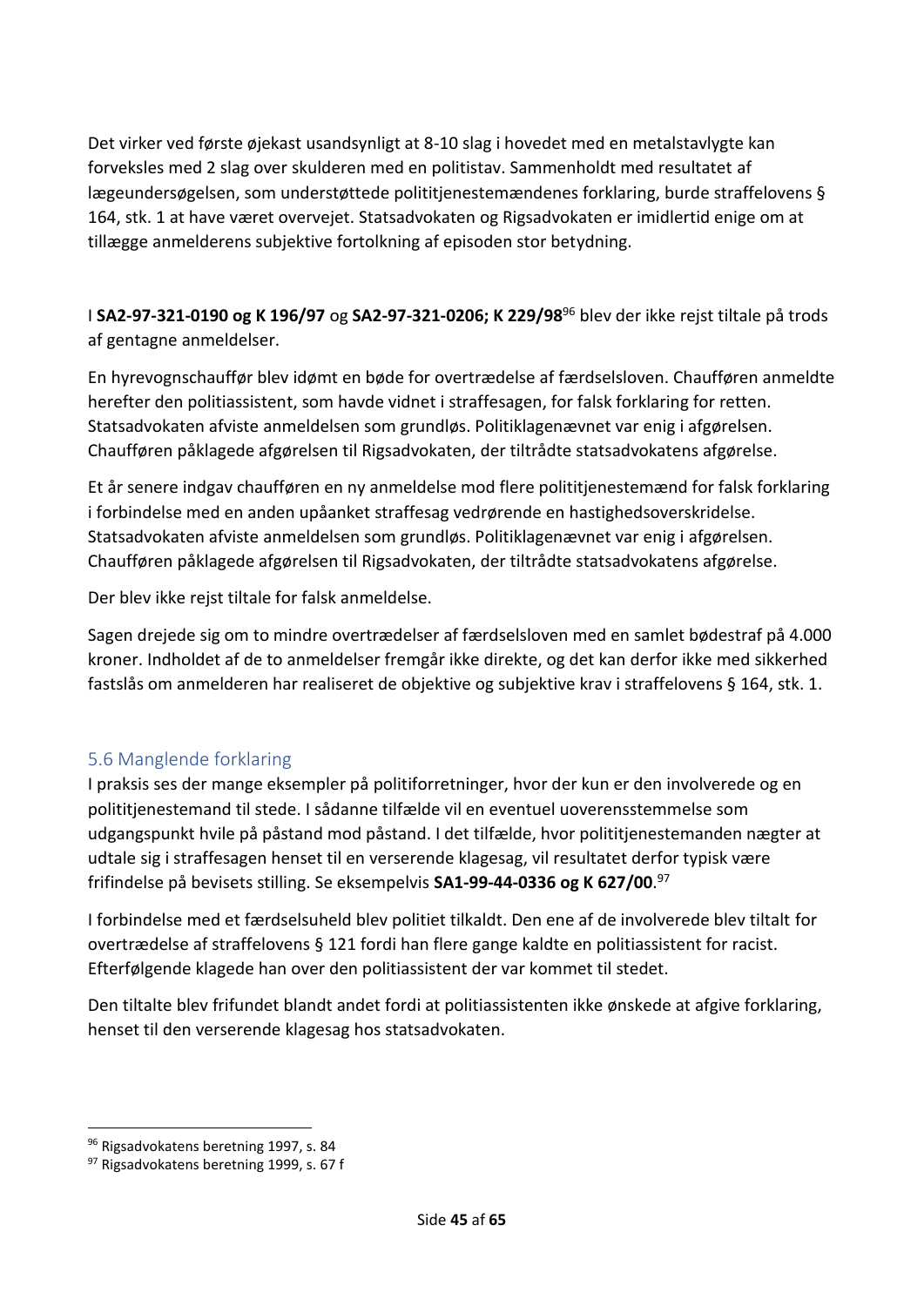Det virker ved første øjekast usandsynligt at 8-10 slag i hovedet med en metalstavlygte kan forveksles med 2 slag over skulderen med en politistav. Sammenholdt med resultatet af lægeundersøgelsen, som understøttede polititjenestemændenes forklaring, burde straffelovens § 164, stk. 1 at have været overvejet. Statsadvokaten og Rigsadvokaten er imidlertid enige om at tillægge anmelderens subjektive fortolkning af episoden stor betydning.

I **SA2-97-321-0190 og K 196/97** og **SA2-97-321-0206; K 229/98**[96] blev der ikke rejst tiltale på trods af gentagne anmeldelser.

En hyrevognschauffør blev idømt en bøde for overtrædelse af færdselsloven. Chaufføren anmeldte herefter den politiassistent, som havde vidnet i straffesagen, for falsk forklaring for retten. Statsadvokaten afviste anmeldelsen som grundløs. Politiklagenævnet var enig i afgørelsen. Chaufføren påklagede afgørelsen til Rigsadvokaten, der tiltrådte statsadvokatens afgørelse.

Et år senere indgav chaufføren en ny anmeldelse mod flere polititjenestemænd for falsk forklaring i forbindelse med en anden upåanket straffesag vedrørende en hastighedsoverskridelse. Statsadvokaten afviste anmeldelsen som grundløs. Politiklagenævnet var enig i afgørelsen. Chaufføren påklagede afgørelsen til Rigsadvokaten, der tiltrådte statsadvokatens afgørelse.

Der blev ikke rejst tiltale for falsk anmeldelse.

Sagen drejede sig om to mindre overtrædelser af færdselsloven med en samlet bødestraf på 4.000 kroner. Indholdet af de to anmeldelser fremgår ikke direkte, og det kan derfor ikke med sikkerhed fastslås om anmelderen har realiseret de objektive og subjektive krav i straffelovens § 164, stk. 1.

## 5.6 Manglende forklaring

I praksis ses der mange eksempler på politiforretninger, hvor der kun er den involverede og en polititjenestemand til stede. I sådanne tilfælde vil en eventuel uoverensstemmelse som udgangspunkt hvile på påstand mod påstand. I det tilfælde, hvor polititjenestemanden nægter at udtale sig i straffesagen henset til en verserende klagesag, vil resultatet derfor typisk være frifindelse på bevisets stilling. Se eksempelvis **SA1-99-44-0336 og K 627/00**.[97]

I forbindelse med et færdselsuheld blev politiet tilkaldt. Den ene af de involverede blev tiltalt for overtrædelse af straffelovens § 121 fordi han flere gange kaldte en politiassistent for racist. Efterfølgende klagede han over den politiassistent der var kommet til stedet.

Den tiltalte blev frifundet blandt andet fordi at politiassistenten ikke ønskede at afgive forklaring, henset til den verserende klagesag hos statsadvokaten.

---

[96] Rigsadvokatens beretning 1997, s. 84

[97] Rigsadvokatens beretning 1999, s. 67 f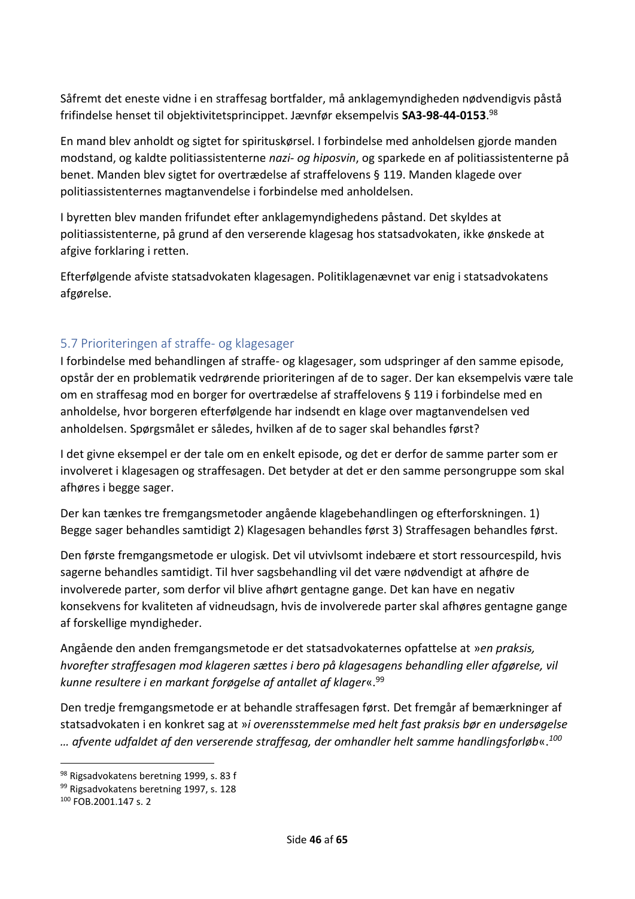Såfremt det eneste vidne i en straffesag bortfalder, må anklagemyndigheden nødvendigvis påstå frifindelse henset til objektivitetsprincippet. Jævnfør eksempelvis **SA3-98-44-0153**.[98]

En mand blev anholdt og sigtet for spirituskørsel. I forbindelse med anholdelsen gjorde manden modstand, og kaldte politiassistenterne *nazi- og hiposvin*, og sparkede en af politiassistenterne på benet. Manden blev sigtet for overtrædelse af straffelovens § 119. Manden klagede over politiassistenternes magtanvendelse i forbindelse med anholdelsen.

I byretten blev manden frifundet efter anklagemyndighedens påstand. Det skyldes at politiassistenterne, på grund af den verserende klagesag hos statsadvokaten, ikke ønskede at afgive forklaring i retten.

Efterfølgende afviste statsadvokaten klagesagen. Politiklagenævnet var enig i statsadvokatens afgørelse.

## 5.7 Prioriteringen af straffe- og klagesager

I forbindelse med behandlingen af straffe- og klagesager, som udspringer af den samme episode, opstår der en problematik vedrørende prioriteringen af de to sager. Der kan eksempelvis være tale om en straffesag mod en borger for overtrædelse af straffelovens § 119 i forbindelse med en anholdelse, hvor borgeren efterfølgende har indsendt en klage over magtanvendelsen ved anholdelsen. Spørgsmålet er således, hvilken af de to sager skal behandles først?

I det givne eksempel er der tale om en enkelt episode, og det er derfor de samme parter som er involveret i klagesagen og straffesagen. Det betyder at det er den samme persongruppe som skal afhøres i begge sager.

Der kan tænkes tre fremgangsmetoder angående klagebehandlingen og efterforskningen. 1) Begge sager behandles samtidigt 2) Klagesagen behandles først 3) Straffesagen behandles først.

Den første fremgangsmetode er ulogisk. Det vil utvivlsomt indebære et stort ressourcespild, hvis sagerne behandles samtidigt. Til hver sagsbehandling vil det være nødvendigt at afhøre de involverede parter, som derfor vil blive afhørt gentagne gange. Det kan have en negativ konsekvens for kvaliteten af vidneudsagn, hvis de involverede parter skal afhøres gentagne gange af forskellige myndigheder.

Angående den anden fremgangsmetode er det statsadvokaternes opfattelse at »*en praksis, hvorefter straffesagen mod klageren sættes i bero på klagesagens behandling eller afgørelse, vil kunne resultere i en markant forøgelse af antallet af klager*«.[99]

Den tredje fremgangsmetode er at behandle straffesagen først. Det fremgår af bemærkninger af statsadvokaten i en konkret sag at »*i overensstemmelse med helt fast praksis bør en undersøgelse … afvente udfaldet af den verserende straffesag, der omhandler helt samme handlingsforløb*«.[100]

---

[98] Rigsadvokatens beretning 1999, s. 83 f

[99] Rigsadvokatens beretning 1997, s. 128

[100] FOB.2001.147 s. 2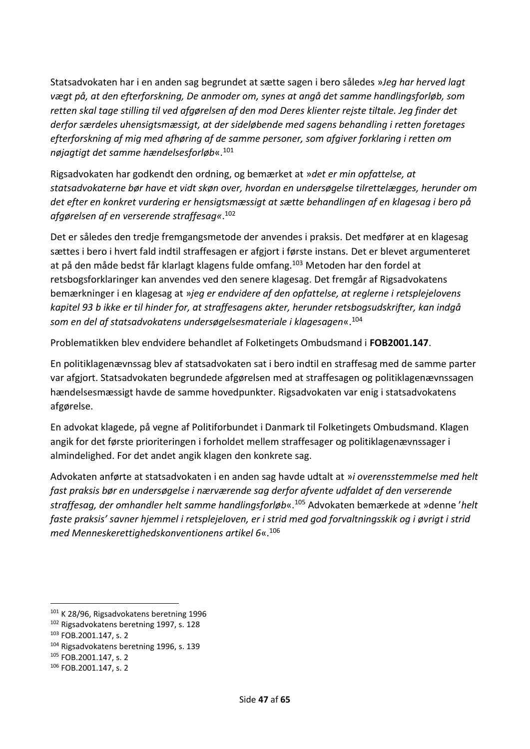Statsadvokaten har i en anden sag begrundet at sætte sagen i bero således »*Jeg har herved lagt vægt på, at den efterforskning, De anmoder om, synes at angå det samme handlingsforløb, som retten skal tage stilling til ved afgørelsen af den mod Deres klienter rejste tiltale. Jeg finder det derfor særdeles uhensigtsmæssigt, at der sideløbende med sagens behandling i retten foretages efterforskning af mig med afhøring af de samme personer, som afgiver forklaring i retten om nøjagtigt det samme hændelsesforløb*«.[101]

Rigsadvokaten har godkendt den ordning, og bemærket at »*det er min opfattelse, at statsadvokaterne bør have et vidt skøn over, hvordan en undersøgelse tilrettelægges, herunder om det efter en konkret vurdering er hensigtsmæssigt at sætte behandlingen af en klagesag i bero på afgørelsen af en verserende straffesag«*.[102]

Det er således den tredje fremgangsmetode der anvendes i praksis. Det medfører at en klagesag sættes i bero i hvert fald indtil straffesagen er afgjort i første instans. Det er blevet argumenteret at på den måde bedst får klarlagt klagens fulde omfang.[103] Metoden har den fordel at retsbogsforklaringer kan anvendes ved den senere klagesag. Det fremgår af Rigsadvokatens bemærkninger i en klagesag at »*jeg er endvidere af den opfattelse, at reglerne i retsplejelovens kapitel 93 b ikke er til hinder for, at straffesagens akter, herunder retsbogsudskrifter, kan indgå som en del af statsadvokatens undersøgelsesmateriale i klagesagen*«.[104]

Problematikken blev endvidere behandlet af Folketingets Ombudsmand i **FOB2001.147**.

En politiklagenævnssag blev af statsadvokaten sat i bero indtil en straffesag med de samme parter var afgjort. Statsadvokaten begrundede afgørelsen med at straffesagen og politiklagenævnssagen hændelsesmæssigt havde de samme hovedpunkter. Rigsadvokaten var enig i statsadvokatens afgørelse.

En advokat klagede, på vegne af Politiforbundet i Danmark til Folketingets Ombudsmand. Klagen angik for det første prioriteringen i forholdet mellem straffesager og politiklagenævnssager i almindelighed. For det andet angik klagen den konkrete sag.

Advokaten anførte at statsadvokaten i en anden sag havde udtalt at »*i overensstemmelse med helt fast praksis bør en undersøgelse i nærværende sag derfor afvente udfaldet af den verserende straffesag, der omhandler helt samme handlingsforløb*«.[105] Advokaten bemærkede at »denne '*helt faste praksis' savner hjemmel i retsplejeloven, er i strid med god forvaltningsskik og i øvrigt i strid med Menneskerettighedskonventionens artikel 6*«.[106]

---

[101] K 28/96, Rigsadvokatens beretning 1996

[102] Rigsadvokatens beretning 1997, s. 128

[103] FOB.2001.147, s. 2

[104] Rigsadvokatens beretning 1996, s. 139

[105] FOB.2001.147, s. 2

[106] FOB.2001.147, s. 2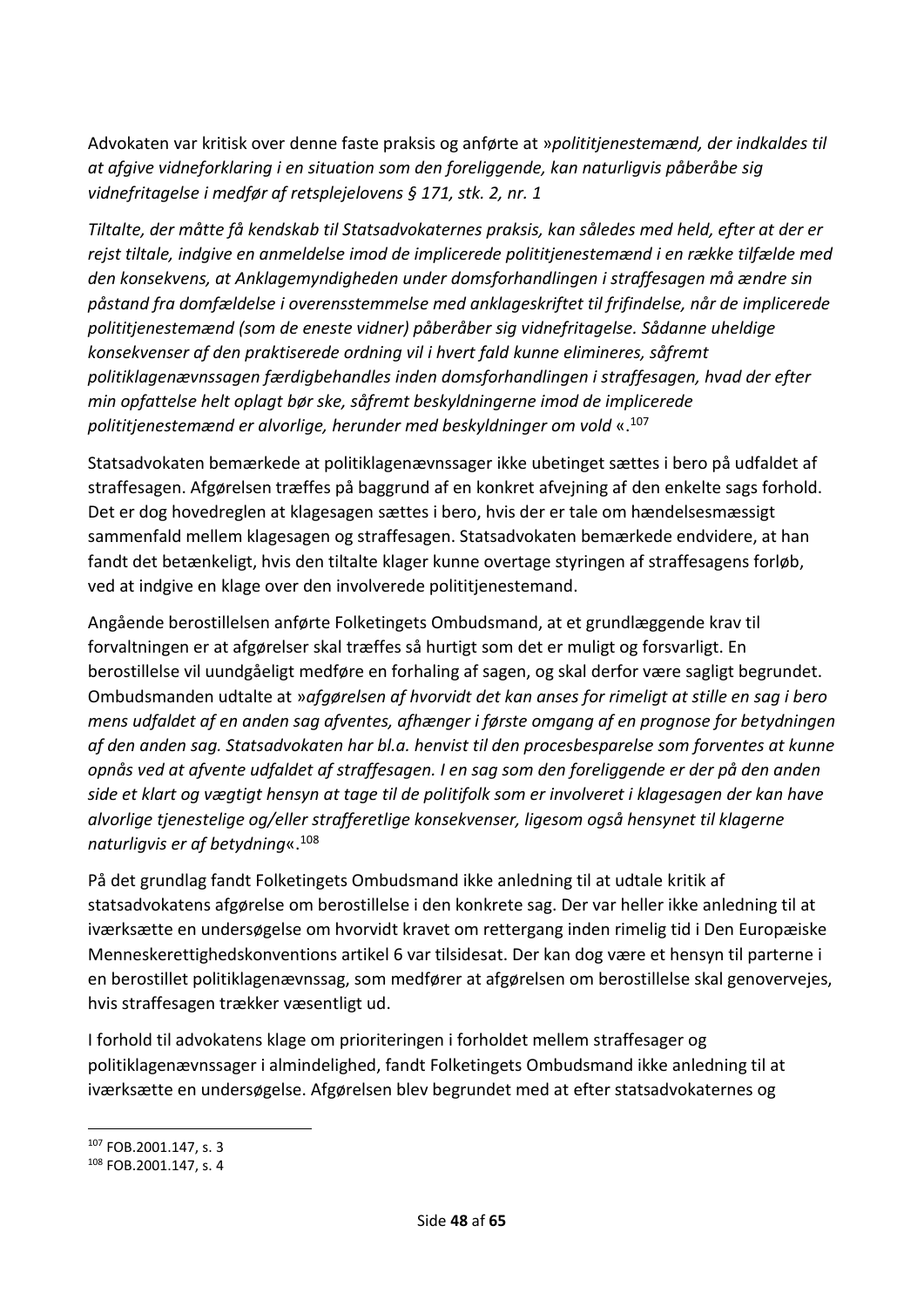Advokaten var kritisk over denne faste praksis og anførte at »*polititjenestemænd, der indkaldes til at afgive vidneforklaring i en situation som den foreliggende, kan naturligvis påberåbe sig vidnefritagelse i medfør af retsplejelovens § 171, stk. 2, nr. 1*

*Tiltalte, der måtte få kendskab til Statsadvokaternes praksis, kan således med held, efter at der er rejst tiltale, indgive en anmeldelse imod de implicerede polititjenestemænd i en række tilfælde med den konsekvens, at Anklagemyndigheden under domsforhandlingen i straffesagen må ændre sin påstand fra domfældelse i overensstemmelse med anklageskriftet til frifindelse, når de implicerede polititjenestemænd (som de eneste vidner) påberåber sig vidnefritagelse. Sådanne uheldige konsekvenser af den praktiserede ordning vil i hvert fald kunne elimineres, såfremt politiklagenævnssagen færdigbehandles inden domsforhandlingen i straffesagen, hvad der efter min opfattelse helt oplagt bør ske, såfremt beskyldningerne imod de implicerede polititjenestemænd er alvorlige, herunder med beskyldninger om vold* «.[107]

Statsadvokaten bemærkede at politiklagenævnssager ikke ubetinget sættes i bero på udfaldet af straffesagen. Afgørelsen træffes på baggrund af en konkret afvejning af den enkelte sags forhold. Det er dog hovedreglen at klagesagen sættes i bero, hvis der er tale om hændelsesmæssigt sammenfald mellem klagesagen og straffesagen. Statsadvokaten bemærkede endvidere, at han fandt det betænkeligt, hvis den tiltalte klager kunne overtage styringen af straffesagens forløb, ved at indgive en klage over den involverede polititjenestemand.

Angående berostillelsen anførte Folketingets Ombudsmand, at et grundlæggende krav til forvaltningen er at afgørelser skal træffes så hurtigt som det er muligt og forsvarligt. En berostillelse vil uundgåeligt medføre en forhaling af sagen, og skal derfor være sagligt begrundet. Ombudsmanden udtalte at »*afgørelsen af hvorvidt det kan anses for rimeligt at stille en sag i bero mens udfaldet af en anden sag afventes, afhænger i første omgang af en prognose for betydningen af den anden sag. Statsadvokaten har bl.a. henvist til den procesbesparelse som forventes at kunne opnås ved at afvente udfaldet af straffesagen. I en sag som den foreliggende er der på den anden side et klart og vægtigt hensyn at tage til de politifolk som er involveret i klagesagen der kan have alvorlige tjenestelige og/eller strafferetlige konsekvenser, ligesom også hensynet til klagerne naturligvis er af betydning*«.[108]

På det grundlag fandt Folketingets Ombudsmand ikke anledning til at udtale kritik af statsadvokatens afgørelse om berostillelse i den konkrete sag. Der var heller ikke anledning til at iværksætte en undersøgelse om hvorvidt kravet om rettergang inden rimelig tid i Den Europæiske Menneskerettighedskonventions artikel 6 var tilsidesat. Der kan dog være et hensyn til parterne i en berostillet politiklagenævnssag, som medfører at afgørelsen om berostillelse skal genovervejes, hvis straffesagen trækker væsentligt ud.

I forhold til advokatens klage om prioriteringen i forholdet mellem straffesager og politiklagenævnssager i almindelighed, fandt Folketingets Ombudsmand ikke anledning til at iværksætte en undersøgelse. Afgørelsen blev begrundet med at efter statsadvokaternes og

---

[107] FOB.2001.147, s. 3

[108] FOB.2001.147, s. 4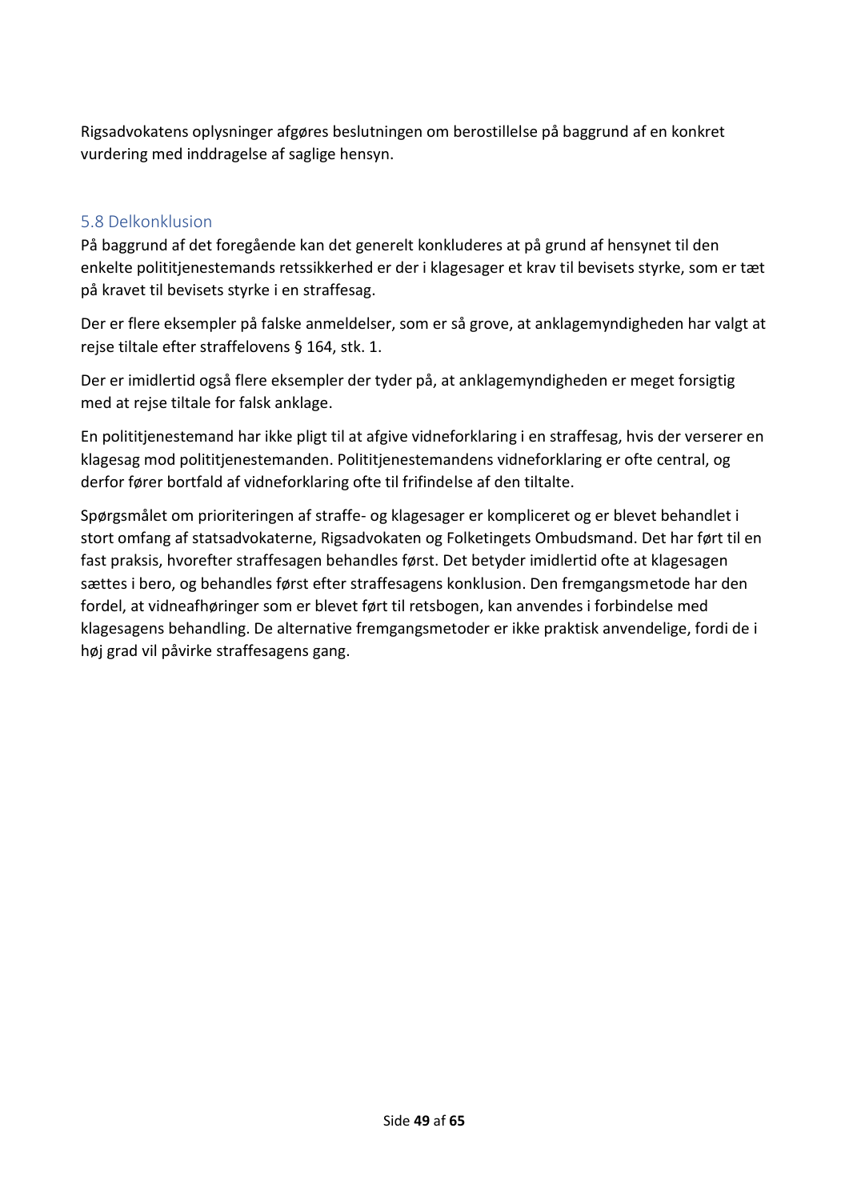Rigsadvokatens oplysninger afgøres beslutningen om berostillelse på baggrund af en konkret vurdering med inddragelse af saglige hensyn.

## 5.8 Delkonklusion

På baggrund af det foregående kan det generelt konkluderes at på grund af hensynet til den enkelte polititjenestemands retssikkerhed er der i klagesager et krav til bevisets styrke, som er tæt på kravet til bevisets styrke i en straffesag.

Der er flere eksempler på falske anmeldelser, som er så grove, at anklagemyndigheden har valgt at rejse tiltale efter straffelovens § 164, stk. 1.

Der er imidlertid også flere eksempler der tyder på, at anklagemyndigheden er meget forsigtig med at rejse tiltale for falsk anklage.

En polititjenestemand har ikke pligt til at afgive vidneforklaring i en straffesag, hvis der verserer en klagesag mod polititjenestemanden. Polititjenestemandens vidneforklaring er ofte central, og derfor fører bortfald af vidneforklaring ofte til frifindelse af den tiltalte.

Spørgsmålet om prioriteringen af straffe- og klagesager er kompliceret og er blevet behandlet i stort omfang af statsadvokaterne, Rigsadvokaten og Folketingets Ombudsmand. Det har ført til en fast praksis, hvorefter straffesagen behandles først. Det betyder imidlertid ofte at klagesagen sættes i bero, og behandles først efter straffesagens konklusion. Den fremgangsmetode har den fordel, at vidneafhøringer som er blevet ført til retsbogen, kan anvendes i forbindelse med klagesagens behandling. De alternative fremgangsmetoder er ikke praktisk anvendelige, fordi de i høj grad vil påvirke straffesagens gang.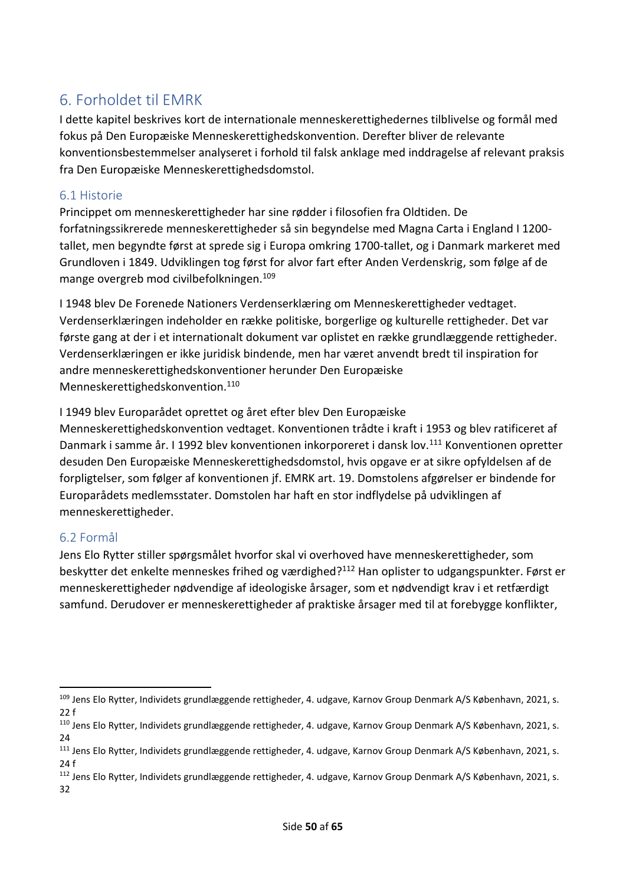# 6. Forholdet til EMRK

I dette kapitel beskrives kort de internationale menneskerettighedernes tilblivelse og formål med fokus på Den Europæiske Menneskerettighedskonvention. Derefter bliver de relevante konventionsbestemmelser analyseret i forhold til falsk anklage med inddragelse af relevant praksis fra Den Europæiske Menneskerettighedsdomstol.

## 6.1 Historie

Princippet om menneskerettigheder har sine rødder i filosofien fra Oldtiden. De forfatningssikrerede menneskerettigheder så sin begyndelse med Magna Carta i England I 1200-tallet, men begyndte først at sprede sig i Europa omkring 1700-tallet, og i Danmark markeret med Grundloven i 1849. Udviklingen tog først for alvor fart efter Anden Verdenskrig, som følge af de mange overgreb mod civilbefolkningen.[109]

I 1948 blev De Forenede Nationers Verdenserklæring om Menneskerettigheder vedtaget. Verdenserklæringen indeholder en række politiske, borgerlige og kulturelle rettigheder. Det var første gang at der i et internationalt dokument var oplistet en række grundlæggende rettigheder. Verdenserklæringen er ikke juridisk bindende, men har været anvendt bredt til inspiration for andre menneskerettighedskonventioner herunder Den Europæiske Menneskerettighedskonvention.[110]

I 1949 blev Europarådet oprettet og året efter blev Den Europæiske Menneskerettighedskonvention vedtaget. Konventionen trådte i kraft i 1953 og blev ratificeret af Danmark i samme år. I 1992 blev konventionen inkorporeret i dansk lov.[111] Konventionen opretter desuden Den Europæiske Menneskerettighedsdomstol, hvis opgave er at sikre opfyldelsen af de forpligtelser, som følger af konventionen jf. EMRK art. 19. Domstolens afgørelser er bindende for Europarådets medlemsstater. Domstolen har haft en stor indflydelse på udviklingen af menneskerettigheder.

## 6.2 Formål

Jens Elo Rytter stiller spørgsmålet hvorfor skal vi overhoved have menneskerettigheder, som beskytter det enkelte menneskes frihed og værdighed?[112] Han oplister to udgangspunkter. Først er menneskerettigheder nødvendige af ideologiske årsager, som et nødvendigt krav i et retfærdigt samfund. Derudover er menneskerettigheder af praktiske årsager med til at forebygge konflikter,

---

[109] Jens Elo Rytter, Individets grundlæggende rettigheder, 4. udgave, Karnov Group Denmark A/S København, 2021, s. 22 f

[110] Jens Elo Rytter, Individets grundlæggende rettigheder, 4. udgave, Karnov Group Denmark A/S København, 2021, s. 24

[111] Jens Elo Rytter, Individets grundlæggende rettigheder, 4. udgave, Karnov Group Denmark A/S København, 2021, s. 24 f

[112] Jens Elo Rytter, Individets grundlæggende rettigheder, 4. udgave, Karnov Group Denmark A/S København, 2021, s. 32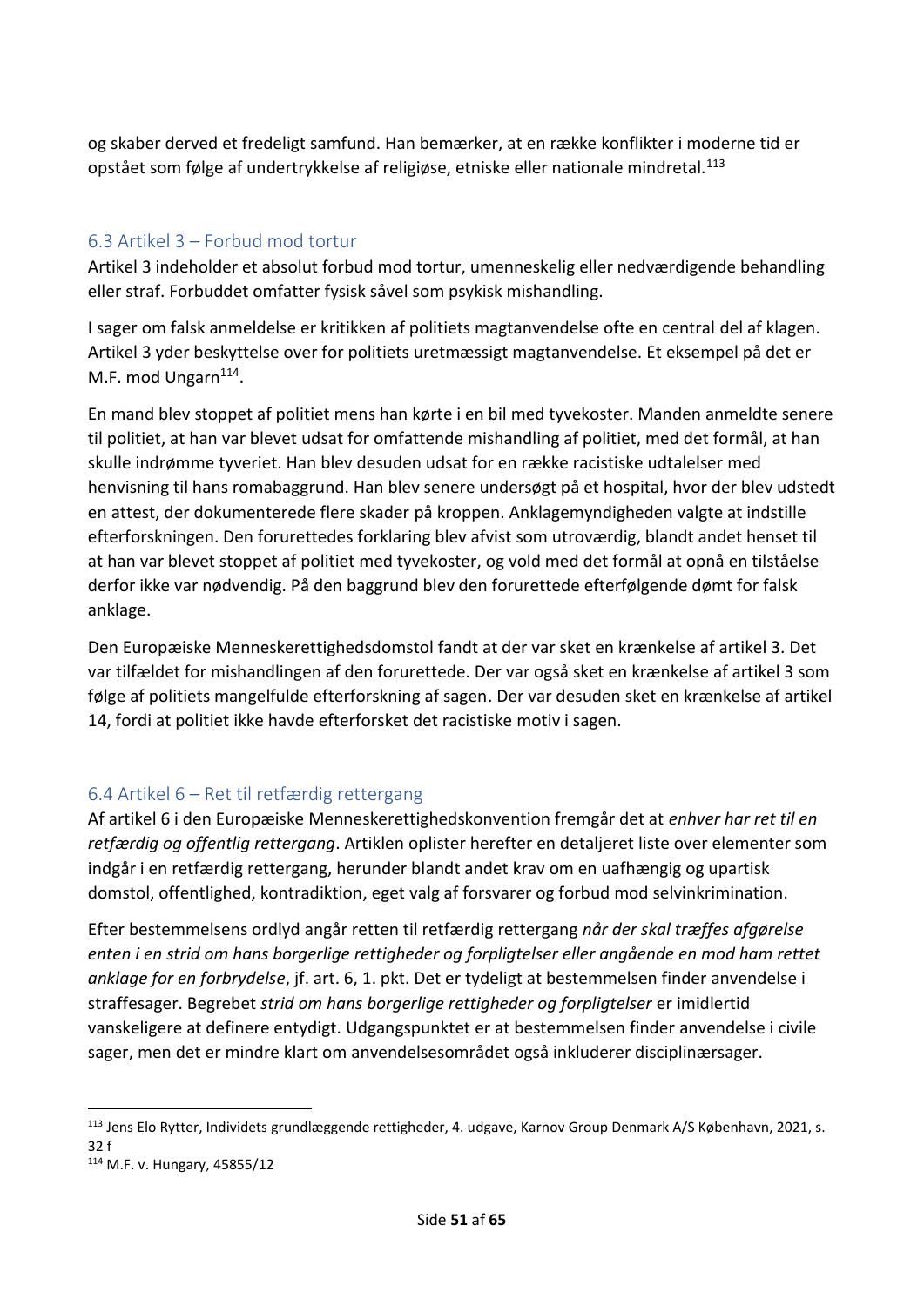og skaber derved et fredeligt samfund. Han bemærker, at en række konflikter i moderne tid er opstået som følge af undertrykkelse af religiøse, etniske eller nationale mindretal.[113]

## 6.3 Artikel 3 – Forbud mod tortur

Artikel 3 indeholder et absolut forbud mod tortur, umenneskelig eller nedværdigende behandling eller straf. Forbuddet omfatter fysisk såvel som psykisk mishandling.

I sager om falsk anmeldelse er kritikken af politiets magtanvendelse ofte en central del af klagen. Artikel 3 yder beskyttelse over for politiets uretmæssigt magtanvendelse. Et eksempel på det er M.F. mod Ungarn[114].

En mand blev stoppet af politiet mens han kørte i en bil med tyvekoster. Manden anmeldte senere til politiet, at han var blevet udsat for omfattende mishandling af politiet, med det formål, at han skulle indrømme tyveriet. Han blev desuden udsat for en række racistiske udtalelser med henvisning til hans romabaggrund. Han blev senere undersøgt på et hospital, hvor der blev udstedt en attest, der dokumenterede flere skader på kroppen. Anklagemyndigheden valgte at indstille efterforskningen. Den forurettedes forklaring blev afvist som utroværdig, blandt andet henset til at han var blevet stoppet af politiet med tyvekoster, og vold med det formål at opnå en tilståelse derfor ikke var nødvendig. På den baggrund blev den forurettede efterfølgende dømt for falsk anklage.

Den Europæiske Menneskerettighedsdomstol fandt at der var sket en krænkelse af artikel 3. Det var tilfældet for mishandlingen af den forurettede. Der var også sket en krænkelse af artikel 3 som følge af politiets mangelfulde efterforskning af sagen. Der var desuden sket en krænkelse af artikel 14, fordi at politiet ikke havde efterforsket det racistiske motiv i sagen.

## 6.4 Artikel 6 – Ret til retfærdig rettergang

Af artikel 6 i den Europæiske Menneskerettighedskonvention fremgår det at *enhver har ret til en retfærdig og offentlig rettergang*. Artiklen oplister herefter en detaljeret liste over elementer som indgår i en retfærdig rettergang, herunder blandt andet krav om en uafhængig og upartisk domstol, offentlighed, kontradiktion, eget valg af forsvarer og forbud mod selvinkrimination.

Efter bestemmelsens ordlyd angår retten til retfærdig rettergang *når der skal træffes afgørelse enten i en strid om hans borgerlige rettigheder og forpligtelser eller angående en mod ham rettet anklage for en forbrydelse*, jf. art. 6, 1. pkt. Det er tydeligt at bestemmelsen finder anvendelse i straffesager. Begrebet *strid om hans borgerlige rettigheder og forpligtelser* er imidlertid vanskeligere at definere entydigt. Udgangspunktet er at bestemmelsen finder anvendelse i civile sager, men det er mindre klart om anvendelsesområdet også inkluderer disciplinærsager.

---

[113] Jens Elo Rytter, Individets grundlæggende rettigheder, 4. udgave, Karnov Group Denmark A/S København, 2021, s. 32 f

[114] M.F. v. Hungary, 45855/12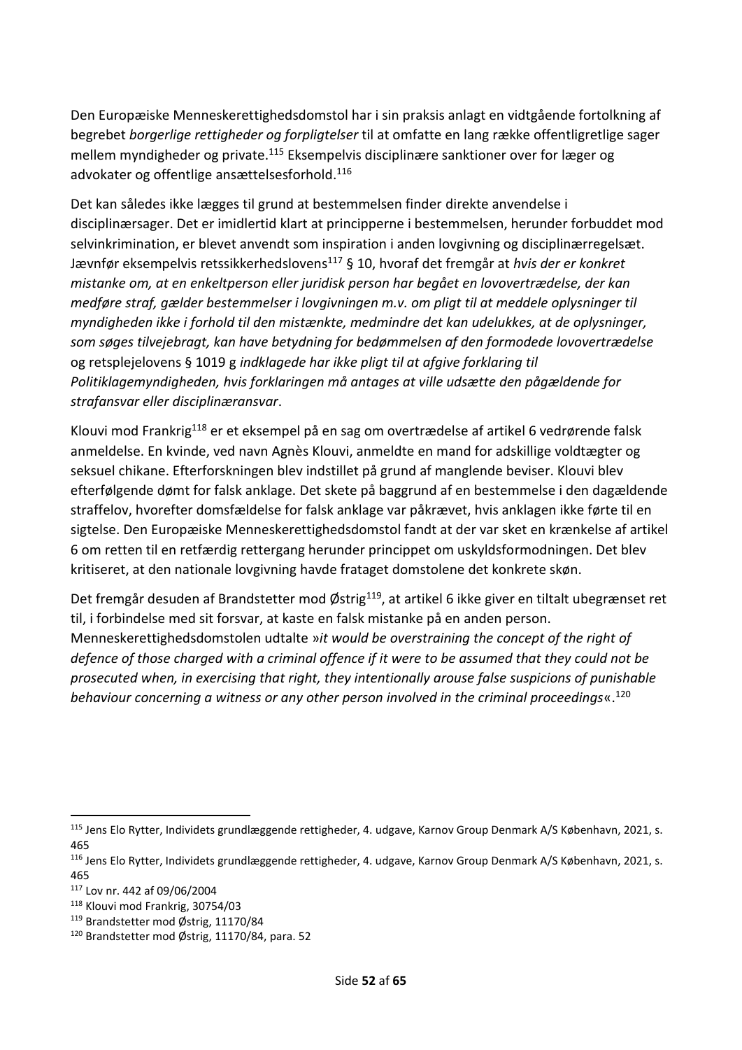Den Europæiske Menneskerettighedsdomstol har i sin praksis anlagt en vidtgående fortolkning af begrebet *borgerlige rettigheder og forpligtelser* til at omfatte en lang række offentligretlige sager mellem myndigheder og private.[115] Eksempelvis disciplinære sanktioner over for læger og advokater og offentlige ansættelsesforhold.[116]

Det kan således ikke lægges til grund at bestemmelsen finder direkte anvendelse i disciplinærsager. Det er imidlertid klart at principperne i bestemmelsen, herunder forbuddet mod selvinkrimination, er blevet anvendt som inspiration i anden lovgivning og disciplinærregelsæt. Jævnfør eksempelvis retssikkerhedslovens[117] § 10, hvoraf det fremgår at *hvis der er konkret mistanke om, at en enkeltperson eller juridisk person har begået en lovovertrædelse, der kan medføre straf, gælder bestemmelser i lovgivningen m.v. om pligt til at meddele oplysninger til myndigheden ikke i forhold til den mistænkte, medmindre det kan udelukkes, at de oplysninger, som søges tilvejebragt, kan have betydning for bedømmelsen af den formodede lovovertrædelse* og retsplejelovens § 1019 g *indklagede har ikke pligt til at afgive forklaring til Politiklagemyndigheden, hvis forklaringen må antages at ville udsætte den pågældende for strafansvar eller disciplinæransvar*.

Klouvi mod Frankrig[118] er et eksempel på en sag om overtrædelse af artikel 6 vedrørende falsk anmeldelse. En kvinde, ved navn Agnès Klouvi, anmeldte en mand for adskillige voldtægter og seksuel chikane. Efterforskningen blev indstillet på grund af manglende beviser. Klouvi blev efterfølgende dømt for falsk anklage. Det skete på baggrund af en bestemmelse i den dagældende straffelov, hvorefter domsfældelse for falsk anklage var påkrævet, hvis anklagen ikke førte til en sigtelse. Den Europæiske Menneskerettighedsdomstol fandt at der var sket en krænkelse af artikel 6 om retten til en retfærdig rettergang herunder princippet om uskyldsformodningen. Det blev kritiseret, at den nationale lovgivning havde frataget domstolene det konkrete skøn.

Det fremgår desuden af Brandstetter mod Østrig[119], at artikel 6 ikke giver en tiltalt ubegrænset ret til, i forbindelse med sit forsvar, at kaste en falsk mistanke på en anden person. Menneskerettighedsdomstolen udtalte »*it would be overstraining the concept of the right of defence of those charged with a criminal offence if it were to be assumed that they could not be prosecuted when, in exercising that right, they intentionally arouse false suspicions of punishable behaviour concerning a witness or any other person involved in the criminal proceedings*«.[120]

---

[115] Jens Elo Rytter, Individets grundlæggende rettigheder, 4. udgave, Karnov Group Denmark A/S København, 2021, s. 465

[116] Jens Elo Rytter, Individets grundlæggende rettigheder, 4. udgave, Karnov Group Denmark A/S København, 2021, s. 465

[117] Lov nr. 442 af 09/06/2004

[118] Klouvi mod Frankrig, 30754/03

[119] Brandstetter mod Østrig, 11170/84

[120] Brandstetter mod Østrig, 11170/84, para. 52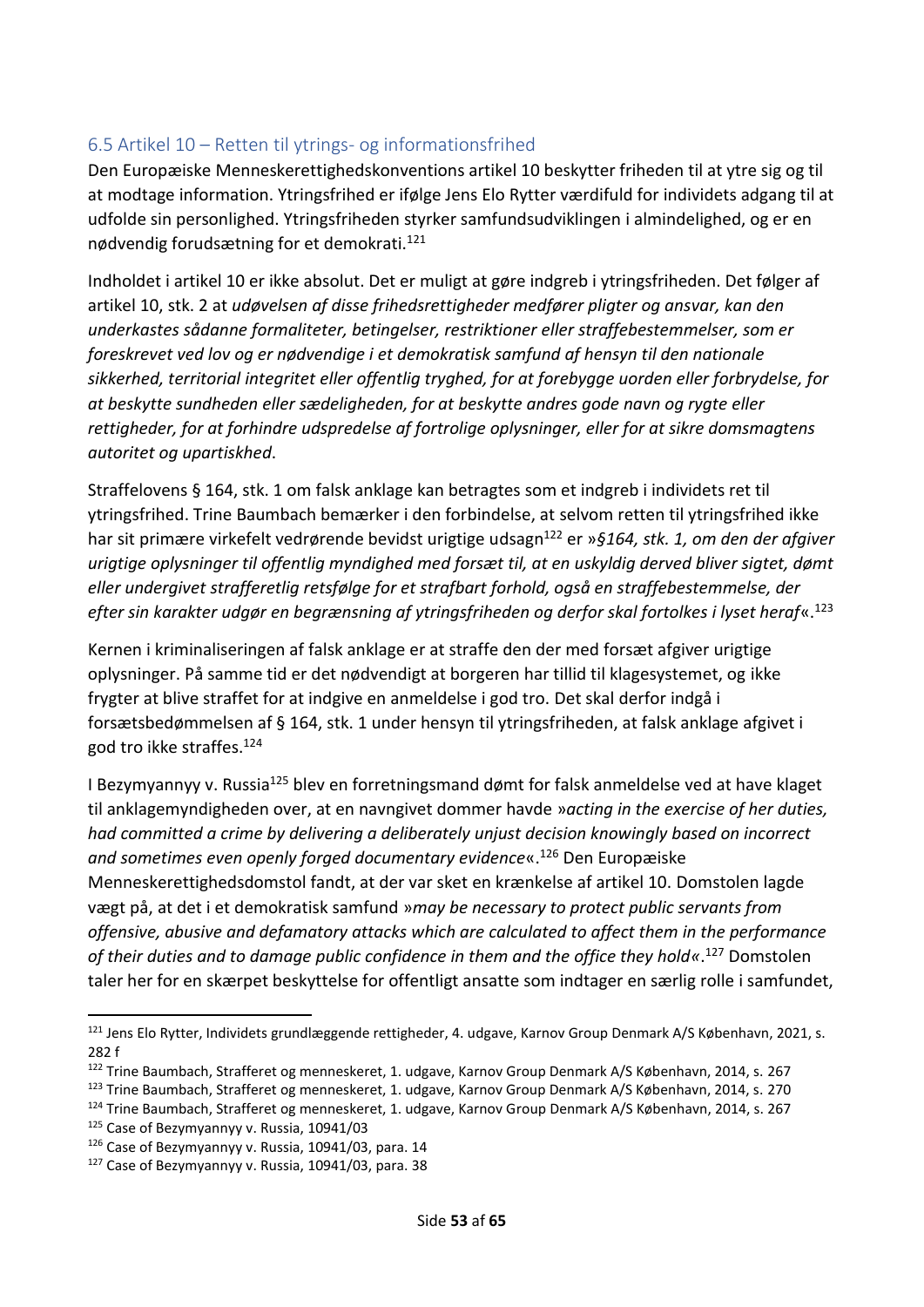## 6.5 Artikel 10 – Retten til ytrings- og informationsfrihed

Den Europæiske Menneskerettighedskonventions artikel 10 beskytter friheden til at ytre sig og til at modtage information. Ytringsfrihed er ifølge Jens Elo Rytter værdifuld for individets adgang til at udfolde sin personlighed. Ytringsfriheden styrker samfundsudviklingen i almindelighed, og er en nødvendig forudsætning for et demokrati.[121]

Indholdet i artikel 10 er ikke absolut. Det er muligt at gøre indgreb i ytringsfriheden. Det følger af artikel 10, stk. 2 at *udøvelsen af disse frihedsrettigheder medfører pligter og ansvar, kan den underkastes sådanne formaliteter, betingelser, restriktioner eller straffebestemmelser, som er foreskrevet ved lov og er nødvendige i et demokratisk samfund af hensyn til den nationale sikkerhed, territorial integritet eller offentlig tryghed, for at forebygge uorden eller forbrydelse, for at beskytte sundheden eller sædeligheden, for at beskytte andres gode navn og rygte eller rettigheder, for at forhindre udspredelse af fortrolige oplysninger, eller for at sikre domsmagtens autoritet og upartiskhed*.

Straffelovens § 164, stk. 1 om falsk anklage kan betragtes som et indgreb i individets ret til ytringsfrihed. Trine Baumbach bemærker i den forbindelse, at selvom retten til ytringsfrihed ikke har sit primære virkefelt vedrørende bevidst urigtige udsagn[122] er »*§164, stk. 1, om den der afgiver urigtige oplysninger til offentlig myndighed med forsæt til, at en uskyldig derved bliver sigtet, dømt eller undergivet strafferetlig retsfølge for et strafbart forhold, også en straffebestemmelse, der efter sin karakter udgør en begrænsning af ytringsfriheden og derfor skal fortolkes i lyset heraf*«.[123]

Kernen i kriminaliseringen af falsk anklage er at straffe den der med forsæt afgiver urigtige oplysninger. På samme tid er det nødvendigt at borgeren har tillid til klagesystemet, og ikke frygter at blive straffet for at indgive en anmeldelse i god tro. Det skal derfor indgå i forsætsbedømmelsen af § 164, stk. 1 under hensyn til ytringsfriheden, at falsk anklage afgivet i god tro ikke straffes.[124]

I Bezymyannyy v. Russia[125] blev en forretningsmand dømt for falsk anmeldelse ved at have klaget til anklagemyndigheden over, at en navngivet dommer havde »*acting in the exercise of her duties, had committed a crime by delivering a deliberately unjust decision knowingly based on incorrect and sometimes even openly forged documentary evidence*«.[126] Den Europæiske Menneskerettighedsdomstol fandt, at der var sket en krænkelse af artikel 10. Domstolen lagde vægt på, at det i et demokratisk samfund »*may be necessary to protect public servants from offensive, abusive and defamatory attacks which are calculated to affect them in the performance of their duties and to damage public confidence in them and the office they hold*«.[127] Domstolen taler her for en skærpet beskyttelse for offentligt ansatte som indtager en særlig rolle i samfundet,

---

[121] Jens Elo Rytter, Individets grundlæggende rettigheder, 4. udgave, Karnov Group Denmark A/S København, 2021, s. 282 f

[122] Trine Baumbach, Strafferet og menneskeret, 1. udgave, Karnov Group Denmark A/S København, 2014, s. 267

[123] Trine Baumbach, Strafferet og menneskeret, 1. udgave, Karnov Group Denmark A/S København, 2014, s. 270

[124] Trine Baumbach, Strafferet og menneskeret, 1. udgave, Karnov Group Denmark A/S København, 2014, s. 267

[125] Case of Bezymyannyy v. Russia, 10941/03

[126] Case of Bezymyannyy v. Russia, 10941/03, para. 14

[127] Case of Bezymyannyy v. Russia, 10941/03, para. 38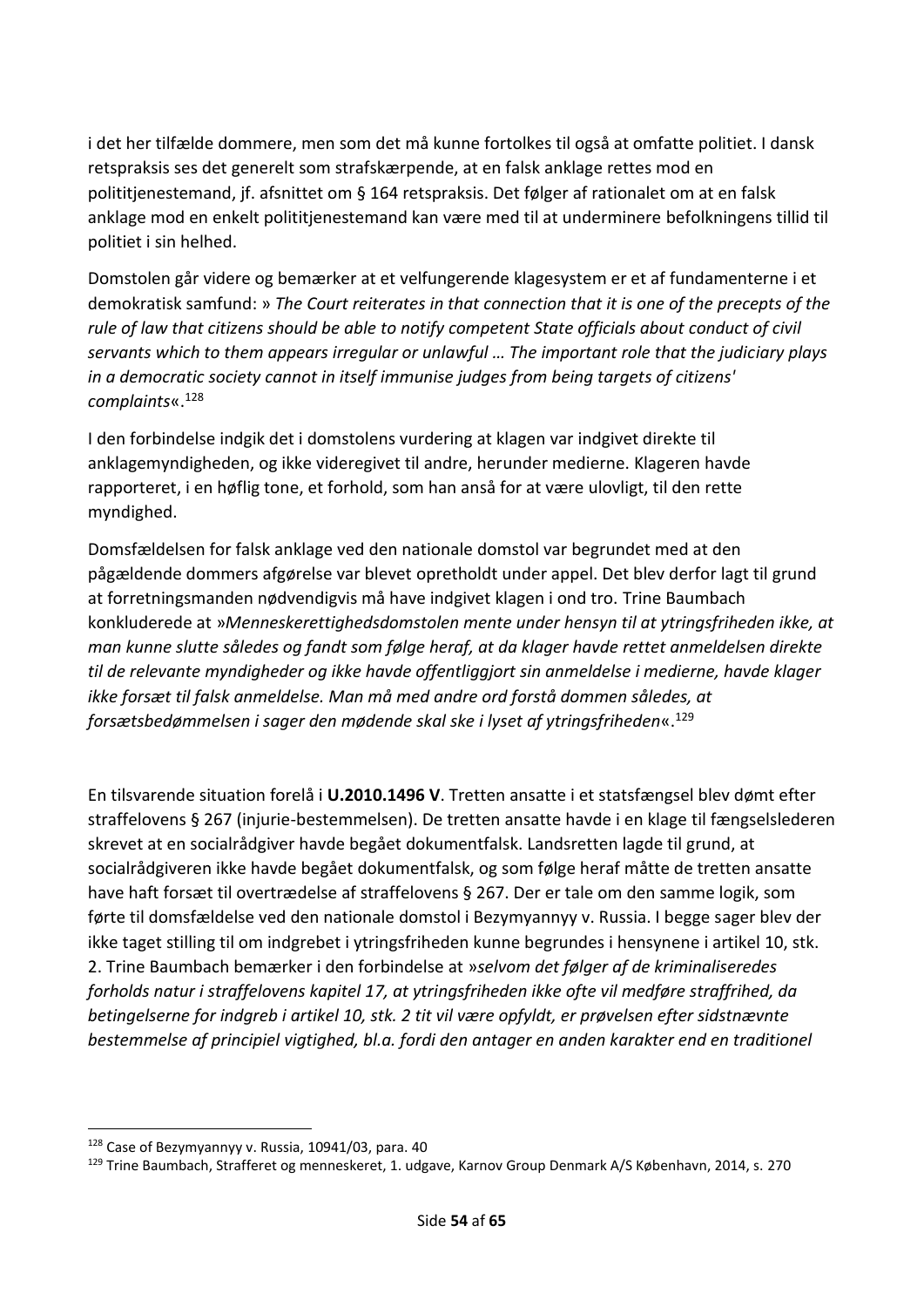i det her tilfælde dommere, men som det må kunne fortolkes til også at omfatte politiet. I dansk retspraksis ses det generelt som strafskærpende, at en falsk anklage rettes mod en polititjenestemand, jf. afsnittet om § 164 retspraksis. Det følger af rationalet om at en falsk anklage mod en enkelt polititjenestemand kan være med til at underminere befolkningens tillid til politiet i sin helhed.

Domstolen går videre og bemærker at et velfungerende klagesystem er et af fundamenterne i et demokratisk samfund: » *The Court reiterates in that connection that it is one of the precepts of the rule of law that citizens should be able to notify competent State officials about conduct of civil servants which to them appears irregular or unlawful … The important role that the judiciary plays in a democratic society cannot in itself immunise judges from being targets of citizens' complaints*«.[128]

I den forbindelse indgik det i domstolens vurdering at klagen var indgivet direkte til anklagemyndigheden, og ikke videregivet til andre, herunder medierne. Klageren havde rapporteret, i en høflig tone, et forhold, som han anså for at være ulovligt, til den rette myndighed.

Domsfældelsen for falsk anklage ved den nationale domstol var begrundet med at den pågældende dommers afgørelse var blevet opretholdt under appel. Det blev derfor lagt til grund at forretningsmanden nødvendigvis må have indgivet klagen i ond tro. Trine Baumbach konkluderede at »*Menneskerettighedsdomstolen mente under hensyn til at ytringsfriheden ikke, at man kunne slutte således og fandt som følge heraf, at da klager havde rettet anmeldelsen direkte til de relevante myndigheder og ikke havde offentliggjort sin anmeldelse i medierne, havde klager ikke forsæt til falsk anmeldelse. Man må med andre ord forstå dommen således, at forsætsbedømmelsen i sager den mødende skal ske i lyset af ytringsfriheden*«.[129]

En tilsvarende situation forelå i **U.2010.1496 V**. Tretten ansatte i et statsfængsel blev dømt efter straffelovens § 267 (injurie-bestemmelsen). De tretten ansatte havde i en klage til fængselslederen skrevet at en socialrådgiver havde begået dokumentfalsk. Landsretten lagde til grund, at socialrådgiveren ikke havde begået dokumentfalsk, og som følge heraf måtte de tretten ansatte have haft forsæt til overtrædelse af straffelovens § 267. Der er tale om den samme logik, som førte til domsfældelse ved den nationale domstol i Bezymyannyy v. Russia. I begge sager blev der ikke taget stilling til om indgrebet i ytringsfriheden kunne begrundes i hensynene i artikel 10, stk. 2. Trine Baumbach bemærker i den forbindelse at »*selvom det følger af de kriminaliseredes forholds natur i straffelovens kapitel 17, at ytringsfriheden ikke ofte vil medføre straffrihed, da betingelserne for indgreb i artikel 10, stk. 2 tit vil være opfyldt, er prøvelsen efter sidstnævnte bestemmelse af principiel vigtighed, bl.a. fordi den antager en anden karakter end en traditionel*

---

[128] Case of Bezymyannyy v. Russia, 10941/03, para. 40

[129] Trine Baumbach, Strafferet og menneskeret, 1. udgave, Karnov Group Denmark A/S København, 2014, s. 270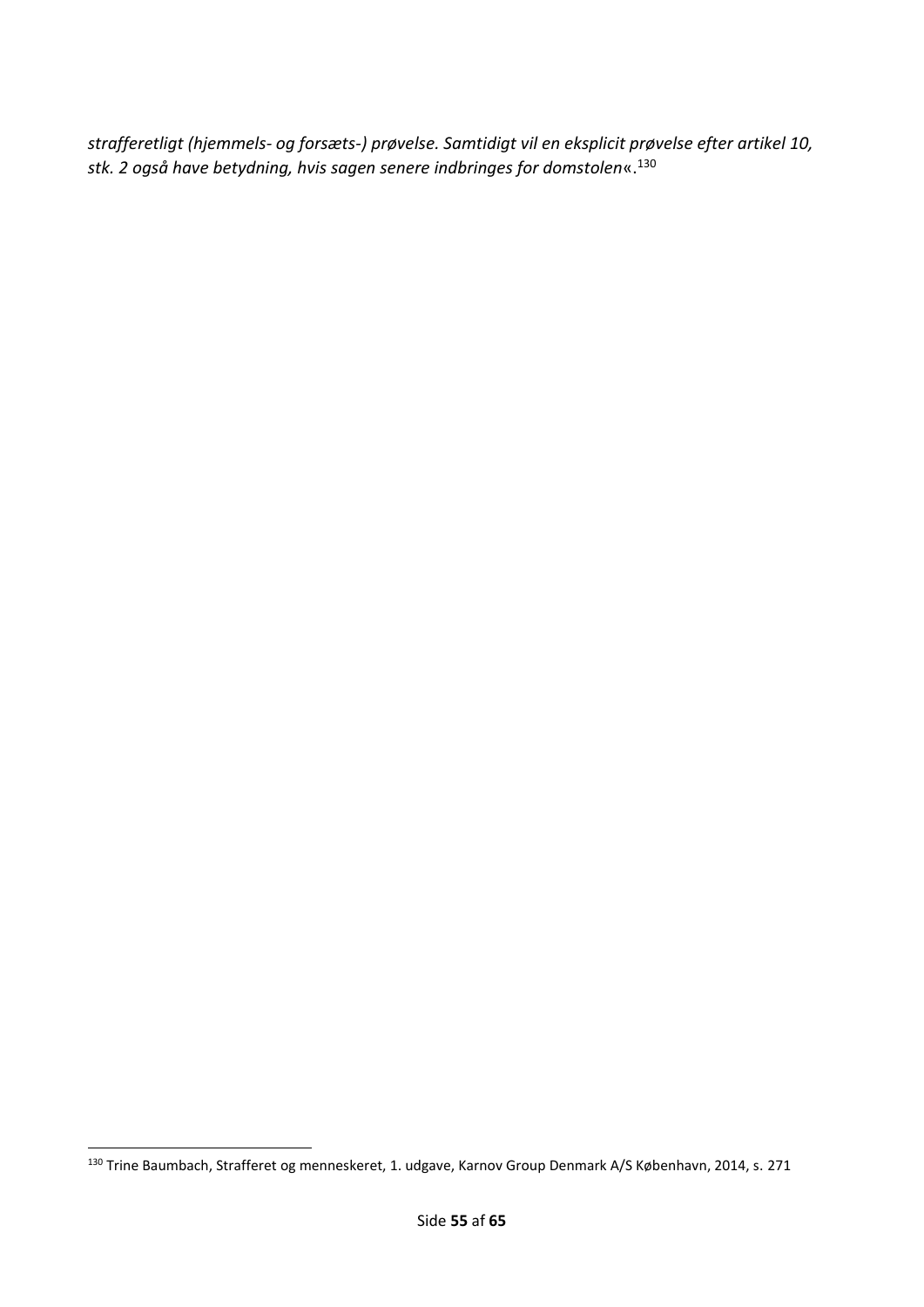*strafferetligt (hjemmels- og forsæts-) prøvelse. Samtidigt vil en eksplicit prøvelse efter artikel 10, stk. 2 også have betydning, hvis sagen senere indbringes for domstolen*«.[130]

[130] Trine Baumbach, Strafferet og menneskeret, 1. udgave, Karnov Group Denmark A/S København, 2014, s. 271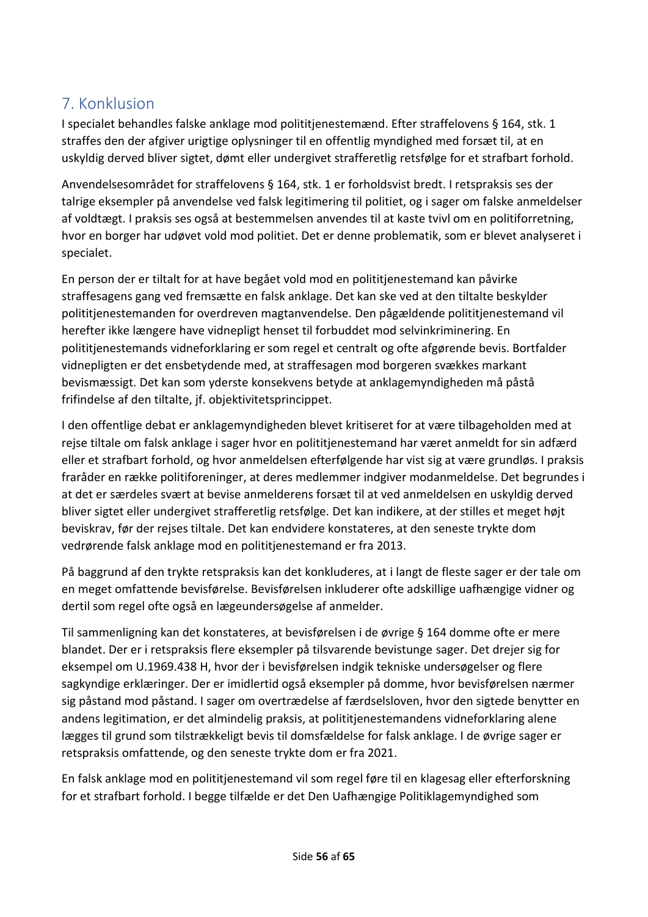## 7. Konklusion

I specialet behandles falske anklage mod polititjenestemænd. Efter straffelovens § 164, stk. 1 straffes den der afgiver urigtige oplysninger til en offentlig myndighed med forsæt til, at en uskyldig derved bliver sigtet, dømt eller undergivet strafferetlig retsfølge for et strafbart forhold.

Anvendelsesområdet for straffelovens § 164, stk. 1 er forholdsvist bredt. I retspraksis ses der talrige eksempler på anvendelse ved falsk legitimering til politiet, og i sager om falske anmeldelser af voldtægt. I praksis ses også at bestemmelsen anvendes til at kaste tvivl om en politiforretning, hvor en borger har udøvet vold mod politiet. Det er denne problematik, som er blevet analyseret i specialet.

En person der er tiltalt for at have begået vold mod en polititjenestemand kan påvirke straffesagens gang ved fremsætte en falsk anklage. Det kan ske ved at den tiltalte beskylder polititjenestemanden for overdreven magtanvendelse. Den pågældende polititjenestemand vil herefter ikke længere have vidnepligt henset til forbuddet mod selvinkriminering. En polititjenestemands vidneforklaring er som regel et centralt og ofte afgørende bevis. Bortfalder vidnepligten er det ensbetydende med, at straffesagen mod borgeren svækkes markant bevismæssigt. Det kan som yderste konsekvens betyde at anklagemyndigheden må påstå frifindelse af den tiltalte, jf. objektivitetsprincippet.

I den offentlige debat er anklagemyndigheden blevet kritiseret for at være tilbageholden med at rejse tiltale om falsk anklage i sager hvor en polititjenestemand har været anmeldt for sin adfærd eller et strafbart forhold, og hvor anmeldelsen efterfølgende har vist sig at være grundløs. I praksis fraråder en række politiforeninger, at deres medlemmer indgiver modanmeldelse. Det begrundes i at det er særdeles svært at bevise anmelderens forsæt til at ved anmeldelsen en uskyldig derved bliver sigtet eller undergivet strafferetlig retsfølge. Det kan indikere, at der stilles et meget højt beviskrav, før der rejses tiltale. Det kan endvidere konstateres, at den seneste trykte dom vedrørende falsk anklage mod en polititjenestemand er fra 2013.

På baggrund af den trykte retspraksis kan det konkluderes, at i langt de fleste sager er der tale om en meget omfattende bevisførelse. Bevisførelsen inkluderer ofte adskillige uafhængige vidner og dertil som regel ofte også en lægeundersøgelse af anmelder.

Til sammenligning kan det konstateres, at bevisførelsen i de øvrige § 164 domme ofte er mere blandet. Der er i retspraksis flere eksempler på tilsvarende bevistunge sager. Det drejer sig for eksempel om U.1969.438 H, hvor der i bevisførelsen indgik tekniske undersøgelser og flere sagkyndige erklæringer. Der er imidlertid også eksempler på domme, hvor bevisførelsen nærmer sig påstand mod påstand. I sager om overtrædelse af færdselsloven, hvor den sigtede benytter en andens legitimation, er det almindelig praksis, at polititjenestemandens vidneforklaring alene lægges til grund som tilstrækkeligt bevis til domsfældelse for falsk anklage. I de øvrige sager er retspraksis omfattende, og den seneste trykte dom er fra 2021.

En falsk anklage mod en polititjenestemand vil som regel føre til en klagesag eller efterforskning for et strafbart forhold. I begge tilfælde er det Den Uafhængige Politiklagemyndighed som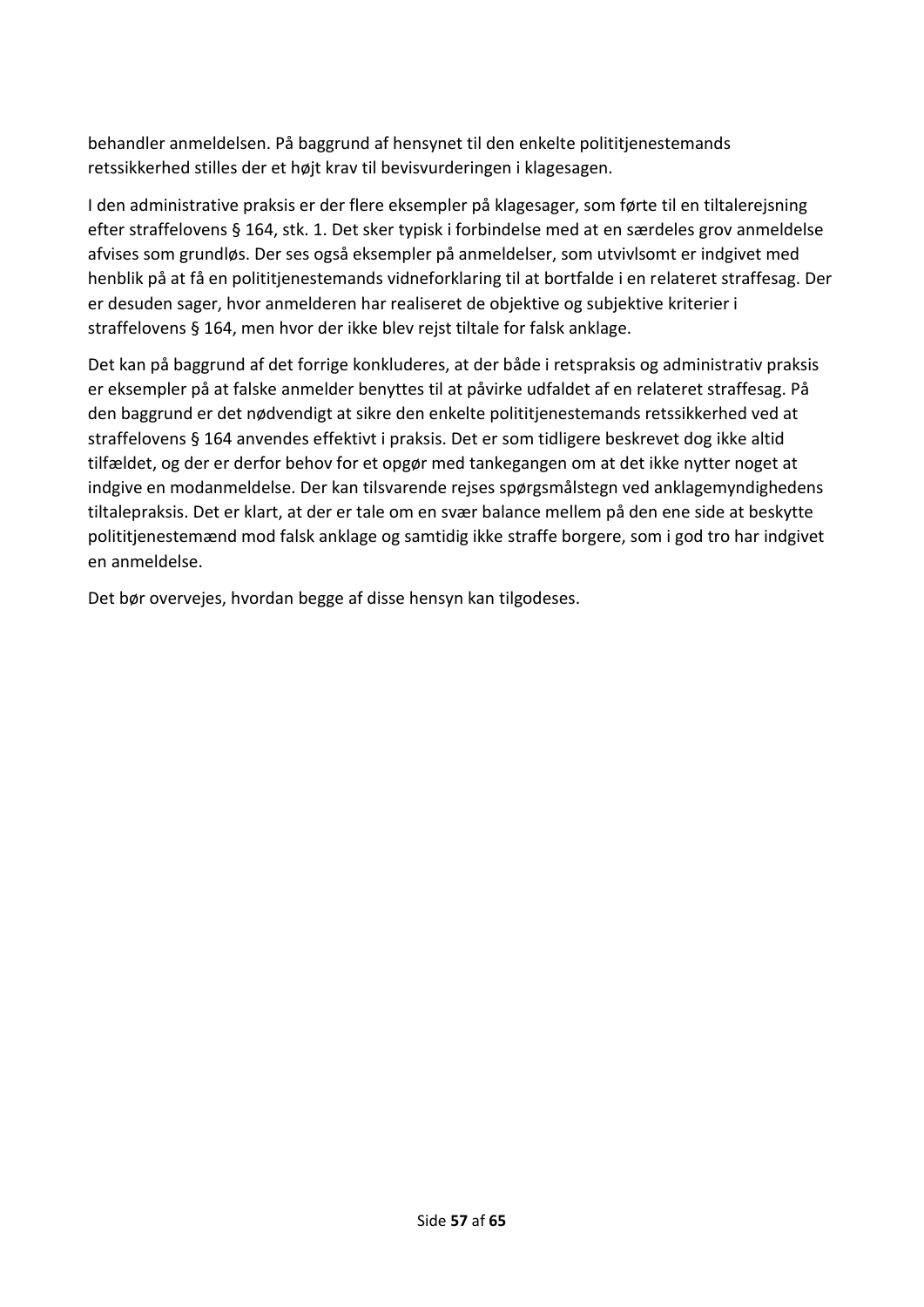behandler anmeldelsen. På baggrund af hensynet til den enkelte polititjenestemands retssikkerhed stilles der et højt krav til bevisvurderingen i klagesagen.

I den administrative praksis er der flere eksempler på klagesager, som førte til en tiltalerejsning efter straffelovens § 164, stk. 1. Det sker typisk i forbindelse med at en særdeles grov anmeldelse afvises som grundløs. Der ses også eksempler på anmeldelser, som utvivlsomt er indgivet med henblik på at få en polititjenestemands vidneforklaring til at bortfalde i en relateret straffesag. Der er desuden sager, hvor anmelderen har realiseret de objektive og subjektive kriterier i straffelovens § 164, men hvor der ikke blev rejst tiltale for falsk anklage.

Det kan på baggrund af det forrige konkluderes, at der både i retspraksis og administrativ praksis er eksempler på at falske anmelder benyttes til at påvirke udfaldet af en relateret straffesag. På den baggrund er det nødvendigt at sikre den enkelte polititjenestemands retssikkerhed ved at straffelovens § 164 anvendes effektivt i praksis. Det er som tidligere beskrevet dog ikke altid tilfældet, og der er derfor behov for et opgør med tankegangen om at det ikke nytter noget at indgive en modanmeldelse. Der kan tilsvarende rejses spørgsmålstegn ved anklagemyndighedens tiltalepraksis. Det er klart, at der er tale om en svær balance mellem på den ene side at beskytte polititjenestemænd mod falsk anklage og samtidig ikke straffe borgere, som i god tro har indgivet en anmeldelse.

Det bør overvejes, hvordan begge af disse hensyn kan tilgodeses.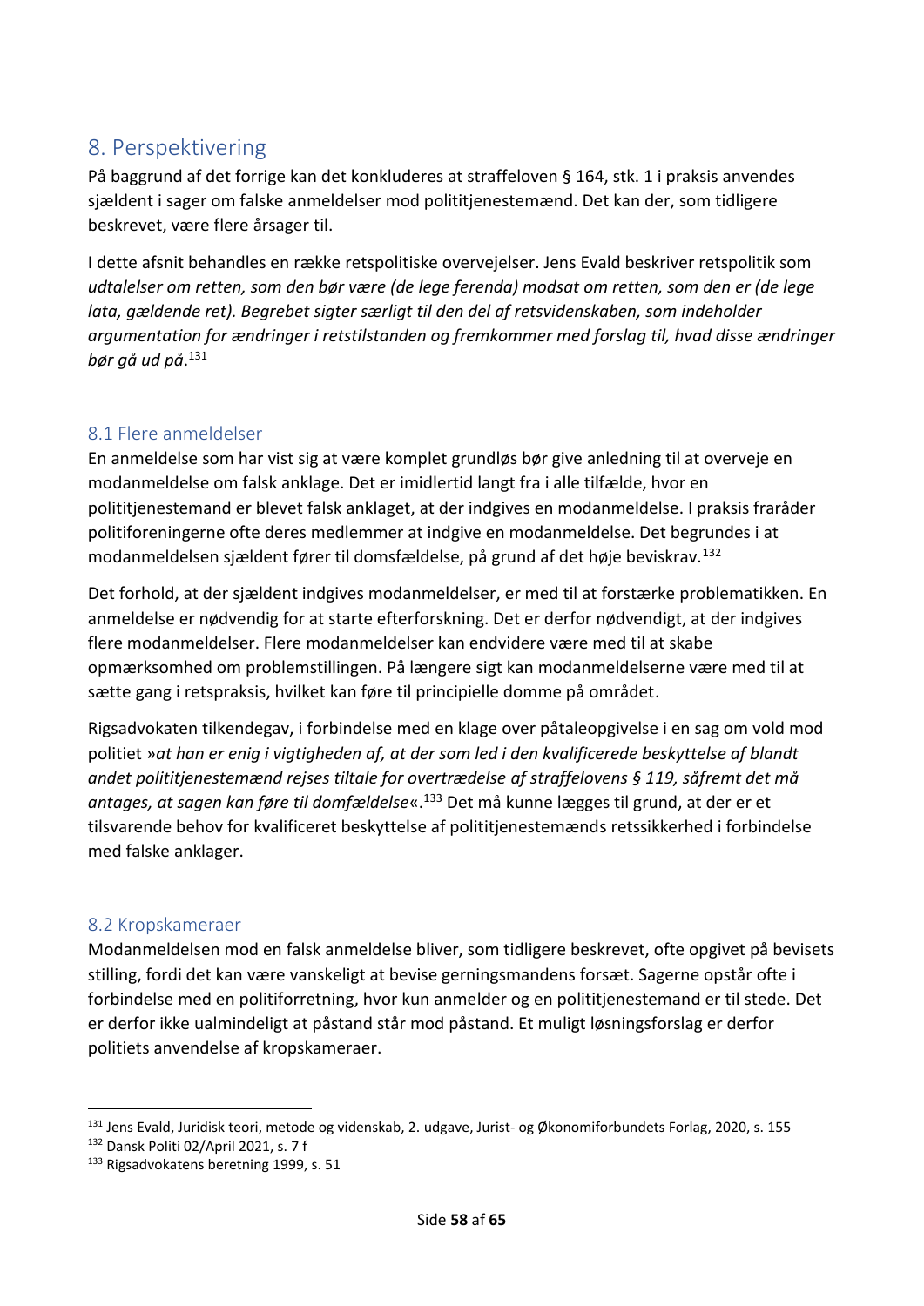# 8. Perspektivering

På baggrund af det forrige kan det konkluderes at straffeloven § 164, stk. 1 i praksis anvendes sjældent i sager om falske anmeldelser mod polititjenestemænd. Det kan der, som tidligere beskrevet, være flere årsager til.

I dette afsnit behandles en række retspolitiske overvejelser. Jens Evald beskriver retspolitik som *udtalelser om retten, som den bør være (de lege ferenda) modsat om retten, som den er (de lege lata, gældende ret). Begrebet sigter særligt til den del af retsvidenskaben, som indeholder argumentation for ændringer i retstilstanden og fremkommer med forslag til, hvad disse ændringer bør gå ud på.*[131]

## 8.1 Flere anmeldelser

En anmeldelse som har vist sig at være komplet grundløs bør give anledning til at overveje en modanmeldelse om falsk anklage. Det er imidlertid langt fra i alle tilfælde, hvor en polititjenestemand er blevet falsk anklaget, at der indgives en modanmeldelse. I praksis fraråder politiforeningerne ofte deres medlemmer at indgive en modanmeldelse. Det begrundes i at modanmeldelsen sjældent fører til domsfældelse, på grund af det høje beviskrav.[132]

Det forhold, at der sjældent indgives modanmeldelser, er med til at forstærke problematikken. En anmeldelse er nødvendig for at starte efterforskning. Det er derfor nødvendigt, at der indgives flere modanmeldelser. Flere modanmeldelser kan endvidere være med til at skabe opmærksomhed om problemstillingen. På længere sigt kan modanmeldelserne være med til at sætte gang i retspraksis, hvilket kan føre til principielle domme på området.

Rigsadvokaten tilkendegav, i forbindelse med en klage over påtaleopgivelse i en sag om vold mod politiet »*at han er enig i vigtigheden af, at der som led i den kvalificerede beskyttelse af blandt andet polititjenestemænd rejses tiltale for overtrædelse af straffelovens § 119, såfremt det må antages, at sagen kan føre til domfældelse*«.[133] Det må kunne lægges til grund, at der er et tilsvarende behov for kvalificeret beskyttelse af polititjenestemænds retssikkerhed i forbindelse med falske anklager.

## 8.2 Kropskameraer

Modanmeldelsen mod en falsk anmeldelse bliver, som tidligere beskrevet, ofte opgivet på bevisets stilling, fordi det kan være vanskeligt at bevise gerningsmandens forsæt. Sagerne opstår ofte i forbindelse med en politiforretning, hvor kun anmelder og en polititjenestemand er til stede. Det er derfor ikke ualmindeligt at påstand står mod påstand. Et muligt løsningsforslag er derfor politiets anvendelse af kropskameraer.

---

[131] Jens Evald, Juridisk teori, metode og videnskab, 2. udgave, Jurist- og Økonomiforbundets Forlag, 2020, s. 155

[132] Dansk Politi 02/April 2021, s. 7 f

[133] Rigsadvokatens beretning 1999, s. 51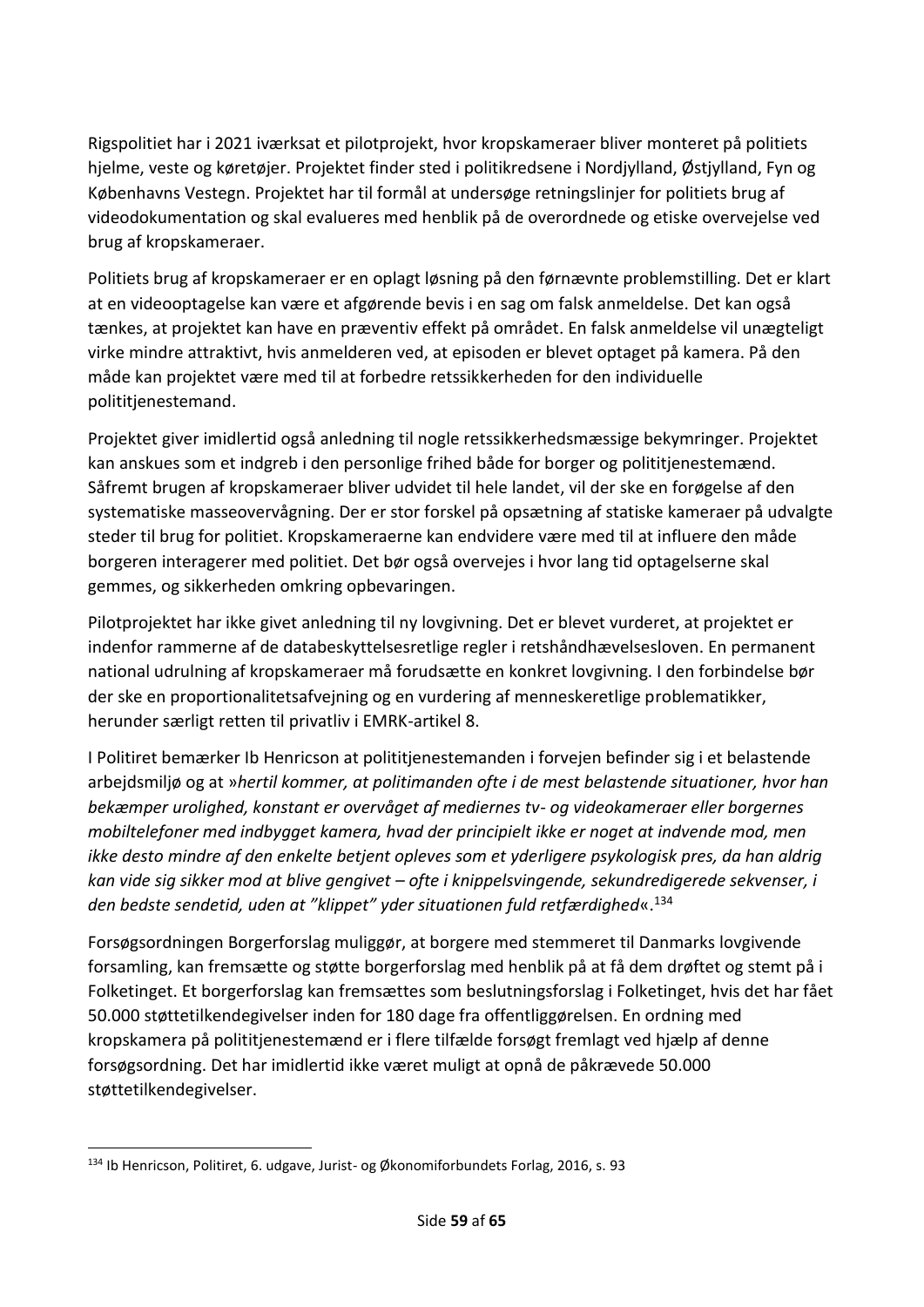Rigspolitiet har i 2021 iværksat et pilotprojekt, hvor kropskameraer bliver monteret på politiets hjelme, veste og køretøjer. Projektet finder sted i politikredsene i Nordjylland, Østjylland, Fyn og Københavns Vestegn. Projektet har til formål at undersøge retningslinjer for politiets brug af videodokumentation og skal evalueres med henblik på de overordnede og etiske overvejelse ved brug af kropskameraer.

Politiets brug af kropskameraer er en oplagt løsning på den førnævnte problemstilling. Det er klart at en videooptagelse kan være et afgørende bevis i en sag om falsk anmeldelse. Det kan også tænkes, at projektet kan have en præventiv effekt på området. En falsk anmeldelse vil unægteligt virke mindre attraktivt, hvis anmelderen ved, at episoden er blevet optaget på kamera. På den måde kan projektet være med til at forbedre retssikkerheden for den individuelle polititjenestemand.

Projektet giver imidlertid også anledning til nogle retssikkerhedsmæssige bekymringer. Projektet kan anskues som et indgreb i den personlige frihed både for borger og polititjenestemænd. Såfremt brugen af kropskameraer bliver udvidet til hele landet, vil der ske en forøgelse af den systematiske masseovervågning. Der er stor forskel på opsætning af statiske kameraer på udvalgte steder til brug for politiet. Kropskameraerne kan endvidere være med til at influere den måde borgeren interagerer med politiet. Det bør også overvejes i hvor lang tid optagelserne skal gemmes, og sikkerheden omkring opbevaringen.

Pilotprojektet har ikke givet anledning til ny lovgivning. Det er blevet vurderet, at projektet er indenfor rammerne af de databeskyttelsesretlige regler i retshåndhævelsesloven. En permanent national udrulning af kropskameraer må forudsætte en konkret lovgivning. I den forbindelse bør der ske en proportionalitetsafvejning og en vurdering af menneskeretlige problematikker, herunder særligt retten til privatliv i EMRK-artikel 8.

I Politiret bemærker Ib Henricson at polititjenestemanden i forvejen befinder sig i et belastende arbejdsmiljø og at »*hertil kommer, at politimanden ofte i de mest belastende situationer, hvor han bekæmper urolighed, konstant er overvåget af mediernes tv- og videokameraer eller borgernes mobiltelefoner med indbygget kamera, hvad der principielt ikke er noget at indvende mod, men ikke desto mindre af den enkelte betjent opleves som et yderligere psykologisk pres, da han aldrig kan vide sig sikker mod at blive gengivet – ofte i knippelsvingende, sekundredigerede sekvenser, i den bedste sendetid, uden at "klippet" yder situationen fuld retfærdighed*«.[134]

Forsøgsordningen Borgerforslag muliggør, at borgere med stemmeret til Danmarks lovgivende forsamling, kan fremsætte og støtte borgerforslag med henblik på at få dem drøftet og stemt på i Folketinget. Et borgerforslag kan fremsættes som beslutningsforslag i Folketinget, hvis det har fået 50.000 støttetilkendegivelser inden for 180 dage fra offentliggørelsen. En ordning med kropskamera på polititjenestemænd er i flere tilfælde forsøgt fremlagt ved hjælp af denne forsøgsordning. Det har imidlertid ikke været muligt at opnå de påkrævede 50.000 støttetilkendegivelser.

---

[134] Ib Henricson, Politiret, 6. udgave, Jurist- og Økonomiforbundets Forlag, 2016, s. 93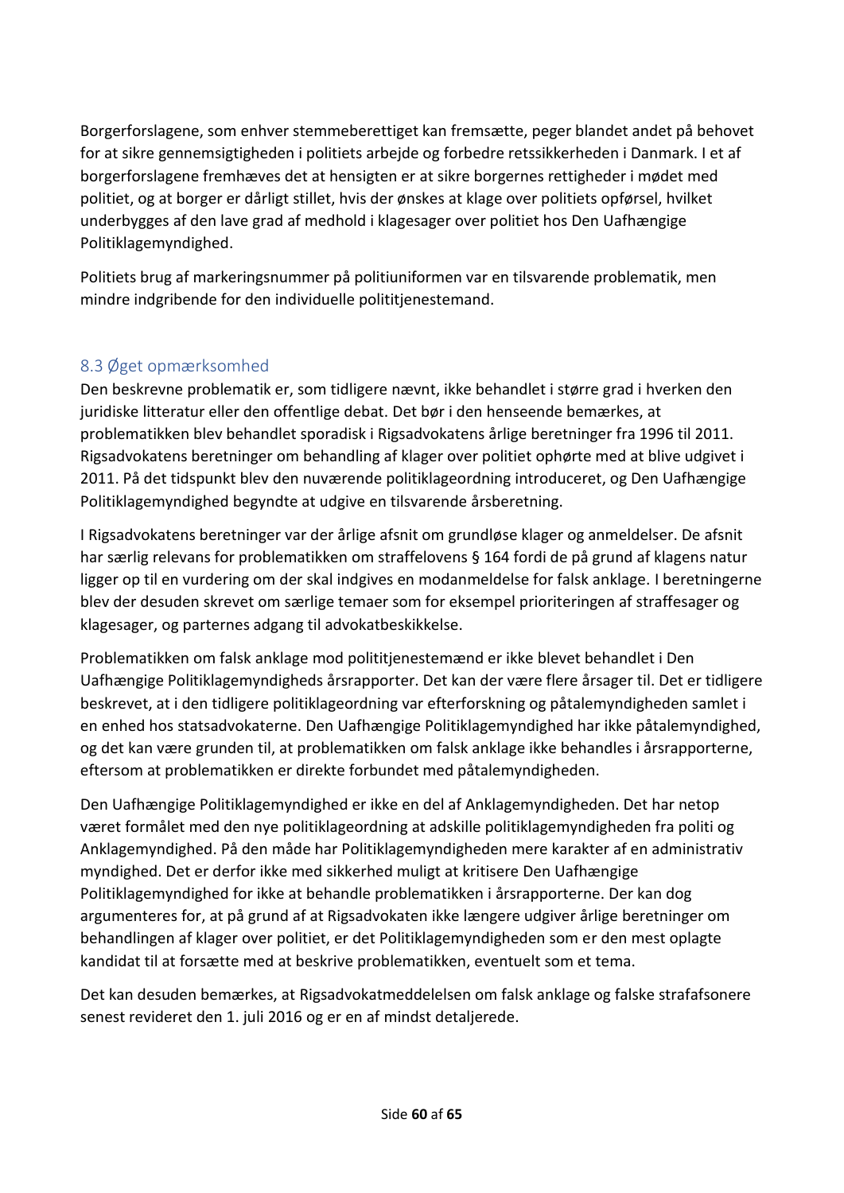Borgerforslagene, som enhver stemmeberettiget kan fremsætte, peger blandet andet på behovet for at sikre gennemsigtigheden i politiets arbejde og forbedre retssikkerheden i Danmark. I et af borgerforslagene fremhæves det at hensigten er at sikre borgernes rettigheder i mødet med politiet, og at borger er dårligt stillet, hvis der ønskes at klage over politiets opførsel, hvilket underbygges af den lave grad af medhold i klagesager over politiet hos Den Uafhængige Politiklagemyndighed.

Politiets brug af markeringsnummer på polititiuniformen var en tilsvarende problematik, men mindre indgribende for den individuelle polititjenestemand.

## 8.3 Øget opmærksomhed

Den beskrevne problematik er, som tidligere nævnt, ikke behandlet i større grad i hverken den juridiske litteratur eller den offentlige debat. Det bør i den henseende bemærkes, at problematikken blev behandlet sporadisk i Rigsadvokatens årlige beretninger fra 1996 til 2011. Rigsadvokatens beretninger om behandling af klager over politiet ophørte med at blive udgivet i 2011. På det tidspunkt blev den nuværende politiklageordning introduceret, og Den Uafhængige Politiklagemyndighed begyndte at udgive en tilsvarende årsberetning.

I Rigsadvokatens beretninger var der årlige afsnit om grundløse klager og anmeldelser. De afsnit har særlig relevans for problematikken om straffelovens § 164 fordi de på grund af klagens natur ligger op til en vurdering om der skal indgives en modanmeldelse for falsk anklage. I beretningerne blev der desuden skrevet om særlige temaer som for eksempel prioriteringen af straffesager og klagesager, og parternes adgang til advokatbeskikkelse.

Problematikken om falsk anklage mod polititjenestemænd er ikke blevet behandlet i Den Uafhængige Politiklagemyndigheds årsrapporter. Det kan der være flere årsager til. Det er tidligere beskrevet, at i den tidligere politiklageordning var efterforskning og påtalemyndigheden samlet i en enhed hos statsadvokaterne. Den Uafhængige Politiklagemyndighed har ikke påtalemyndighed, og det kan være grunden til, at problematikken om falsk anklage ikke behandles i årsrapporterne, eftersom at problematikken er direkte forbundet med påtalemyndigheden.

Den Uafhængige Politiklagemyndighed er ikke en del af Anklagemyndigheden. Det har netop været formålet med den nye politiklageordning at adskille politiklagemyndigheden fra politi og Anklagemyndighed. På den måde har Politiklagemyndigheden mere karakter af en administrativ myndighed. Det er derfor ikke med sikkerhed muligt at kritisere Den Uafhængige Politiklagemyndighed for ikke at behandle problematikken i årsrapporterne. Der kan dog argumenteres for, at på grund af at Rigsadvokaten ikke længere udgiver årlige beretninger om behandlingen af klager over politiet, er det Politiklagemyndigheden som er den mest oplagte kandidat til at forsætte med at beskrive problematikken, eventuelt som et tema.

Det kan desuden bemærkes, at Rigsadvokatmeddelelsen om falsk anklage og falske strafafsonere senest revideret den 1. juli 2016 og er en af mindst detaljerede.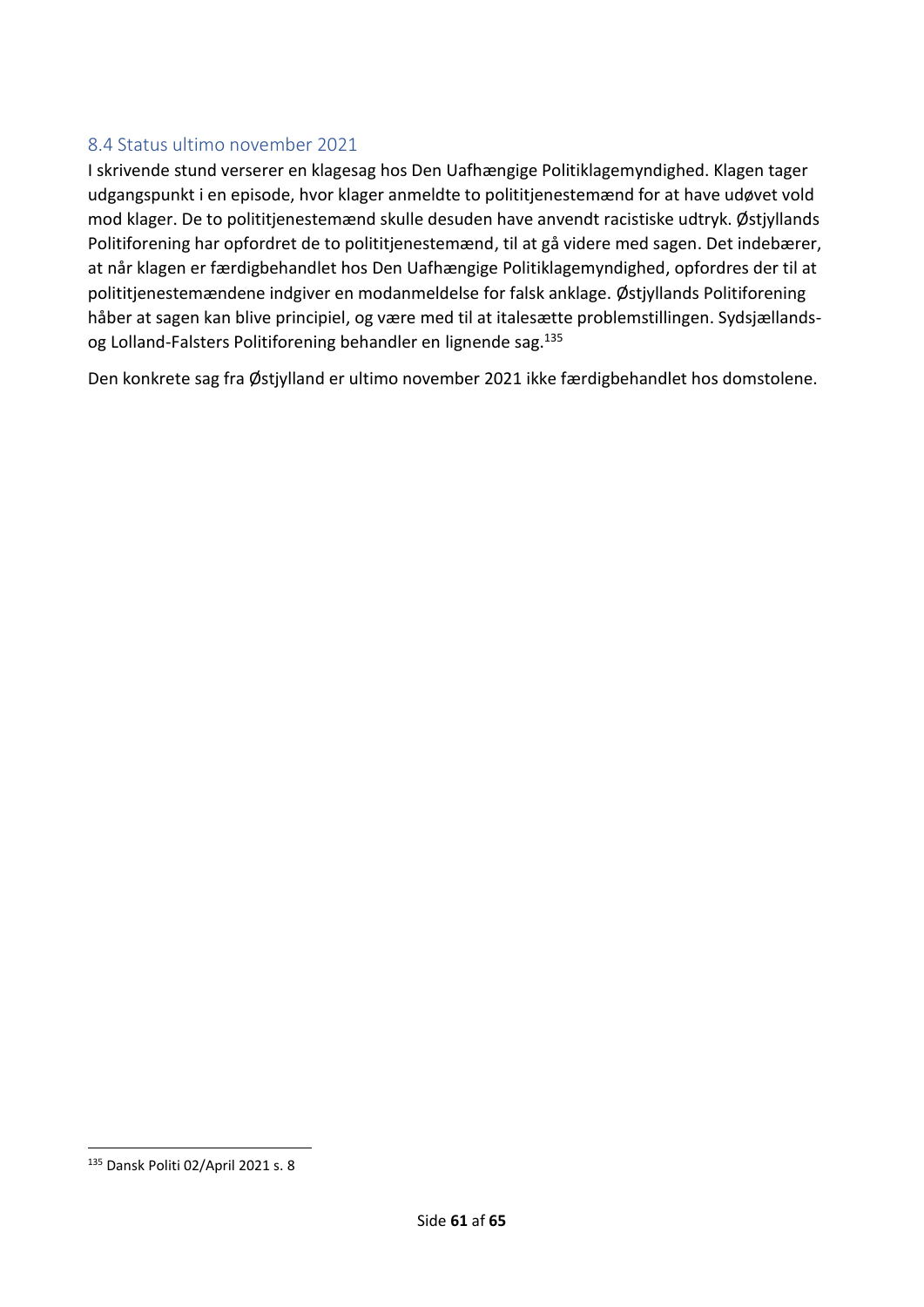## 8.4 Status ultimo november 2021

I skrivende stund verserer en klagesag hos Den Uafhængige Politiklagemyndighed. Klagen tager udgangspunkt i en episode, hvor klager anmeldte to polititjenestemænd for at have udøvet vold mod klager. De to polititjenestemænd skulle desuden have anvendt racistiske udtryk. Østjyllands Politiforening har opfordret de to polititjenestemænd, til at gå videre med sagen. Det indebærer, at når klagen er færdigbehandlet hos Den Uafhængige Politiklagemyndighed, opfordres der til at polititjenestemændene indgiver en modanmeldelse for falsk anklage. Østjyllands Politiforening håber at sagen kan blive principiel, og være med til at italesætte problemstillingen. Sydsjællands- og Lolland-Falsters Politiforening behandler en lignende sag.[135]

Den konkrete sag fra Østjylland er ultimo november 2021 ikke færdigbehandlet hos domstolene.

[135] Dansk Politi 02/April 2021 s. 8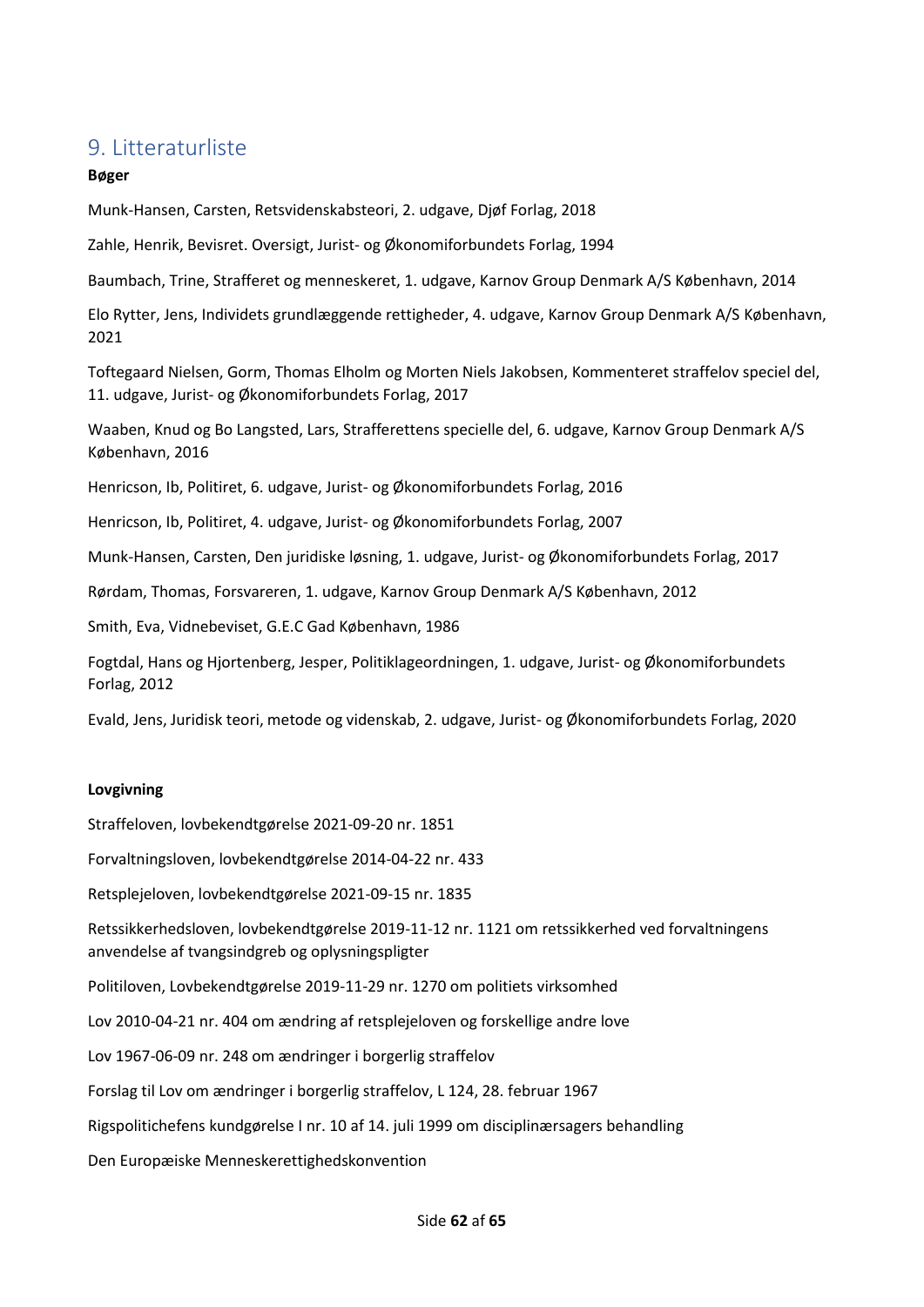# 9. Litteraturliste

**Bøger**

Munk-Hansen, Carsten, Retsvidenskabsteori, 2. udgave, Djøf Forlag, 2018

Zahle, Henrik, Bevisret. Oversigt, Jurist- og Økonomiforbundets Forlag, 1994

Baumbach, Trine, Strafferet og menneskeret, 1. udgave, Karnov Group Denmark A/S København, 2014

Elo Rytter, Jens, Individets grundlæggende rettigheder, 4. udgave, Karnov Group Denmark A/S København, 2021

Toftegaard Nielsen, Gorm, Thomas Elholm og Morten Niels Jakobsen, Kommenteret straffelov speciel del, 11. udgave, Jurist- og Økonomiforbundets Forlag, 2017

Waaben, Knud og Bo Langsted, Lars, Strafferettens specielle del, 6. udgave, Karnov Group Denmark A/S København, 2016

Henricson, Ib, Politiret, 6. udgave, Jurist- og Økonomiforbundets Forlag, 2016

Henricson, Ib, Politiret, 4. udgave, Jurist- og Økonomiforbundets Forlag, 2007

Munk-Hansen, Carsten, Den juridiske løsning, 1. udgave, Jurist- og Økonomiforbundets Forlag, 2017

Rørdam, Thomas, Forsvareren, 1. udgave, Karnov Group Denmark A/S København, 2012

Smith, Eva, Vidnebeviset, G.E.C Gad København, 1986

Fogtdal, Hans og Hjortenberg, Jesper, Politiklageordningen, 1. udgave, Jurist- og Økonomiforbundets Forlag, 2012

Evald, Jens, Juridisk teori, metode og videnskab, 2. udgave, Jurist- og Økonomiforbundets Forlag, 2020

**Lovgivning**

Straffeloven, lovbekendtgørelse 2021-09-20 nr. 1851

Forvaltningsloven, lovbekendtgørelse 2014-04-22 nr. 433

Retsplejeloven, lovbekendtgørelse 2021-09-15 nr. 1835

Retssikkerhedsloven, lovbekendtgørelse 2019-11-12 nr. 1121 om retssikkerhed ved forvaltningens anvendelse af tvangsindgreb og oplysningspligter

Politiloven, Lovbekendtgørelse 2019-11-29 nr. 1270 om politiets virksomhed

Lov 2010-04-21 nr. 404 om ændring af retsplejeloven og forskellige andre love

Lov 1967-06-09 nr. 248 om ændringer i borgerlig straffelov

Forslag til Lov om ændringer i borgerlig straffelov, L 124, 28. februar 1967

Rigspolitichefens kundgørelse I nr. 10 af 14. juli 1999 om disciplinærsagers behandling

Den Europæiske Menneskerettighedskonvention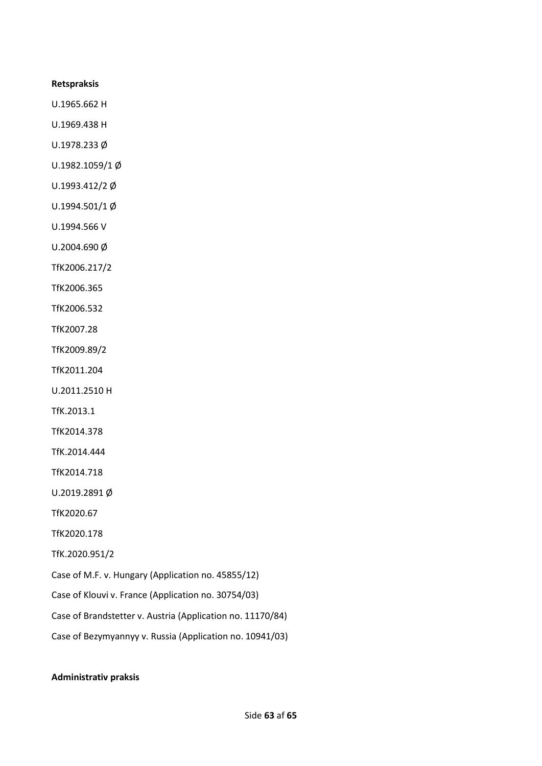**Retspraksis**

U.1965.662 H

U.1969.438 H

U.1978.233 Ø

U.1982.1059/1 Ø

U.1993.412/2 Ø

U.1994.501/1 Ø

U.1994.566 V

U.2004.690 Ø

TfK2006.217/2

TfK2006.365

TfK2006.532

TfK2007.28

TfK2009.89/2

TfK2011.204

U.2011.2510 H

TfK.2013.1

TfK2014.378

TfK.2014.444

TfK2014.718

U.2019.2891 Ø

TfK2020.67

TfK2020.178

TfK.2020.951/2

Case of M.F. v. Hungary (Application no. 45855/12)

Case of Klouvi v. France (Application no. 30754/03)

Case of Brandstetter v. Austria (Application no. 11170/84)

Case of Bezymyannyy v. Russia (Application no. 10941/03)

**Administrativ praksis**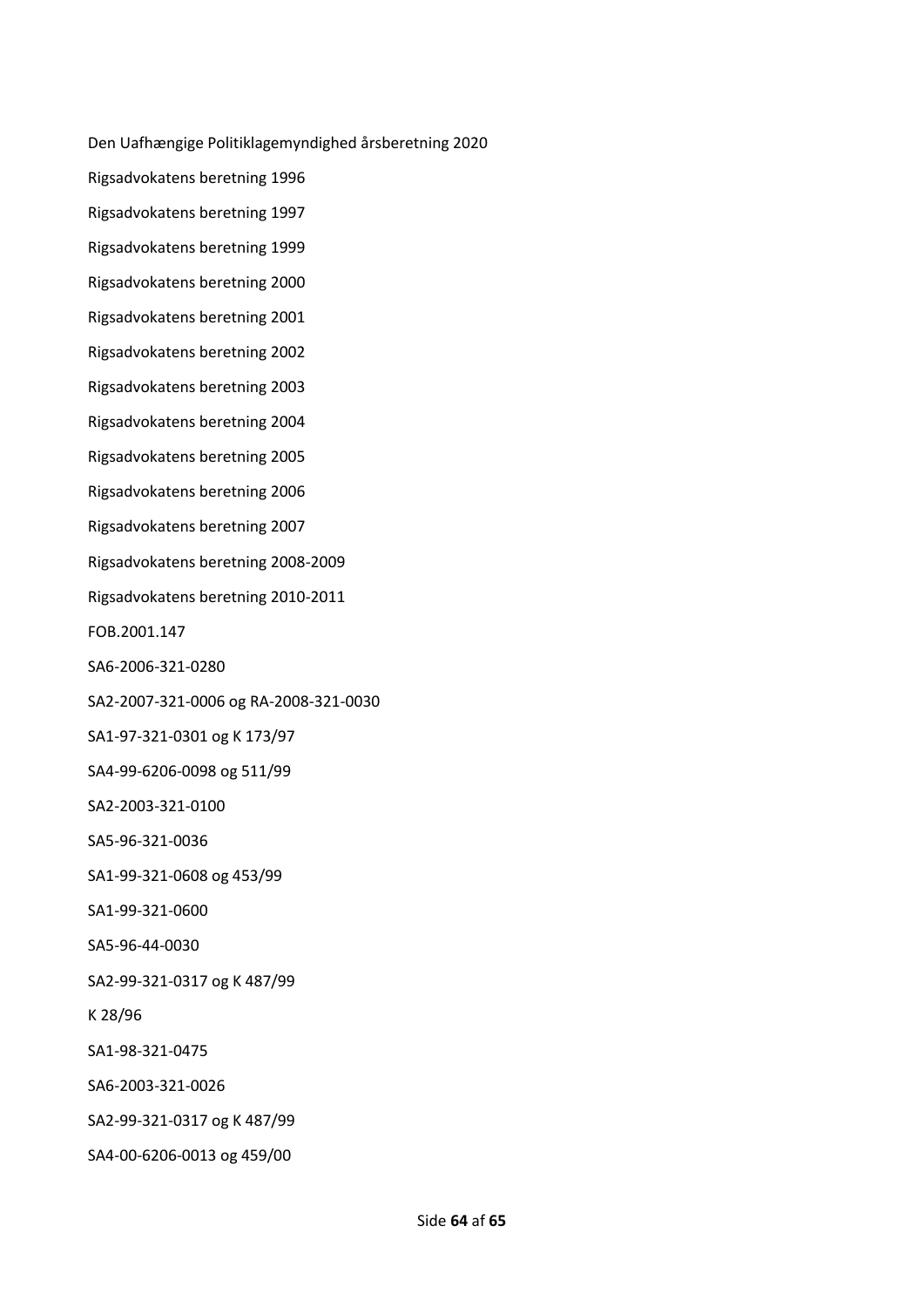Den Uafhængige Politiklagemyndighed årsberetning 2020

Rigsadvokatens beretning 1996

Rigsadvokatens beretning 1997

Rigsadvokatens beretning 1999

Rigsadvokatens beretning 2000

Rigsadvokatens beretning 2001

Rigsadvokatens beretning 2002

Rigsadvokatens beretning 2003

Rigsadvokatens beretning 2004

Rigsadvokatens beretning 2005

Rigsadvokatens beretning 2006

Rigsadvokatens beretning 2007

Rigsadvokatens beretning 2008-2009

Rigsadvokatens beretning 2010-2011

FOB.2001.147

SA6-2006-321-0280

SA2-2007-321-0006 og RA-2008-321-0030

SA1-97-321-0301 og K 173/97

SA4-99-6206-0098 og 511/99

SA2-2003-321-0100

SA5-96-321-0036

SA1-99-321-0608 og 453/99

SA1-99-321-0600

SA5-96-44-0030

SA2-99-321-0317 og K 487/99

K 28/96

SA1-98-321-0475

SA6-2003-321-0026

SA2-99-321-0317 og K 487/99

SA4-00-6206-0013 og 459/00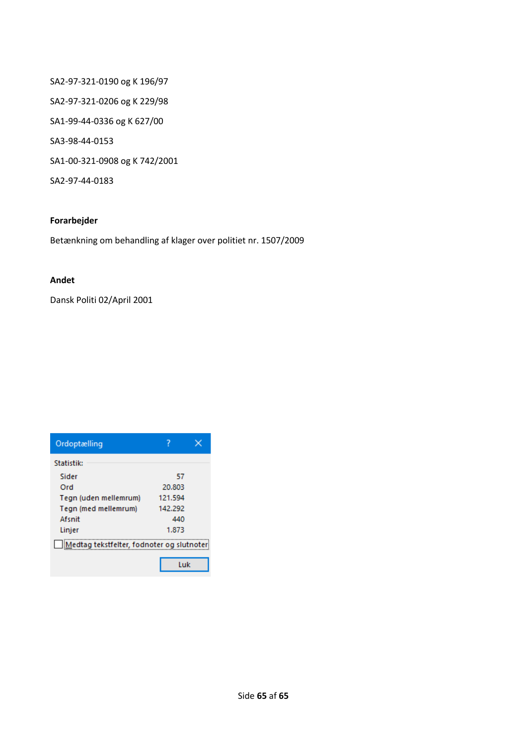SA2-97-321-0190 og K 196/97

SA2-97-321-0206 og K 229/98

SA1-99-44-0336 og K 627/00

SA3-98-44-0153

SA1-00-321-0908 og K 742/2001

SA2-97-44-0183

**Forarbejder**

Betænkning om behandling af klager over politiet nr. 1507/2009

**Andet**

Dansk Politi 02/April 2001

Ordoptælling

Statistik:

| | |
|---|---|
| Sider | 57 |
| Ord | 20.803 |
| Tegn (uden mellemrum) | 121.594 |
| Tegn (med mellemrum) | 142.292 |
| Afsnit | 440 |
| Linjer | 1.873 |

☐ Medtag tekstfelter, fodnoter og slutnoter

Luk